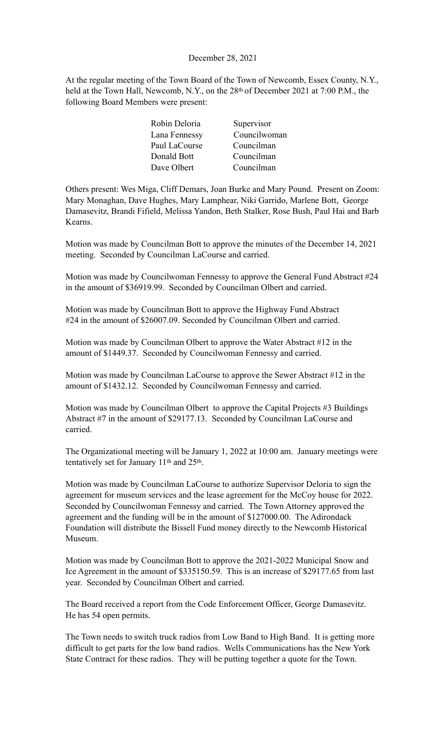December 28, 2021

At the regular meeting of the Town Board of the Town of Newcomb, Essex County, N.Y., held at the Town Hall, Newcomb, N.Y., on the 28th of December 2021 at 7:00 P.M., the following Board Members were present:

| | |
|---|---|
| Robin Deloria | Supervisor |
| Lana Fennessy | Councilwoman |
| Paul LaCourse | Councilman |
| Donald Bott | Councilman |
| Dave Olbert | Councilman |

Others present: Wes Miga, Cliff Demars, Joan Burke and Mary Pound. Present on Zoom: Mary Monaghan, Dave Hughes, Mary Lamphear, Niki Garrido, Marlene Bott, George Damasevitz, Brandi Fifield, Melissa Yandon, Beth Stalker, Rose Bush, Paul Hai and Barb Kearns.

Motion was made by Councilman Bott to approve the minutes of the December 14, 2021 meeting. Seconded by Councilman LaCourse and carried.

Motion was made by Councilwoman Fennessy to approve the General Fund Abstract #24 in the amount of $36919.99. Seconded by Councilman Olbert and carried.

Motion was made by Councilman Bott to approve the Highway Fund Abstract #24 in the amount of $26007.09. Seconded by Councilman Olbert and carried.

Motion was made by Councilman Olbert to approve the Water Abstract #12 in the amount of $1449.37. Seconded by Councilwoman Fennessy and carried.

Motion was made by Councilman LaCourse to approve the Sewer Abstract #12 in the amount of $1432.12. Seconded by Councilwoman Fennessy and carried.

Motion was made by Councilman Olbert to approve the Capital Projects #3 Buildings Abstract #7 in the amount of $29177.13. Seconded by Councilman LaCourse and carried.

The Organizational meeting will be January 1, 2022 at 10:00 am. January meetings were tentatively set for January 11th and 25th.

Motion was made by Councilman LaCourse to authorize Supervisor Deloria to sign the agreement for museum services and the lease agreement for the McCoy house for 2022. Seconded by Councilwoman Fennessy and carried. The Town Attorney approved the agreement and the funding will be in the amount of $127000.00. The Adirondack Foundation will distribute the Bissell Fund money directly to the Newcomb Historical Museum.

Motion was made by Councilman Bott to approve the 2021-2022 Municipal Snow and Ice Agreement in the amount of $335150.59. This is an increase of $29177.65 from last year. Seconded by Councilman Olbert and carried.

The Board received a report from the Code Enforcement Officer, George Damasevitz. He has 54 open permits.

The Town needs to switch truck radios from Low Band to High Band. It is getting more difficult to get parts for the low band radios. Wells Communications has the New York State Contract for these radios. They will be putting together a quote for the Town.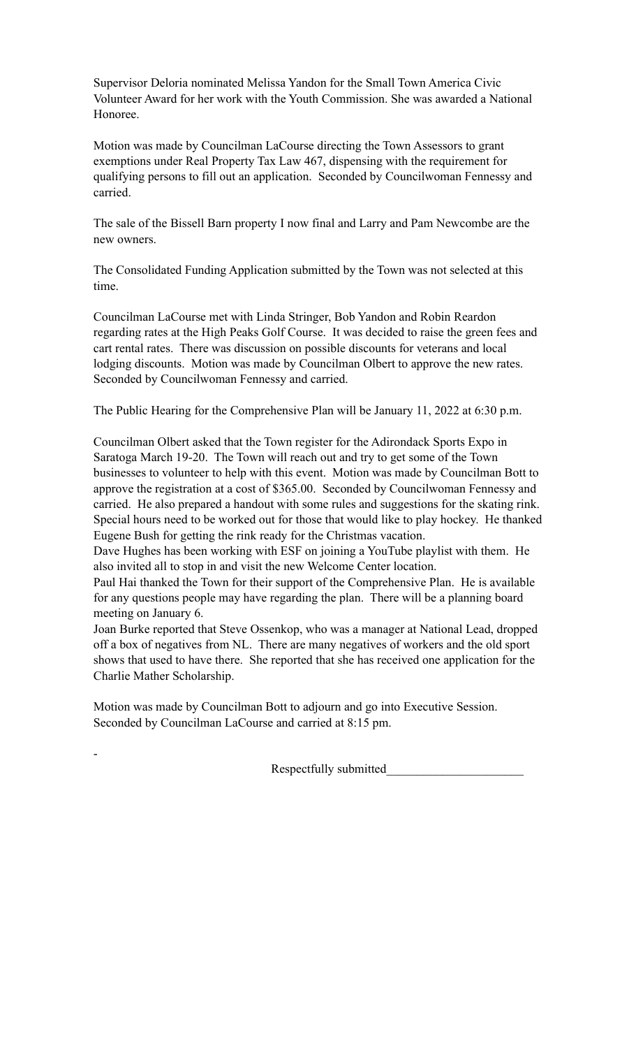Supervisor Deloria nominated Melissa Yandon for the Small Town America Civic Volunteer Award for her work with the Youth Commission. She was awarded a National Honoree.

Motion was made by Councilman LaCourse directing the Town Assessors to grant exemptions under Real Property Tax Law 467, dispensing with the requirement for qualifying persons to fill out an application. Seconded by Councilwoman Fennessy and carried.

The sale of the Bissell Barn property I now final and Larry and Pam Newcombe are the new owners.

The Consolidated Funding Application submitted by the Town was not selected at this time.

Councilman LaCourse met with Linda Stringer, Bob Yandon and Robin Reardon regarding rates at the High Peaks Golf Course. It was decided to raise the green fees and cart rental rates. There was discussion on possible discounts for veterans and local lodging discounts. Motion was made by Councilman Olbert to approve the new rates. Seconded by Councilwoman Fennessy and carried.

The Public Hearing for the Comprehensive Plan will be January 11, 2022 at 6:30 p.m.

Councilman Olbert asked that the Town register for the Adirondack Sports Expo in Saratoga March 19-20. The Town will reach out and try to get some of the Town businesses to volunteer to help with this event. Motion was made by Councilman Bott to approve the registration at a cost of $365.00. Seconded by Councilwoman Fennessy and carried. He also prepared a handout with some rules and suggestions for the skating rink. Special hours need to be worked out for those that would like to play hockey. He thanked Eugene Bush for getting the rink ready for the Christmas vacation.

Dave Hughes has been working with ESF on joining a YouTube playlist with them. He also invited all to stop in and visit the new Welcome Center location.

Paul Hai thanked the Town for their support of the Comprehensive Plan. He is available for any questions people may have regarding the plan. There will be a planning board meeting on January 6.

Joan Burke reported that Steve Ossenkop, who was a manager at National Lead, dropped off a box of negatives from NL. There are many negatives of workers and the old sport shows that used to have there. She reported that she has received one application for the Charlie Mather Scholarship.

Motion was made by Councilman Bott to adjourn and go into Executive Session. Seconded by Councilman LaCourse and carried at 8:15 pm.

-

Respectfully submitted______________________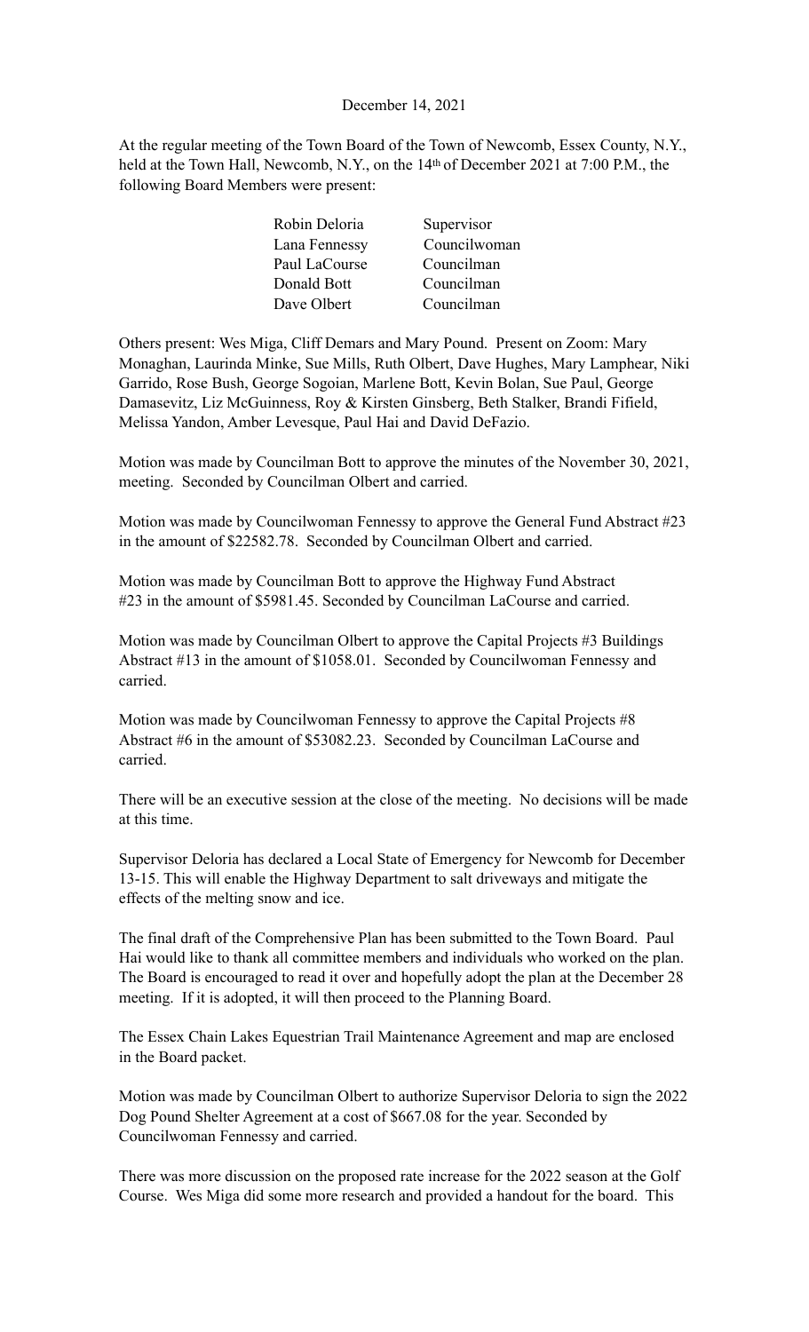December 14, 2021

At the regular meeting of the Town Board of the Town of Newcomb, Essex County, N.Y., held at the Town Hall, Newcomb, N.Y., on the 14th of December 2021 at 7:00 P.M., the following Board Members were present:

| | |
|---|---|
| Robin Deloria | Supervisor |
| Lana Fennessy | Councilwoman |
| Paul LaCourse | Councilman |
| Donald Bott | Councilman |
| Dave Olbert | Councilman |

Others present: Wes Miga, Cliff Demars and Mary Pound. Present on Zoom: Mary Monaghan, Laurinda Minke, Sue Mills, Ruth Olbert, Dave Hughes, Mary Lamphear, Niki Garrido, Rose Bush, George Sogoian, Marlene Bott, Kevin Bolan, Sue Paul, George Damasevitz, Liz McGuinness, Roy & Kirsten Ginsberg, Beth Stalker, Brandi Fifield, Melissa Yandon, Amber Levesque, Paul Hai and David DeFazio.

Motion was made by Councilman Bott to approve the minutes of the November 30, 2021, meeting. Seconded by Councilman Olbert and carried.

Motion was made by Councilwoman Fennessy to approve the General Fund Abstract #23 in the amount of $22582.78. Seconded by Councilman Olbert and carried.

Motion was made by Councilman Bott to approve the Highway Fund Abstract #23 in the amount of $5981.45. Seconded by Councilman LaCourse and carried.

Motion was made by Councilman Olbert to approve the Capital Projects #3 Buildings Abstract #13 in the amount of $1058.01. Seconded by Councilwoman Fennessy and carried.

Motion was made by Councilwoman Fennessy to approve the Capital Projects #8 Abstract #6 in the amount of $53082.23. Seconded by Councilman LaCourse and carried.

There will be an executive session at the close of the meeting. No decisions will be made at this time.

Supervisor Deloria has declared a Local State of Emergency for Newcomb for December 13-15. This will enable the Highway Department to salt driveways and mitigate the effects of the melting snow and ice.

The final draft of the Comprehensive Plan has been submitted to the Town Board. Paul Hai would like to thank all committee members and individuals who worked on the plan. The Board is encouraged to read it over and hopefully adopt the plan at the December 28 meeting. If it is adopted, it will then proceed to the Planning Board.

The Essex Chain Lakes Equestrian Trail Maintenance Agreement and map are enclosed in the Board packet.

Motion was made by Councilman Olbert to authorize Supervisor Deloria to sign the 2022 Dog Pound Shelter Agreement at a cost of $667.08 for the year. Seconded by Councilwoman Fennessy and carried.

There was more discussion on the proposed rate increase for the 2022 season at the Golf Course. Wes Miga did some more research and provided a handout for the board. This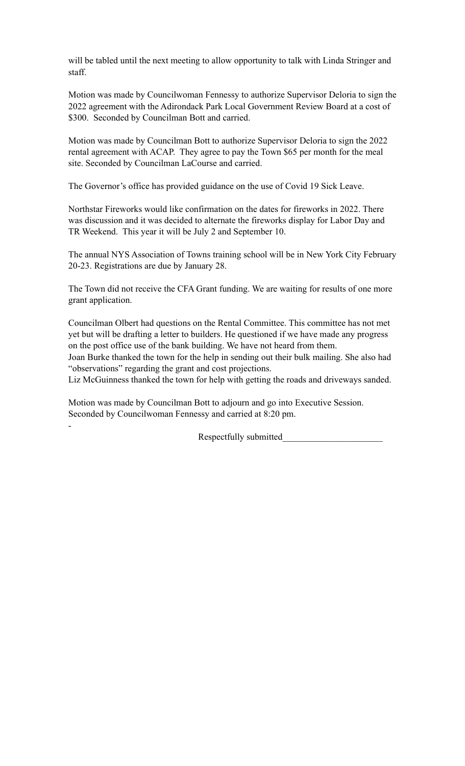will be tabled until the next meeting to allow opportunity to talk with Linda Stringer and staff.

Motion was made by Councilwoman Fennessy to authorize Supervisor Deloria to sign the 2022 agreement with the Adirondack Park Local Government Review Board at a cost of $300. Seconded by Councilman Bott and carried.

Motion was made by Councilman Bott to authorize Supervisor Deloria to sign the 2022 rental agreement with ACAP. They agree to pay the Town $65 per month for the meal site. Seconded by Councilman LaCourse and carried.

The Governor's office has provided guidance on the use of Covid 19 Sick Leave.

Northstar Fireworks would like confirmation on the dates for fireworks in 2022. There was discussion and it was decided to alternate the fireworks display for Labor Day and TR Weekend. This year it will be July 2 and September 10.

The annual NYS Association of Towns training school will be in New York City February 20-23. Registrations are due by January 28.

The Town did not receive the CFA Grant funding. We are waiting for results of one more grant application.

Councilman Olbert had questions on the Rental Committee. This committee has not met yet but will be drafting a letter to builders. He questioned if we have made any progress on the post office use of the bank building. We have not heard from them.
Joan Burke thanked the town for the help in sending out their bulk mailing. She also had "observations" regarding the grant and cost projections.
Liz McGuinness thanked the town for help with getting the roads and driveways sanded.

Motion was made by Councilman Bott to adjourn and go into Executive Session. Seconded by Councilwoman Fennessy and carried at 8:20 pm.

-

Respectfully submitted_____________________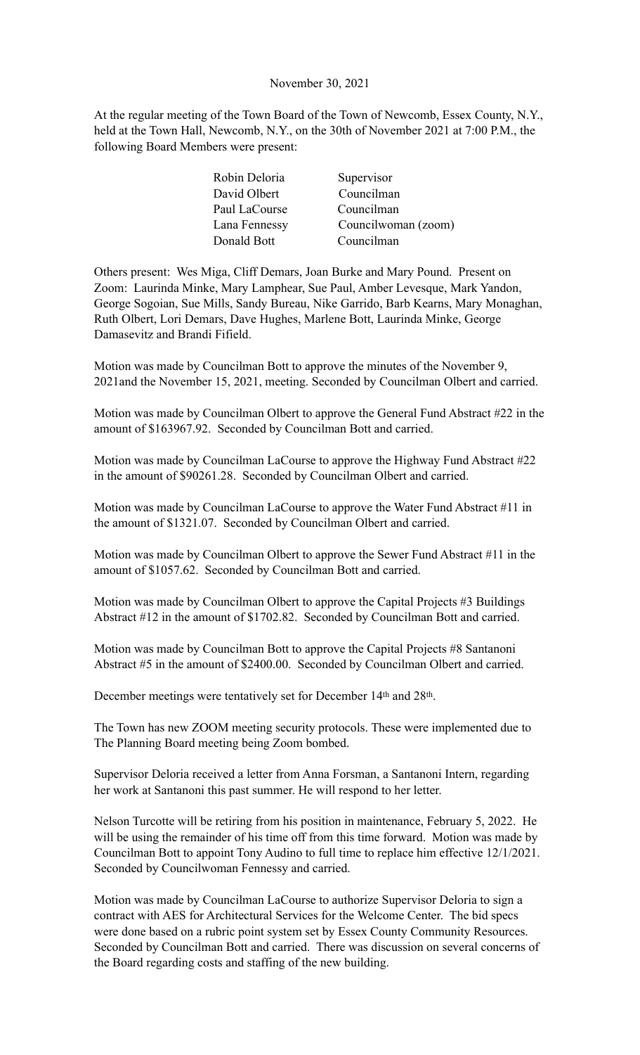November 30, 2021

At the regular meeting of the Town Board of the Town of Newcomb, Essex County, N.Y., held at the Town Hall, Newcomb, N.Y., on the 30th of November 2021 at 7:00 P.M., the following Board Members were present:

| | |
|---|---|
| Robin Deloria | Supervisor |
| David Olbert | Councilman |
| Paul LaCourse | Councilman |
| Lana Fennessy | Councilwoman (zoom) |
| Donald Bott | Councilman |

Others present: Wes Miga, Cliff Demars, Joan Burke and Mary Pound. Present on Zoom: Laurinda Minke, Mary Lamphear, Sue Paul, Amber Levesque, Mark Yandon, George Sogoian, Sue Mills, Sandy Bureau, Nike Garrido, Barb Kearns, Mary Monaghan, Ruth Olbert, Lori Demars, Dave Hughes, Marlene Bott, Laurinda Minke, George Damasevitz and Brandi Fifield.

Motion was made by Councilman Bott to approve the minutes of the November 9, 2021and the November 15, 2021, meeting. Seconded by Councilman Olbert and carried.

Motion was made by Councilman Olbert to approve the General Fund Abstract #22 in the amount of $163967.92. Seconded by Councilman Bott and carried.

Motion was made by Councilman LaCourse to approve the Highway Fund Abstract #22 in the amount of $90261.28. Seconded by Councilman Olbert and carried.

Motion was made by Councilman LaCourse to approve the Water Fund Abstract #11 in the amount of $1321.07. Seconded by Councilman Olbert and carried.

Motion was made by Councilman Olbert to approve the Sewer Fund Abstract #11 in the amount of $1057.62. Seconded by Councilman Bott and carried.

Motion was made by Councilman Olbert to approve the Capital Projects #3 Buildings Abstract #12 in the amount of $1702.82. Seconded by Councilman Bott and carried.

Motion was made by Councilman Bott to approve the Capital Projects #8 Santanoni Abstract #5 in the amount of $2400.00. Seconded by Councilman Olbert and carried.

December meetings were tentatively set for December 14th and 28th.

The Town has new ZOOM meeting security protocols. These were implemented due to The Planning Board meeting being Zoom bombed.

Supervisor Deloria received a letter from Anna Forsman, a Santanoni Intern, regarding her work at Santanoni this past summer. He will respond to her letter.

Nelson Turcotte will be retiring from his position in maintenance, February 5, 2022. He will be using the remainder of his time off from this time forward. Motion was made by Councilman Bott to appoint Tony Audino to full time to replace him effective 12/1/2021. Seconded by Councilwoman Fennessy and carried.

Motion was made by Councilman LaCourse to authorize Supervisor Deloria to sign a contract with AES for Architectural Services for the Welcome Center. The bid specs were done based on a rubric point system set by Essex County Community Resources. Seconded by Councilman Bott and carried. There was discussion on several concerns of the Board regarding costs and staffing of the new building.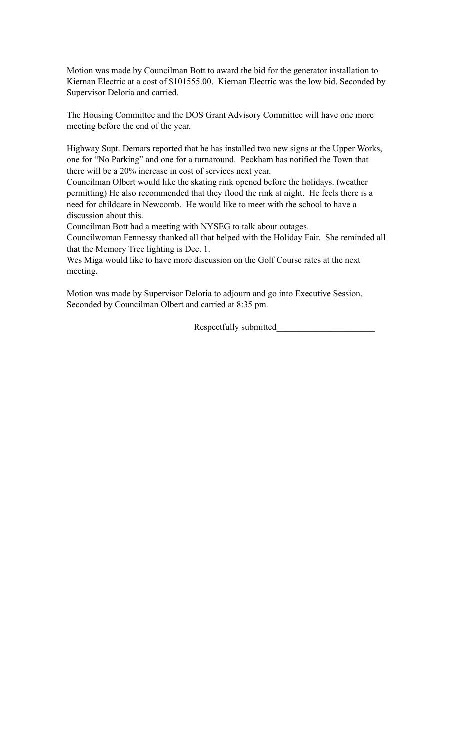Motion was made by Councilman Bott to award the bid for the generator installation to Kiernan Electric at a cost of $101555.00. Kiernan Electric was the low bid. Seconded by Supervisor Deloria and carried.

The Housing Committee and the DOS Grant Advisory Committee will have one more meeting before the end of the year.

Highway Supt. Demars reported that he has installed two new signs at the Upper Works, one for "No Parking" and one for a turnaround. Peckham has notified the Town that there will be a 20% increase in cost of services next year.
Councilman Olbert would like the skating rink opened before the holidays. (weather permitting) He also recommended that they flood the rink at night. He feels there is a need for childcare in Newcomb. He would like to meet with the school to have a discussion about this.
Councilman Bott had a meeting with NYSEG to talk about outages.
Councilwoman Fennessy thanked all that helped with the Holiday Fair. She reminded all that the Memory Tree lighting is Dec. 1.
Wes Miga would like to have more discussion on the Golf Course rates at the next meeting.

Motion was made by Supervisor Deloria to adjourn and go into Executive Session. Seconded by Councilman Olbert and carried at 8:35 pm.

Respectfully submitted______________________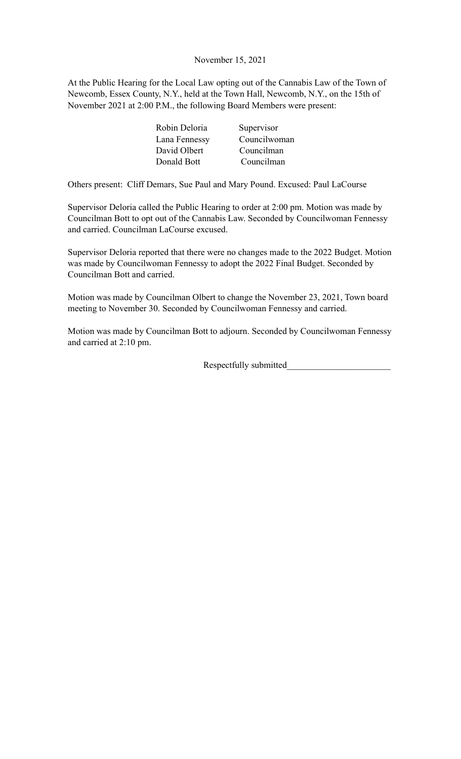November 15, 2021

At the Public Hearing for the Local Law opting out of the Cannabis Law of the Town of Newcomb, Essex County, N.Y., held at the Town Hall, Newcomb, N.Y., on the 15th of November 2021 at 2:00 P.M., the following Board Members were present:

| | |
|---|---|
| Robin Deloria | Supervisor |
| Lana Fennessy | Councilwoman |
| David Olbert | Councilman |
| Donald Bott | Councilman |

Others present: Cliff Demars, Sue Paul and Mary Pound. Excused: Paul LaCourse

Supervisor Deloria called the Public Hearing to order at 2:00 pm. Motion was made by Councilman Bott to opt out of the Cannabis Law. Seconded by Councilwoman Fennessy and carried. Councilman LaCourse excused.

Supervisor Deloria reported that there were no changes made to the 2022 Budget. Motion was made by Councilwoman Fennessy to adopt the 2022 Final Budget. Seconded by Councilman Bott and carried.

Motion was made by Councilman Olbert to change the November 23, 2021, Town board meeting to November 30. Seconded by Councilwoman Fennessy and carried.

Motion was made by Councilman Bott to adjourn. Seconded by Councilwoman Fennessy and carried at 2:10 pm.

Respectfully submitted_______________________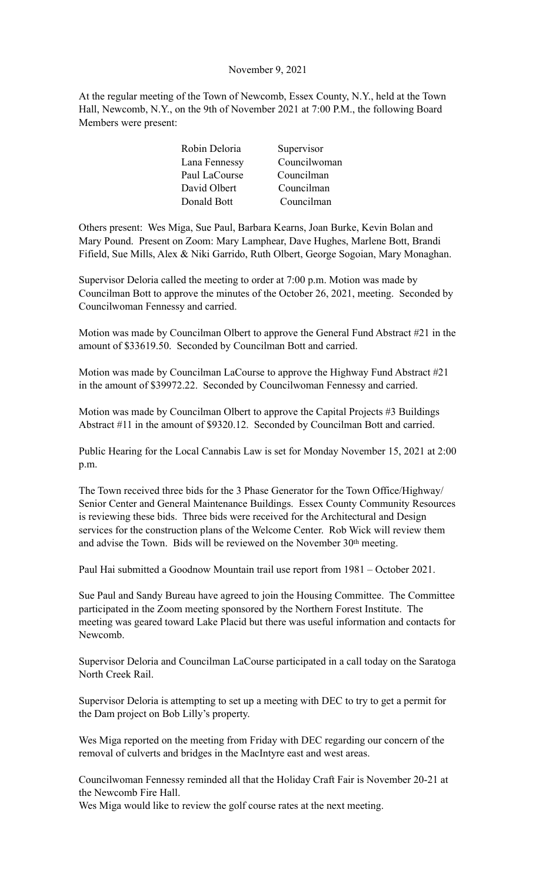November 9, 2021

At the regular meeting of the Town of Newcomb, Essex County, N.Y., held at the Town Hall, Newcomb, N.Y., on the 9th of November 2021 at 7:00 P.M., the following Board Members were present:

| | |
|---|---|
| Robin Deloria | Supervisor |
| Lana Fennessy | Councilwoman |
| Paul LaCourse | Councilman |
| David Olbert | Councilman |
| Donald Bott | Councilman |

Others present: Wes Miga, Sue Paul, Barbara Kearns, Joan Burke, Kevin Bolan and Mary Pound. Present on Zoom: Mary Lamphear, Dave Hughes, Marlene Bott, Brandi Fifield, Sue Mills, Alex & Niki Garrido, Ruth Olbert, George Sogoian, Mary Monaghan.

Supervisor Deloria called the meeting to order at 7:00 p.m. Motion was made by Councilman Bott to approve the minutes of the October 26, 2021, meeting. Seconded by Councilwoman Fennessy and carried.

Motion was made by Councilman Olbert to approve the General Fund Abstract #21 in the amount of $33619.50. Seconded by Councilman Bott and carried.

Motion was made by Councilman LaCourse to approve the Highway Fund Abstract #21 in the amount of $39972.22. Seconded by Councilwoman Fennessy and carried.

Motion was made by Councilman Olbert to approve the Capital Projects #3 Buildings Abstract #11 in the amount of $9320.12. Seconded by Councilman Bott and carried.

Public Hearing for the Local Cannabis Law is set for Monday November 15, 2021 at 2:00 p.m.

The Town received three bids for the 3 Phase Generator for the Town Office/Highway/ Senior Center and General Maintenance Buildings. Essex County Community Resources is reviewing these bids. Three bids were received for the Architectural and Design services for the construction plans of the Welcome Center. Rob Wick will review them and advise the Town. Bids will be reviewed on the November 30th meeting.

Paul Hai submitted a Goodnow Mountain trail use report from 1981 – October 2021.

Sue Paul and Sandy Bureau have agreed to join the Housing Committee. The Committee participated in the Zoom meeting sponsored by the Northern Forest Institute. The meeting was geared toward Lake Placid but there was useful information and contacts for Newcomb.

Supervisor Deloria and Councilman LaCourse participated in a call today on the Saratoga North Creek Rail.

Supervisor Deloria is attempting to set up a meeting with DEC to try to get a permit for the Dam project on Bob Lilly's property.

Wes Miga reported on the meeting from Friday with DEC regarding our concern of the removal of culverts and bridges in the MacIntyre east and west areas.

Councilwoman Fennessy reminded all that the Holiday Craft Fair is November 20-21 at the Newcomb Fire Hall.
Wes Miga would like to review the golf course rates at the next meeting.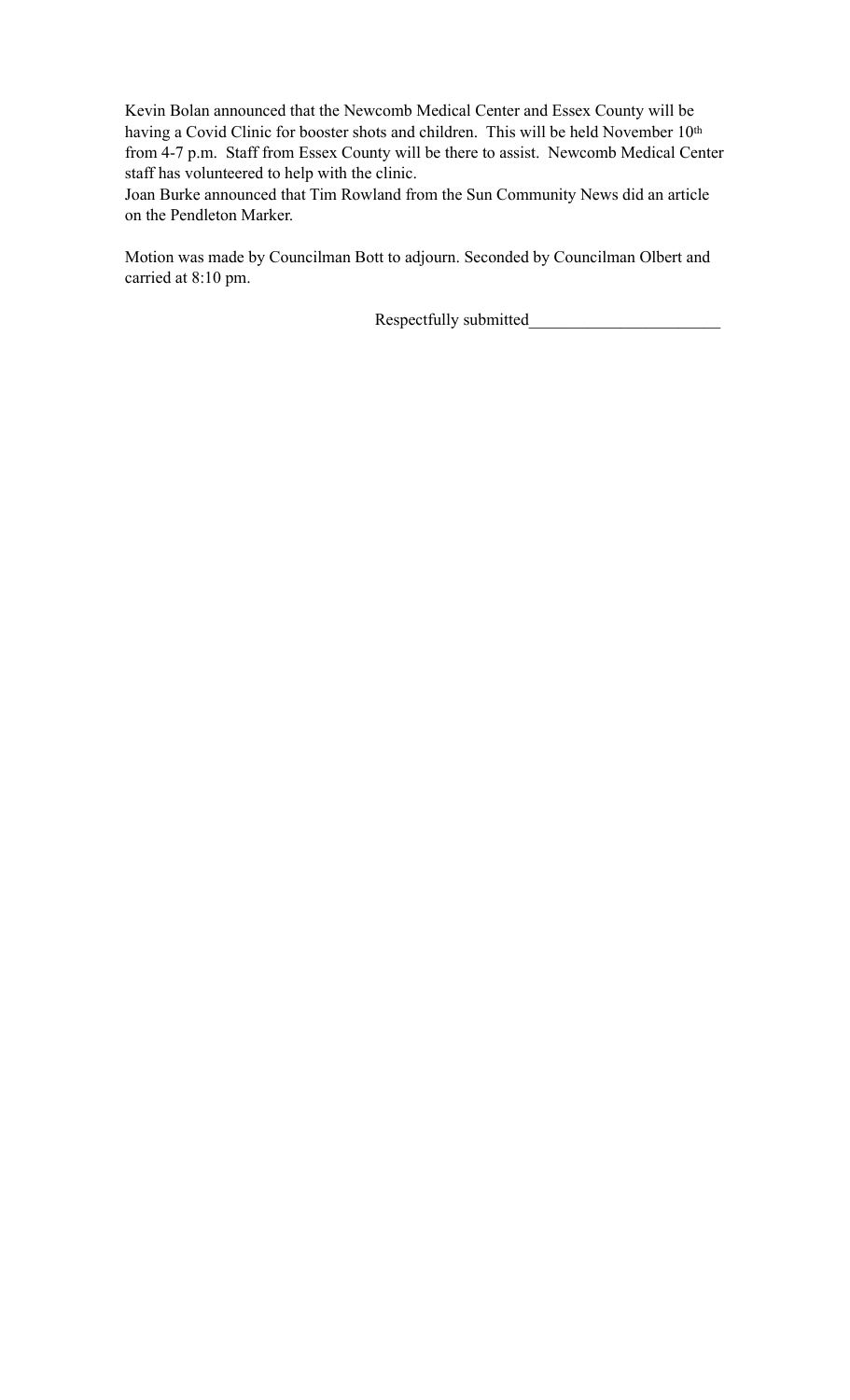Kevin Bolan announced that the Newcomb Medical Center and Essex County will be having a Covid Clinic for booster shots and children. This will be held November 10th from 4-7 p.m. Staff from Essex County will be there to assist. Newcomb Medical Center staff has volunteered to help with the clinic.
Joan Burke announced that Tim Rowland from the Sun Community News did an article on the Pendleton Marker.

Motion was made by Councilman Bott to adjourn. Seconded by Councilman Olbert and carried at 8:10 pm.

Respectfully submitted_______________________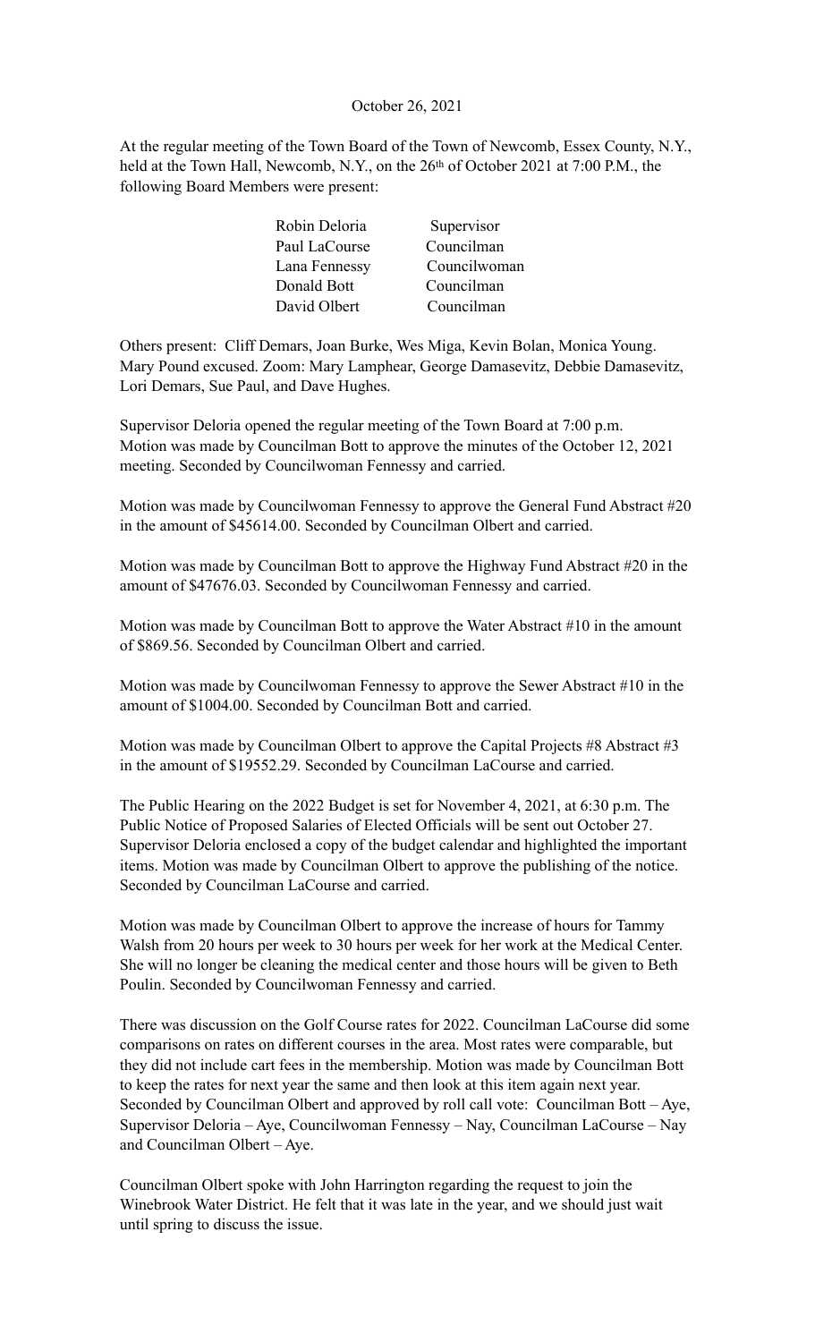October 26, 2021

At the regular meeting of the Town Board of the Town of Newcomb, Essex County, N.Y., held at the Town Hall, Newcomb, N.Y., on the 26th of October 2021 at 7:00 P.M., the following Board Members were present:

| | |
|---|---|
| Robin Deloria | Supervisor |
| Paul LaCourse | Councilman |
| Lana Fennessy | Councilwoman |
| Donald Bott | Councilman |
| David Olbert | Councilman |

Others present: Cliff Demars, Joan Burke, Wes Miga, Kevin Bolan, Monica Young. Mary Pound excused. Zoom: Mary Lamphear, George Damasevitz, Debbie Damasevitz, Lori Demars, Sue Paul, and Dave Hughes.

Supervisor Deloria opened the regular meeting of the Town Board at 7:00 p.m. Motion was made by Councilman Bott to approve the minutes of the October 12, 2021 meeting. Seconded by Councilwoman Fennessy and carried.

Motion was made by Councilwoman Fennessy to approve the General Fund Abstract #20 in the amount of $45614.00. Seconded by Councilman Olbert and carried.

Motion was made by Councilman Bott to approve the Highway Fund Abstract #20 in the amount of $47676.03. Seconded by Councilwoman Fennessy and carried.

Motion was made by Councilman Bott to approve the Water Abstract #10 in the amount of $869.56. Seconded by Councilman Olbert and carried.

Motion was made by Councilwoman Fennessy to approve the Sewer Abstract #10 in the amount of $1004.00. Seconded by Councilman Bott and carried.

Motion was made by Councilman Olbert to approve the Capital Projects #8 Abstract #3 in the amount of $19552.29. Seconded by Councilman LaCourse and carried.

The Public Hearing on the 2022 Budget is set for November 4, 2021, at 6:30 p.m. The Public Notice of Proposed Salaries of Elected Officials will be sent out October 27. Supervisor Deloria enclosed a copy of the budget calendar and highlighted the important items. Motion was made by Councilman Olbert to approve the publishing of the notice. Seconded by Councilman LaCourse and carried.

Motion was made by Councilman Olbert to approve the increase of hours for Tammy Walsh from 20 hours per week to 30 hours per week for her work at the Medical Center. She will no longer be cleaning the medical center and those hours will be given to Beth Poulin. Seconded by Councilwoman Fennessy and carried.

There was discussion on the Golf Course rates for 2022. Councilman LaCourse did some comparisons on rates on different courses in the area. Most rates were comparable, but they did not include cart fees in the membership. Motion was made by Councilman Bott to keep the rates for next year the same and then look at this item again next year. Seconded by Councilman Olbert and approved by roll call vote: Councilman Bott – Aye, Supervisor Deloria – Aye, Councilwoman Fennessy – Nay, Councilman LaCourse – Nay and Councilman Olbert – Aye.

Councilman Olbert spoke with John Harrington regarding the request to join the Winebrook Water District. He felt that it was late in the year, and we should just wait until spring to discuss the issue.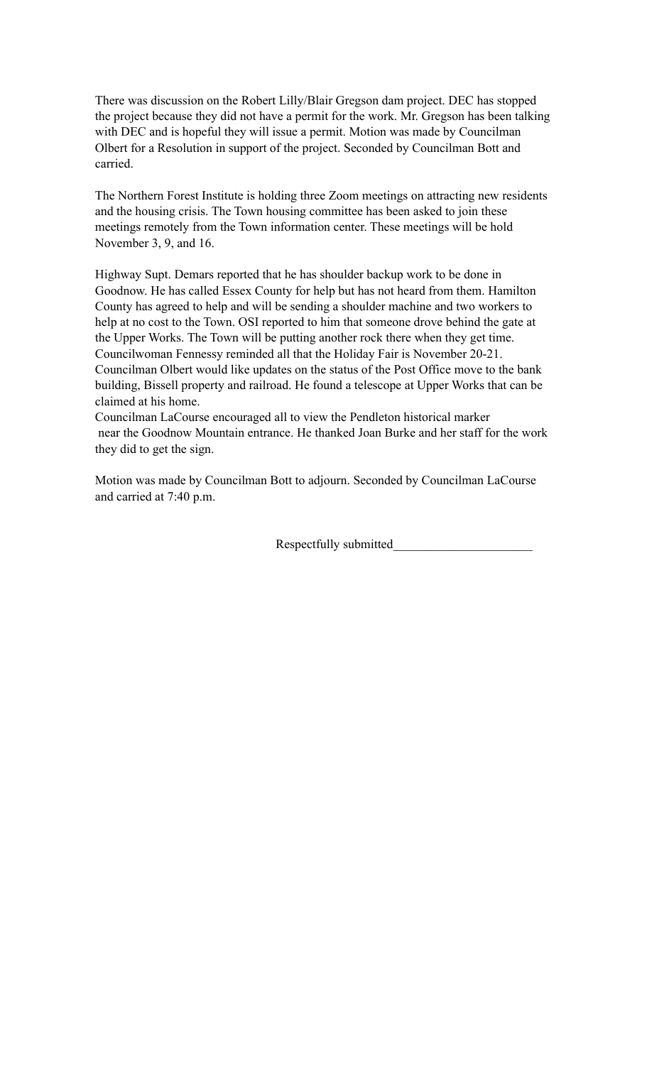There was discussion on the Robert Lilly/Blair Gregson dam project. DEC has stopped the project because they did not have a permit for the work. Mr. Gregson has been talking with DEC and is hopeful they will issue a permit. Motion was made by Councilman Olbert for a Resolution in support of the project. Seconded by Councilman Bott and carried.

The Northern Forest Institute is holding three Zoom meetings on attracting new residents and the housing crisis. The Town housing committee has been asked to join these meetings remotely from the Town information center. These meetings will be hold November 3, 9, and 16.

Highway Supt. Demars reported that he has shoulder backup work to be done in Goodnow. He has called Essex County for help but has not heard from them. Hamilton County has agreed to help and will be sending a shoulder machine and two workers to help at no cost to the Town. OSI reported to him that someone drove behind the gate at the Upper Works. The Town will be putting another rock there when they get time.
Councilwoman Fennessy reminded all that the Holiday Fair is November 20-21.
Councilman Olbert would like updates on the status of the Post Office move to the bank building, Bissell property and railroad. He found a telescope at Upper Works that can be claimed at his home.
Councilman LaCourse encouraged all to view the Pendleton historical marker near the Goodnow Mountain entrance. He thanked Joan Burke and her staff for the work they did to get the sign.

Motion was made by Councilman Bott to adjourn. Seconded by Councilman LaCourse and carried at 7:40 p.m.

Respectfully submitted_____________________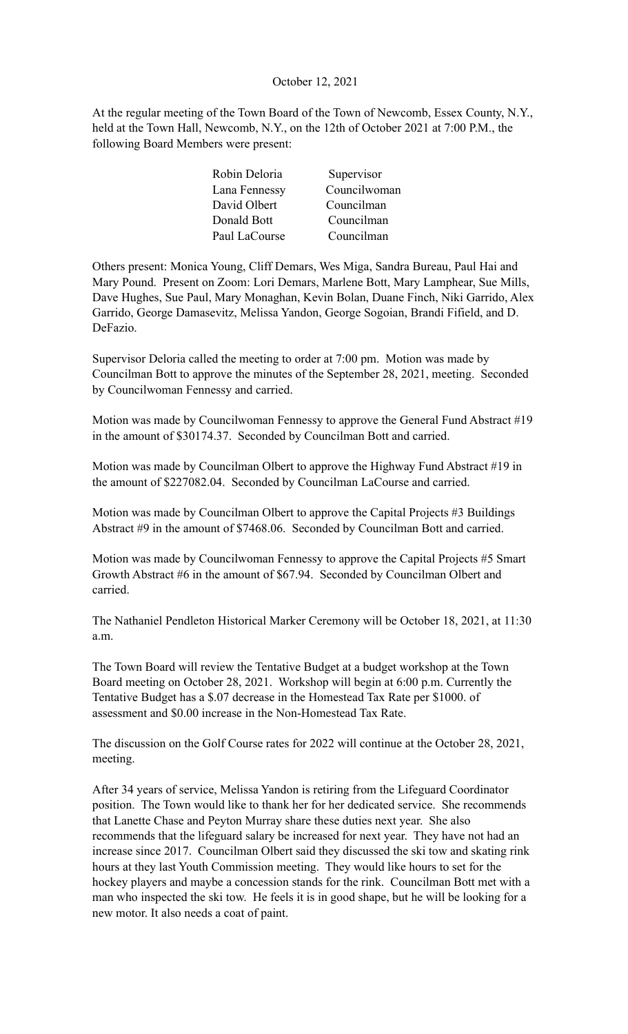October 12, 2021

At the regular meeting of the Town Board of the Town of Newcomb, Essex County, N.Y., held at the Town Hall, Newcomb, N.Y., on the 12th of October 2021 at 7:00 P.M., the following Board Members were present:

| | |
|---|---|
| Robin Deloria | Supervisor |
| Lana Fennessy | Councilwoman |
| David Olbert | Councilman |
| Donald Bott | Councilman |
| Paul LaCourse | Councilman |

Others present: Monica Young, Cliff Demars, Wes Miga, Sandra Bureau, Paul Hai and Mary Pound. Present on Zoom: Lori Demars, Marlene Bott, Mary Lamphear, Sue Mills, Dave Hughes, Sue Paul, Mary Monaghan, Kevin Bolan, Duane Finch, Niki Garrido, Alex Garrido, George Damasevitz, Melissa Yandon, George Sogoian, Brandi Fifield, and D. DeFazio.

Supervisor Deloria called the meeting to order at 7:00 pm. Motion was made by Councilman Bott to approve the minutes of the September 28, 2021, meeting. Seconded by Councilwoman Fennessy and carried.

Motion was made by Councilwoman Fennessy to approve the General Fund Abstract #19 in the amount of $30174.37. Seconded by Councilman Bott and carried.

Motion was made by Councilman Olbert to approve the Highway Fund Abstract #19 in the amount of $227082.04. Seconded by Councilman LaCourse and carried.

Motion was made by Councilman Olbert to approve the Capital Projects #3 Buildings Abstract #9 in the amount of $7468.06. Seconded by Councilman Bott and carried.

Motion was made by Councilwoman Fennessy to approve the Capital Projects #5 Smart Growth Abstract #6 in the amount of $67.94. Seconded by Councilman Olbert and carried.

The Nathaniel Pendleton Historical Marker Ceremony will be October 18, 2021, at 11:30 a.m.

The Town Board will review the Tentative Budget at a budget workshop at the Town Board meeting on October 28, 2021. Workshop will begin at 6:00 p.m. Currently the Tentative Budget has a $.07 decrease in the Homestead Tax Rate per $1000. of assessment and $0.00 increase in the Non-Homestead Tax Rate.

The discussion on the Golf Course rates for 2022 will continue at the October 28, 2021, meeting.

After 34 years of service, Melissa Yandon is retiring from the Lifeguard Coordinator position. The Town would like to thank her for her dedicated service. She recommends that Lanette Chase and Peyton Murray share these duties next year. She also recommends that the lifeguard salary be increased for next year. They have not had an increase since 2017. Councilman Olbert said they discussed the ski tow and skating rink hours at they last Youth Commission meeting. They would like hours to set for the hockey players and maybe a concession stands for the rink. Councilman Bott met with a man who inspected the ski tow. He feels it is in good shape, but he will be looking for a new motor. It also needs a coat of paint.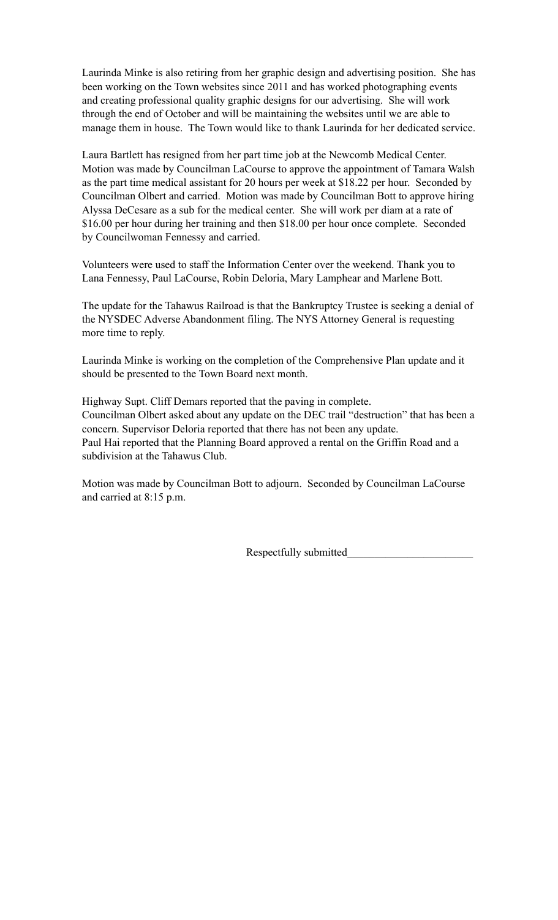Laurinda Minke is also retiring from her graphic design and advertising position. She has been working on the Town websites since 2011 and has worked photographing events and creating professional quality graphic designs for our advertising. She will work through the end of October and will be maintaining the websites until we are able to manage them in house. The Town would like to thank Laurinda for her dedicated service.

Laura Bartlett has resigned from her part time job at the Newcomb Medical Center. Motion was made by Councilman LaCourse to approve the appointment of Tamara Walsh as the part time medical assistant for 20 hours per week at $18.22 per hour. Seconded by Councilman Olbert and carried. Motion was made by Councilman Bott to approve hiring Alyssa DeCesare as a sub for the medical center. She will work per diam at a rate of $16.00 per hour during her training and then $18.00 per hour once complete. Seconded by Councilwoman Fennessy and carried.

Volunteers were used to staff the Information Center over the weekend. Thank you to Lana Fennessy, Paul LaCourse, Robin Deloria, Mary Lamphear and Marlene Bott.

The update for the Tahawus Railroad is that the Bankruptcy Trustee is seeking a denial of the NYSDEC Adverse Abandonment filing. The NYS Attorney General is requesting more time to reply.

Laurinda Minke is working on the completion of the Comprehensive Plan update and it should be presented to the Town Board next month.

Highway Supt. Cliff Demars reported that the paving in complete.
Councilman Olbert asked about any update on the DEC trail "destruction" that has been a concern. Supervisor Deloria reported that there has not been any update.
Paul Hai reported that the Planning Board approved a rental on the Griffin Road and a subdivision at the Tahawus Club.

Motion was made by Councilman Bott to adjourn. Seconded by Councilman LaCourse and carried at 8:15 p.m.

Respectfully submitted______________________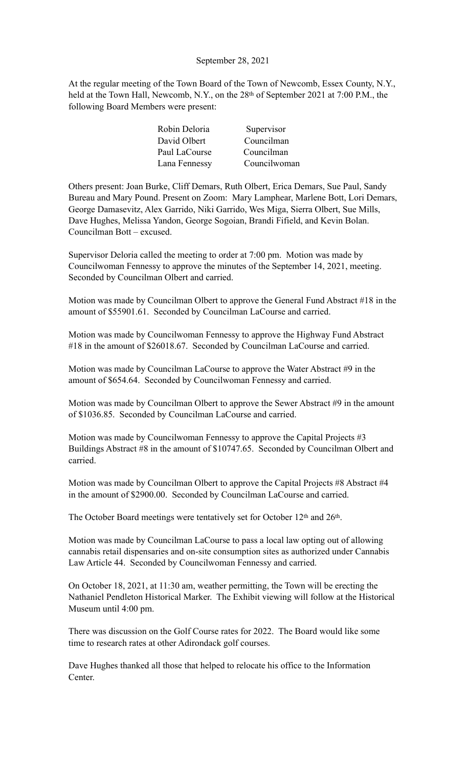September 28, 2021

At the regular meeting of the Town Board of the Town of Newcomb, Essex County, N.Y., held at the Town Hall, Newcomb, N.Y., on the 28th of September 2021 at 7:00 P.M., the following Board Members were present:

| | |
|---|---|
| Robin Deloria | Supervisor |
| David Olbert | Councilman |
| Paul LaCourse | Councilman |
| Lana Fennessy | Councilwoman |

Others present: Joan Burke, Cliff Demars, Ruth Olbert, Erica Demars, Sue Paul, Sandy Bureau and Mary Pound. Present on Zoom: Mary Lamphear, Marlene Bott, Lori Demars, George Damasevitz, Alex Garrido, Niki Garrido, Wes Miga, Sierra Olbert, Sue Mills, Dave Hughes, Melissa Yandon, George Sogoian, Brandi Fifield, and Kevin Bolan. Councilman Bott – excused.

Supervisor Deloria called the meeting to order at 7:00 pm. Motion was made by Councilwoman Fennessy to approve the minutes of the September 14, 2021, meeting. Seconded by Councilman Olbert and carried.

Motion was made by Councilman Olbert to approve the General Fund Abstract #18 in the amount of $55901.61. Seconded by Councilman LaCourse and carried.

Motion was made by Councilwoman Fennessy to approve the Highway Fund Abstract #18 in the amount of $26018.67. Seconded by Councilman LaCourse and carried.

Motion was made by Councilman LaCourse to approve the Water Abstract #9 in the amount of $654.64. Seconded by Councilwoman Fennessy and carried.

Motion was made by Councilman Olbert to approve the Sewer Abstract #9 in the amount of $1036.85. Seconded by Councilman LaCourse and carried.

Motion was made by Councilwoman Fennessy to approve the Capital Projects #3 Buildings Abstract #8 in the amount of $10747.65. Seconded by Councilman Olbert and carried.

Motion was made by Councilman Olbert to approve the Capital Projects #8 Abstract #4 in the amount of $2900.00. Seconded by Councilman LaCourse and carried.

The October Board meetings were tentatively set for October 12th and 26th.

Motion was made by Councilman LaCourse to pass a local law opting out of allowing cannabis retail dispensaries and on-site consumption sites as authorized under Cannabis Law Article 44. Seconded by Councilwoman Fennessy and carried.

On October 18, 2021, at 11:30 am, weather permitting, the Town will be erecting the Nathaniel Pendleton Historical Marker. The Exhibit viewing will follow at the Historical Museum until 4:00 pm.

There was discussion on the Golf Course rates for 2022. The Board would like some time to research rates at other Adirondack golf courses.

Dave Hughes thanked all those that helped to relocate his office to the Information Center.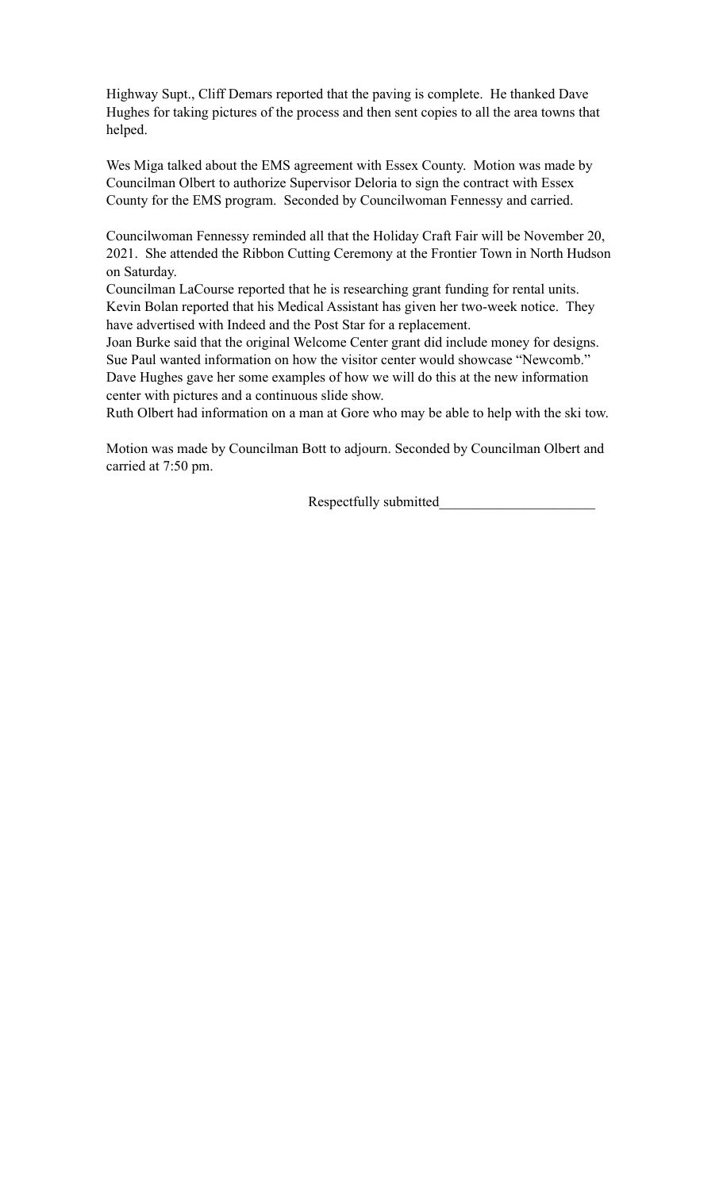Highway Supt., Cliff Demars reported that the paving is complete. He thanked Dave Hughes for taking pictures of the process and then sent copies to all the area towns that helped.

Wes Miga talked about the EMS agreement with Essex County. Motion was made by Councilman Olbert to authorize Supervisor Deloria to sign the contract with Essex County for the EMS program. Seconded by Councilwoman Fennessy and carried.

Councilwoman Fennessy reminded all that the Holiday Craft Fair will be November 20, 2021. She attended the Ribbon Cutting Ceremony at the Frontier Town in North Hudson on Saturday.
Councilman LaCourse reported that he is researching grant funding for rental units.
Kevin Bolan reported that his Medical Assistant has given her two-week notice. They have advertised with Indeed and the Post Star for a replacement.
Joan Burke said that the original Welcome Center grant did include money for designs.
Sue Paul wanted information on how the visitor center would showcase "Newcomb." Dave Hughes gave her some examples of how we will do this at the new information center with pictures and a continuous slide show.
Ruth Olbert had information on a man at Gore who may be able to help with the ski tow.

Motion was made by Councilman Bott to adjourn. Seconded by Councilman Olbert and carried at 7:50 pm.

Respectfully submitted_____________________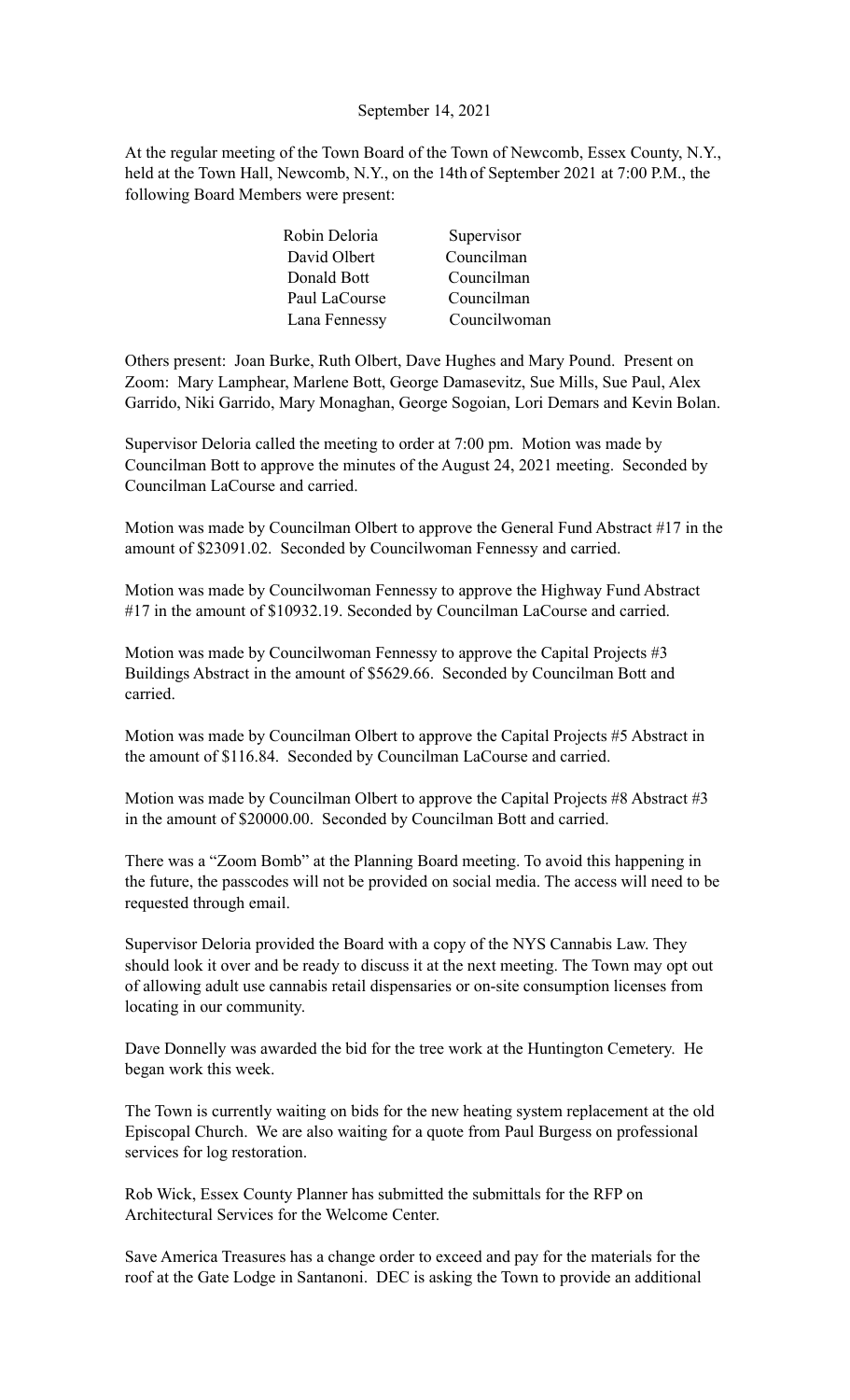September 14, 2021

At the regular meeting of the Town Board of the Town of Newcomb, Essex County, N.Y., held at the Town Hall, Newcomb, N.Y., on the 14th of September 2021 at 7:00 P.M., the following Board Members were present:

| | |
|---|---|
| Robin Deloria | Supervisor |
| David Olbert | Councilman |
| Donald Bott | Councilman |
| Paul LaCourse | Councilman |
| Lana Fennessy | Councilwoman |

Others present: Joan Burke, Ruth Olbert, Dave Hughes and Mary Pound. Present on Zoom: Mary Lamphear, Marlene Bott, George Damasevitz, Sue Mills, Sue Paul, Alex Garrido, Niki Garrido, Mary Monaghan, George Sogoian, Lori Demars and Kevin Bolan.

Supervisor Deloria called the meeting to order at 7:00 pm. Motion was made by Councilman Bott to approve the minutes of the August 24, 2021 meeting. Seconded by Councilman LaCourse and carried.

Motion was made by Councilman Olbert to approve the General Fund Abstract #17 in the amount of $23091.02. Seconded by Councilwoman Fennessy and carried.

Motion was made by Councilwoman Fennessy to approve the Highway Fund Abstract #17 in the amount of $10932.19. Seconded by Councilman LaCourse and carried.

Motion was made by Councilwoman Fennessy to approve the Capital Projects #3 Buildings Abstract in the amount of $5629.66. Seconded by Councilman Bott and carried.

Motion was made by Councilman Olbert to approve the Capital Projects #5 Abstract in the amount of $116.84. Seconded by Councilman LaCourse and carried.

Motion was made by Councilman Olbert to approve the Capital Projects #8 Abstract #3 in the amount of $20000.00. Seconded by Councilman Bott and carried.

There was a "Zoom Bomb" at the Planning Board meeting. To avoid this happening in the future, the passcodes will not be provided on social media. The access will need to be requested through email.

Supervisor Deloria provided the Board with a copy of the NYS Cannabis Law. They should look it over and be ready to discuss it at the next meeting. The Town may opt out of allowing adult use cannabis retail dispensaries or on-site consumption licenses from locating in our community.

Dave Donnelly was awarded the bid for the tree work at the Huntington Cemetery. He began work this week.

The Town is currently waiting on bids for the new heating system replacement at the old Episcopal Church. We are also waiting for a quote from Paul Burgess on professional services for log restoration.

Rob Wick, Essex County Planner has submitted the submittals for the RFP on Architectural Services for the Welcome Center.

Save America Treasures has a change order to exceed and pay for the materials for the roof at the Gate Lodge in Santanoni. DEC is asking the Town to provide an additional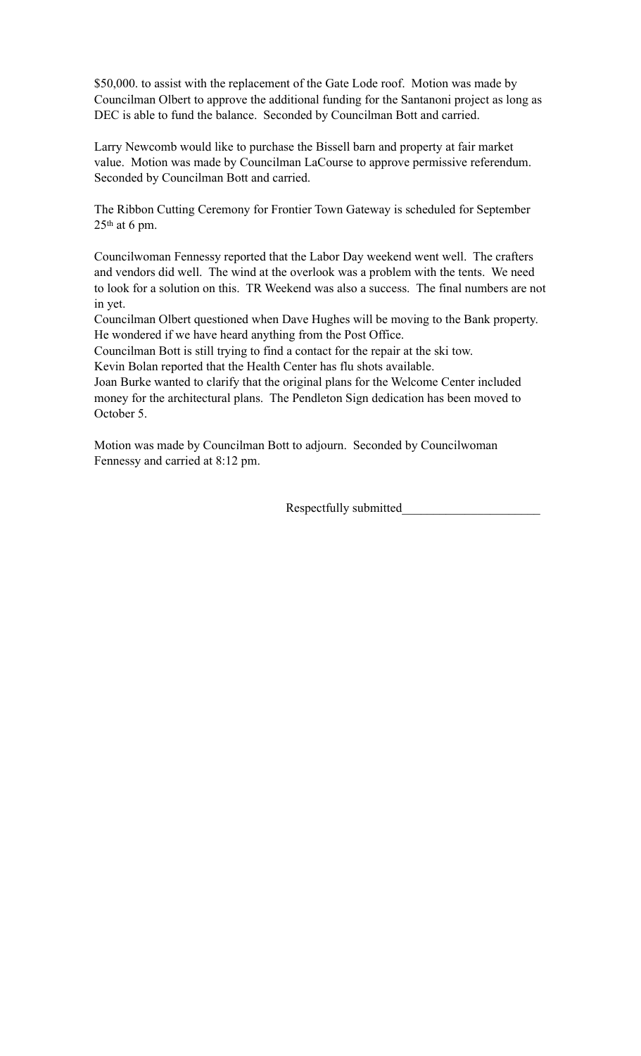$50,000. to assist with the replacement of the Gate Lode roof. Motion was made by Councilman Olbert to approve the additional funding for the Santanoni project as long as DEC is able to fund the balance. Seconded by Councilman Bott and carried.

Larry Newcomb would like to purchase the Bissell barn and property at fair market value. Motion was made by Councilman LaCourse to approve permissive referendum. Seconded by Councilman Bott and carried.

The Ribbon Cutting Ceremony for Frontier Town Gateway is scheduled for September 25th at 6 pm.

Councilwoman Fennessy reported that the Labor Day weekend went well. The crafters and vendors did well. The wind at the overlook was a problem with the tents. We need to look for a solution on this. TR Weekend was also a success. The final numbers are not in yet.
Councilman Olbert questioned when Dave Hughes will be moving to the Bank property. He wondered if we have heard anything from the Post Office.
Councilman Bott is still trying to find a contact for the repair at the ski tow.
Kevin Bolan reported that the Health Center has flu shots available.
Joan Burke wanted to clarify that the original plans for the Welcome Center included money for the architectural plans. The Pendleton Sign dedication has been moved to October 5.

Motion was made by Councilman Bott to adjourn. Seconded by Councilwoman Fennessy and carried at 8:12 pm.

Respectfully submitted_____________________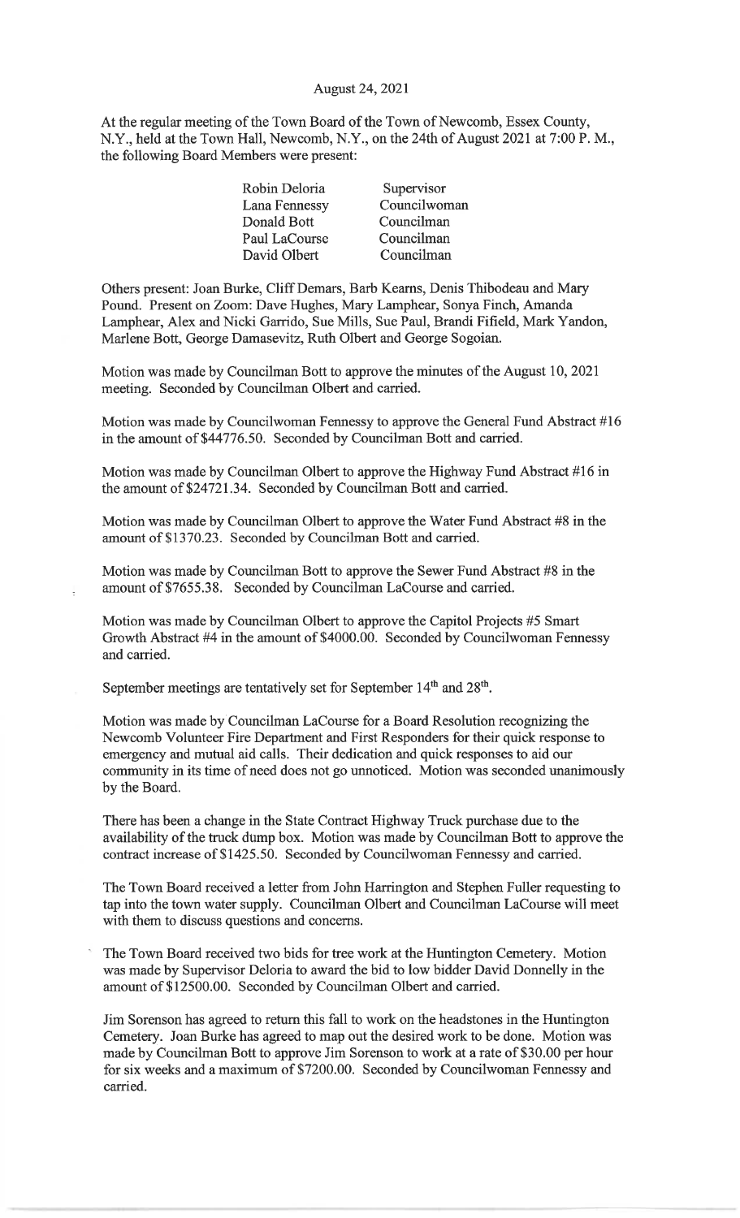August 24, 2021

At the regular meeting of the Town Board of the Town of Newcomb, Essex County, N.Y., held at the Town Hall, Newcomb, N.Y., on the 24th of August 2021 at 7:00 P. M., the following Board Members were present:

| | |
|---|---|
| Robin Deloria | Supervisor |
| Lana Fennessy | Councilwoman |
| Donald Bott | Councilman |
| Paul LaCourse | Councilman |
| David Olbert | Councilman |

Others present: Joan Burke, Cliff Demars, Barb Kearns, Denis Thibodeau and Mary Pound. Present on Zoom: Dave Hughes, Mary Lamphear, Sonya Finch, Amanda Lamphear, Alex and Nicki Garrido, Sue Mills, Sue Paul, Brandi Fifield, Mark Yandon, Marlene Bott, George Damasevitz, Ruth Olbert and George Sogoian.

Motion was made by Councilman Bott to approve the minutes of the August 10, 2021 meeting. Seconded by Councilman Olbert and carried.

Motion was made by Councilwoman Fennessy to approve the General Fund Abstract #16 in the amount of $44776.50. Seconded by Councilman Bott and carried.

Motion was made by Councilman Olbert to approve the Highway Fund Abstract #16 in the amount of $24721.34. Seconded by Councilman Bott and carried.

Motion was made by Councilman Olbert to approve the Water Fund Abstract #8 in the amount of $1370.23. Seconded by Councilman Bott and carried.

Motion was made by Councilman Bott to approve the Sewer Fund Abstract #8 in the amount of $7655.38. Seconded by Councilman LaCourse and carried.

Motion was made by Councilman Olbert to approve the Capitol Projects #5 Smart Growth Abstract #4 in the amount of $4000.00. Seconded by Councilwoman Fennessy and carried.

September meetings are tentatively set for September 14th and 28th.

Motion was made by Councilman LaCourse for a Board Resolution recognizing the Newcomb Volunteer Fire Department and First Responders for their quick response to emergency and mutual aid calls. Their dedication and quick responses to aid our community in its time of need does not go unnoticed. Motion was seconded unanimously by the Board.

There has been a change in the State Contract Highway Truck purchase due to the availability of the truck dump box. Motion was made by Councilman Bott to approve the contract increase of $1425.50. Seconded by Councilwoman Fennessy and carried.

The Town Board received a letter from John Harrington and Stephen Fuller requesting to tap into the town water supply. Councilman Olbert and Councilman LaCourse will meet with them to discuss questions and concerns.

The Town Board received two bids for tree work at the Huntington Cemetery. Motion was made by Supervisor Deloria to award the bid to low bidder David Donnelly in the amount of $12500.00. Seconded by Councilman Olbert and carried.

Jim Sorenson has agreed to return this fall to work on the headstones in the Huntington Cemetery. Joan Burke has agreed to map out the desired work to be done. Motion was made by Councilman Bott to approve Jim Sorenson to work at a rate of $30.00 per hour for six weeks and a maximum of $7200.00. Seconded by Councilwoman Fennessy and carried.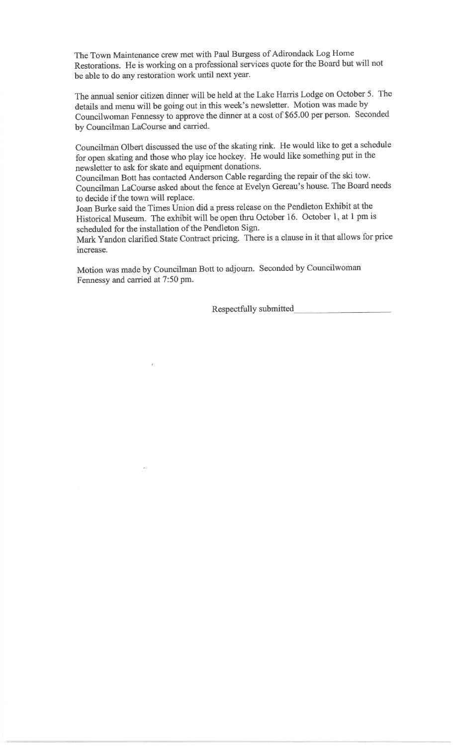The Town Maintenance crew met with Paul Burgess of Adirondack Log Home Restorations. He is working on a professional services quote for the Board but will not be able to do any restoration work until next year.

The annual senior citizen dinner will be held at the Lake Harris Lodge on October 5. The details and menu will be going out in this week's newsletter. Motion was made by Councilwoman Fennessy to approve the dinner at a cost of $65.00 per person. Seconded by Councilman LaCourse and carried.

Councilman Olbert discussed the use of the skating rink. He would like to get a schedule for open skating and those who play ice hockey. He would like something put in the newsletter to ask for skate and equipment donations.
Councilman Bott has contacted Anderson Cable regarding the repair of the ski tow.
Councilman LaCourse asked about the fence at Evelyn Gereau's house. The Board needs to decide if the town will replace.
Joan Burke said the Times Union did a press release on the Pendleton Exhibit at the Historical Museum. The exhibit will be open thru October 16. October 1, at 1 pm is scheduled for the installation of the Pendleton Sign.
Mark Yandon clarified State Contract pricing. There is a clause in it that allows for price increase.

Motion was made by Councilman Bott to adjourn. Seconded by Councilwoman Fennessy and carried at 7:50 pm.

Respectfully submitted\_\_\_\_\_\_\_\_\_\_\_\_\_\_\_\_\_\_\_\_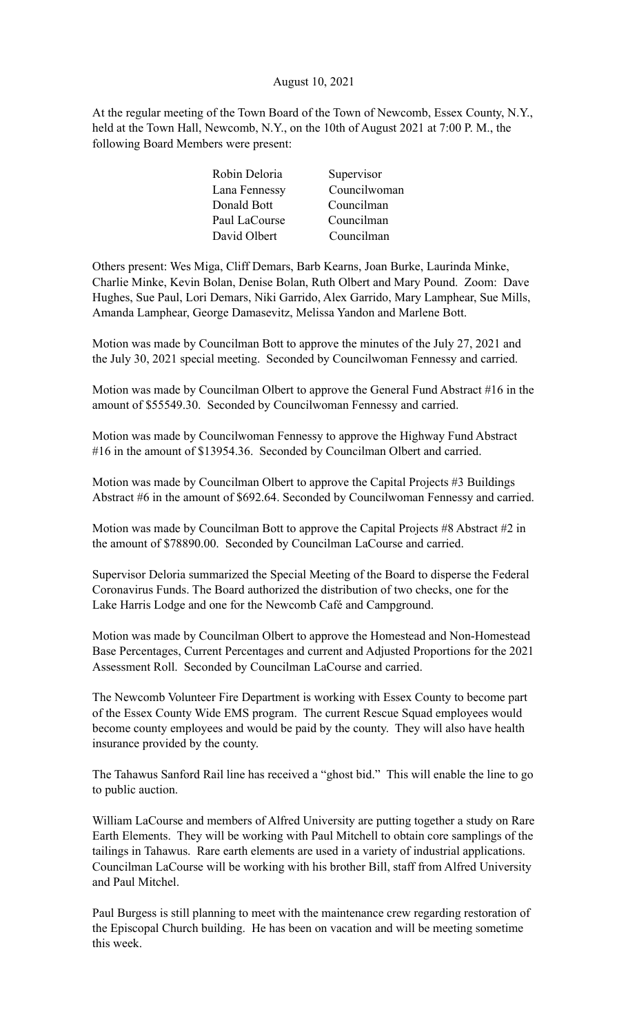August 10, 2021

At the regular meeting of the Town Board of the Town of Newcomb, Essex County, N.Y., held at the Town Hall, Newcomb, N.Y., on the 10th of August 2021 at 7:00 P. M., the following Board Members were present:

| | |
|---|---|
| Robin Deloria | Supervisor |
| Lana Fennessy | Councilwoman |
| Donald Bott | Councilman |
| Paul LaCourse | Councilman |
| David Olbert | Councilman |

Others present: Wes Miga, Cliff Demars, Barb Kearns, Joan Burke, Laurinda Minke, Charlie Minke, Kevin Bolan, Denise Bolan, Ruth Olbert and Mary Pound. Zoom: Dave Hughes, Sue Paul, Lori Demars, Niki Garrido, Alex Garrido, Mary Lamphear, Sue Mills, Amanda Lamphear, George Damasevitz, Melissa Yandon and Marlene Bott.

Motion was made by Councilman Bott to approve the minutes of the July 27, 2021 and the July 30, 2021 special meeting. Seconded by Councilwoman Fennessy and carried.

Motion was made by Councilman Olbert to approve the General Fund Abstract #16 in the amount of $55549.30. Seconded by Councilwoman Fennessy and carried.

Motion was made by Councilwoman Fennessy to approve the Highway Fund Abstract #16 in the amount of $13954.36. Seconded by Councilman Olbert and carried.

Motion was made by Councilman Olbert to approve the Capital Projects #3 Buildings Abstract #6 in the amount of $692.64. Seconded by Councilwoman Fennessy and carried.

Motion was made by Councilman Bott to approve the Capital Projects #8 Abstract #2 in the amount of $78890.00. Seconded by Councilman LaCourse and carried.

Supervisor Deloria summarized the Special Meeting of the Board to disperse the Federal Coronavirus Funds. The Board authorized the distribution of two checks, one for the Lake Harris Lodge and one for the Newcomb Café and Campground.

Motion was made by Councilman Olbert to approve the Homestead and Non-Homestead Base Percentages, Current Percentages and current and Adjusted Proportions for the 2021 Assessment Roll. Seconded by Councilman LaCourse and carried.

The Newcomb Volunteer Fire Department is working with Essex County to become part of the Essex County Wide EMS program. The current Rescue Squad employees would become county employees and would be paid by the county. They will also have health insurance provided by the county.

The Tahawus Sanford Rail line has received a "ghost bid." This will enable the line to go to public auction.

William LaCourse and members of Alfred University are putting together a study on Rare Earth Elements. They will be working with Paul Mitchell to obtain core samplings of the tailings in Tahawus. Rare earth elements are used in a variety of industrial applications. Councilman LaCourse will be working with his brother Bill, staff from Alfred University and Paul Mitchel.

Paul Burgess is still planning to meet with the maintenance crew regarding restoration of the Episcopal Church building. He has been on vacation and will be meeting sometime this week.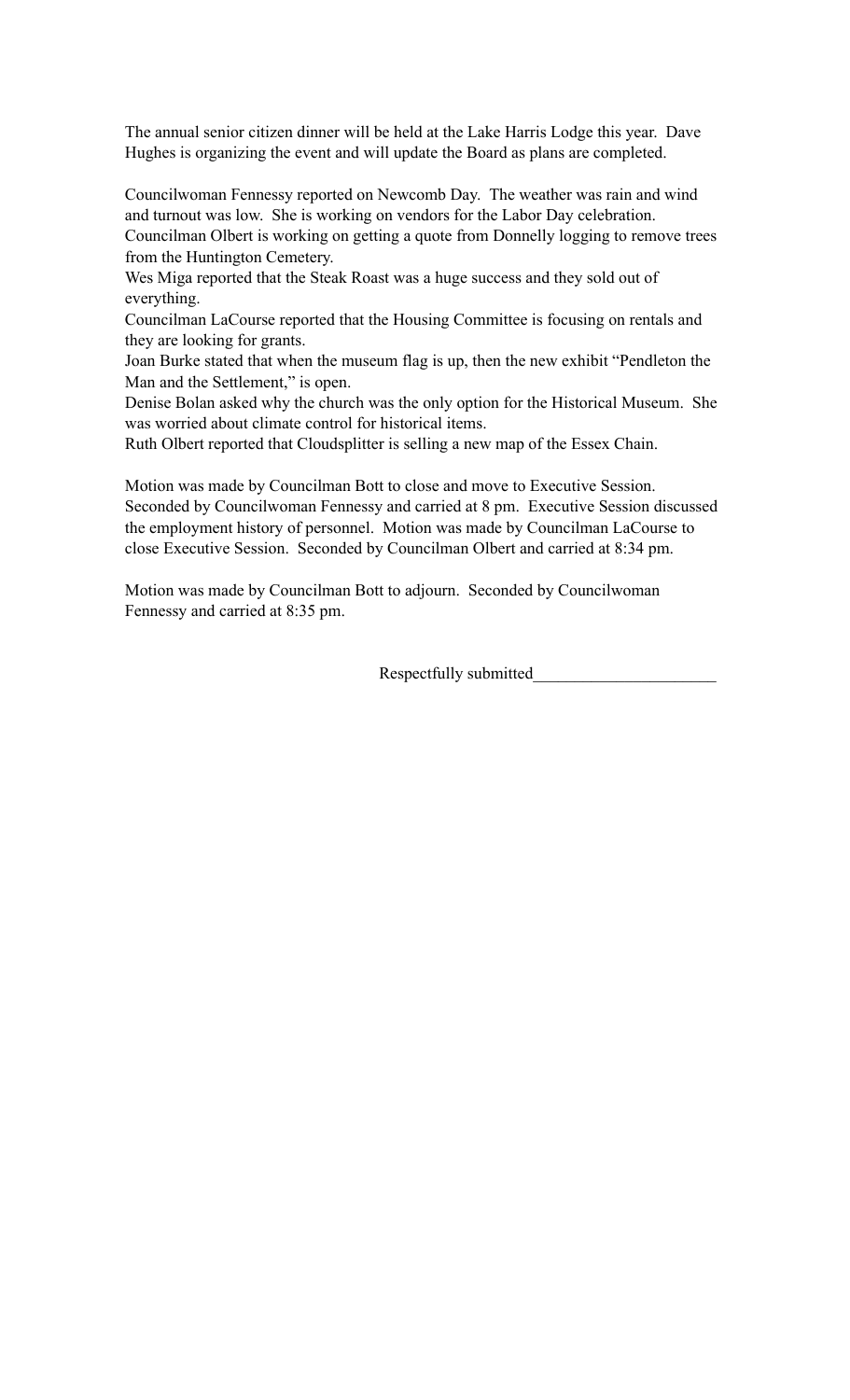The annual senior citizen dinner will be held at the Lake Harris Lodge this year. Dave Hughes is organizing the event and will update the Board as plans are completed.

Councilwoman Fennessy reported on Newcomb Day. The weather was rain and wind and turnout was low. She is working on vendors for the Labor Day celebration.
Councilman Olbert is working on getting a quote from Donnelly logging to remove trees from the Huntington Cemetery.
Wes Miga reported that the Steak Roast was a huge success and they sold out of everything.
Councilman LaCourse reported that the Housing Committee is focusing on rentals and they are looking for grants.
Joan Burke stated that when the museum flag is up, then the new exhibit "Pendleton the Man and the Settlement," is open.
Denise Bolan asked why the church was the only option for the Historical Museum. She was worried about climate control for historical items.
Ruth Olbert reported that Cloudsplitter is selling a new map of the Essex Chain.

Motion was made by Councilman Bott to close and move to Executive Session. Seconded by Councilwoman Fennessy and carried at 8 pm. Executive Session discussed the employment history of personnel. Motion was made by Councilman LaCourse to close Executive Session. Seconded by Councilman Olbert and carried at 8:34 pm.

Motion was made by Councilman Bott to adjourn. Seconded by Councilwoman Fennessy and carried at 8:35 pm.

Respectfully submitted______________________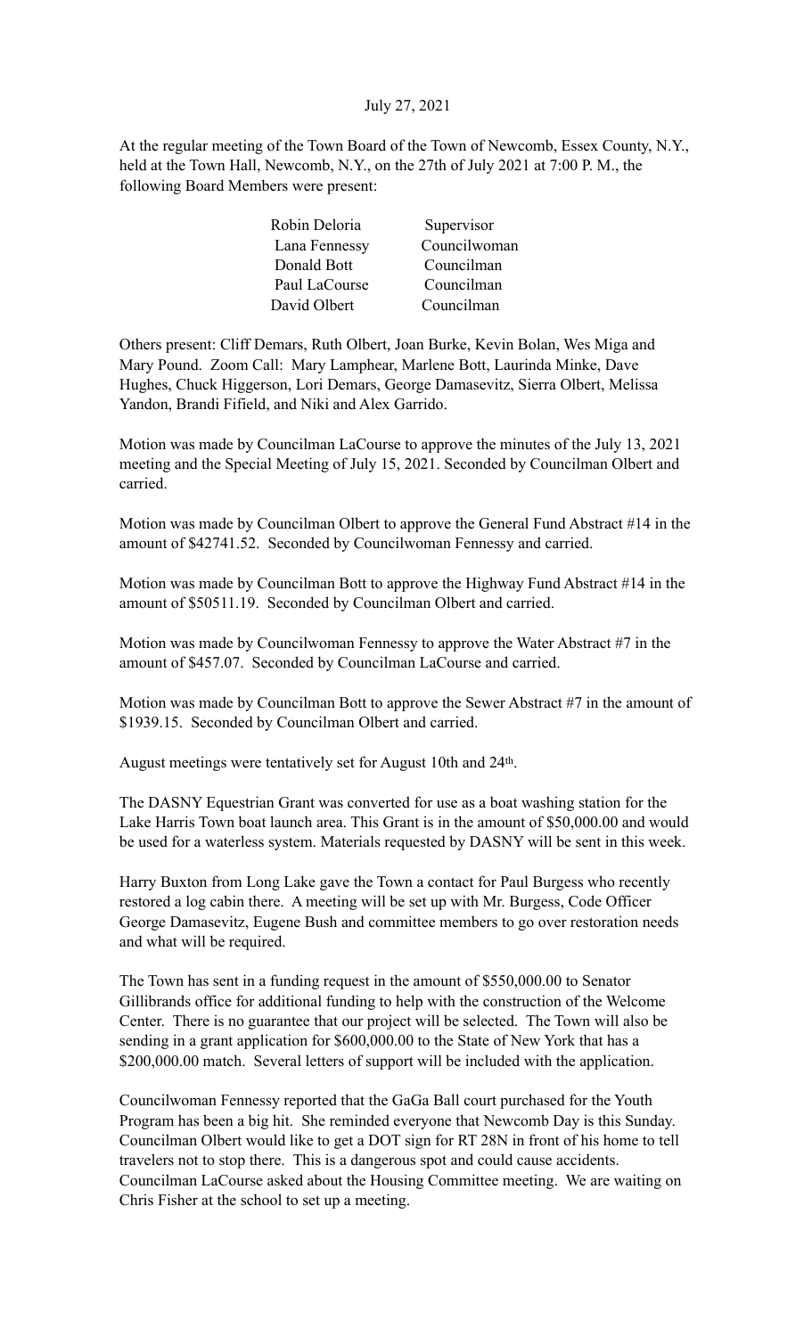July 27, 2021

At the regular meeting of the Town Board of the Town of Newcomb, Essex County, N.Y., held at the Town Hall, Newcomb, N.Y., on the 27th of July 2021 at 7:00 P. M., the following Board Members were present:

| | |
|---|---|
| Robin Deloria | Supervisor |
| Lana Fennessy | Councilwoman |
| Donald Bott | Councilman |
| Paul LaCourse | Councilman |
| David Olbert | Councilman |

Others present: Cliff Demars, Ruth Olbert, Joan Burke, Kevin Bolan, Wes Miga and Mary Pound. Zoom Call: Mary Lamphear, Marlene Bott, Laurinda Minke, Dave Hughes, Chuck Higgerson, Lori Demars, George Damasevitz, Sierra Olbert, Melissa Yandon, Brandi Fifield, and Niki and Alex Garrido.

Motion was made by Councilman LaCourse to approve the minutes of the July 13, 2021 meeting and the Special Meeting of July 15, 2021. Seconded by Councilman Olbert and carried.

Motion was made by Councilman Olbert to approve the General Fund Abstract #14 in the amount of $42741.52. Seconded by Councilwoman Fennessy and carried.

Motion was made by Councilman Bott to approve the Highway Fund Abstract #14 in the amount of $50511.19. Seconded by Councilman Olbert and carried.

Motion was made by Councilwoman Fennessy to approve the Water Abstract #7 in the amount of $457.07. Seconded by Councilman LaCourse and carried.

Motion was made by Councilman Bott to approve the Sewer Abstract #7 in the amount of $1939.15. Seconded by Councilman Olbert and carried.

August meetings were tentatively set for August 10th and 24th.

The DASNY Equestrian Grant was converted for use as a boat washing station for the Lake Harris Town boat launch area. This Grant is in the amount of $50,000.00 and would be used for a waterless system. Materials requested by DASNY will be sent in this week.

Harry Buxton from Long Lake gave the Town a contact for Paul Burgess who recently restored a log cabin there. A meeting will be set up with Mr. Burgess, Code Officer George Damasevitz, Eugene Bush and committee members to go over restoration needs and what will be required.

The Town has sent in a funding request in the amount of $550,000.00 to Senator Gillibrands office for additional funding to help with the construction of the Welcome Center. There is no guarantee that our project will be selected. The Town will also be sending in a grant application for $600,000.00 to the State of New York that has a $200,000.00 match. Several letters of support will be included with the application.

Councilwoman Fennessy reported that the GaGa Ball court purchased for the Youth Program has been a big hit. She reminded everyone that Newcomb Day is this Sunday. Councilman Olbert would like to get a DOT sign for RT 28N in front of his home to tell travelers not to stop there. This is a dangerous spot and could cause accidents. Councilman LaCourse asked about the Housing Committee meeting. We are waiting on Chris Fisher at the school to set up a meeting.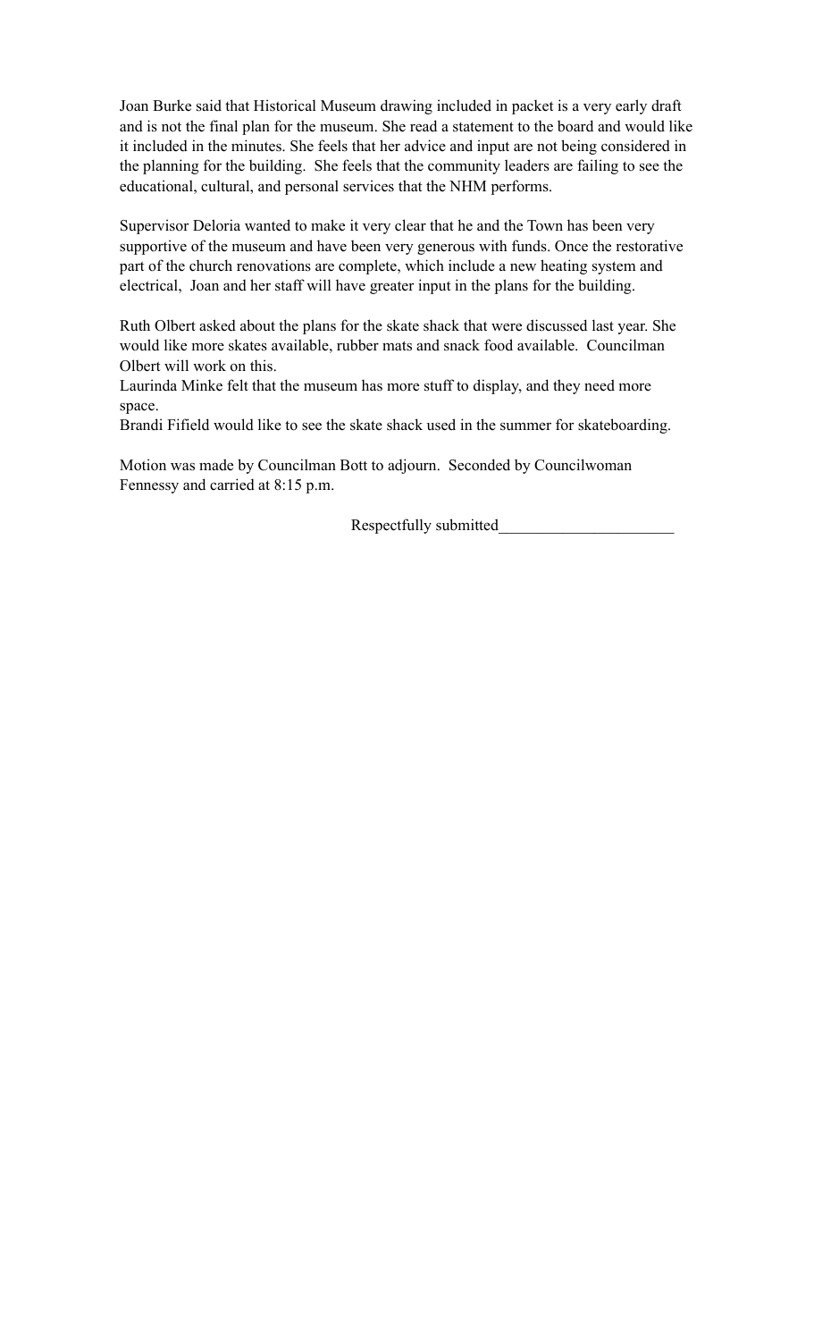Joan Burke said that Historical Museum drawing included in packet is a very early draft and is not the final plan for the museum. She read a statement to the board and would like it included in the minutes. She feels that her advice and input are not being considered in the planning for the building. She feels that the community leaders are failing to see the educational, cultural, and personal services that the NHM performs.

Supervisor Deloria wanted to make it very clear that he and the Town has been very supportive of the museum and have been very generous with funds. Once the restorative part of the church renovations are complete, which include a new heating system and electrical, Joan and her staff will have greater input in the plans for the building.

Ruth Olbert asked about the plans for the skate shack that were discussed last year. She would like more skates available, rubber mats and snack food available. Councilman Olbert will work on this.
Laurinda Minke felt that the museum has more stuff to display, and they need more space.
Brandi Fifield would like to see the skate shack used in the summer for skateboarding.

Motion was made by Councilman Bott to adjourn. Seconded by Councilwoman Fennessy and carried at 8:15 p.m.

Respectfully submitted______________________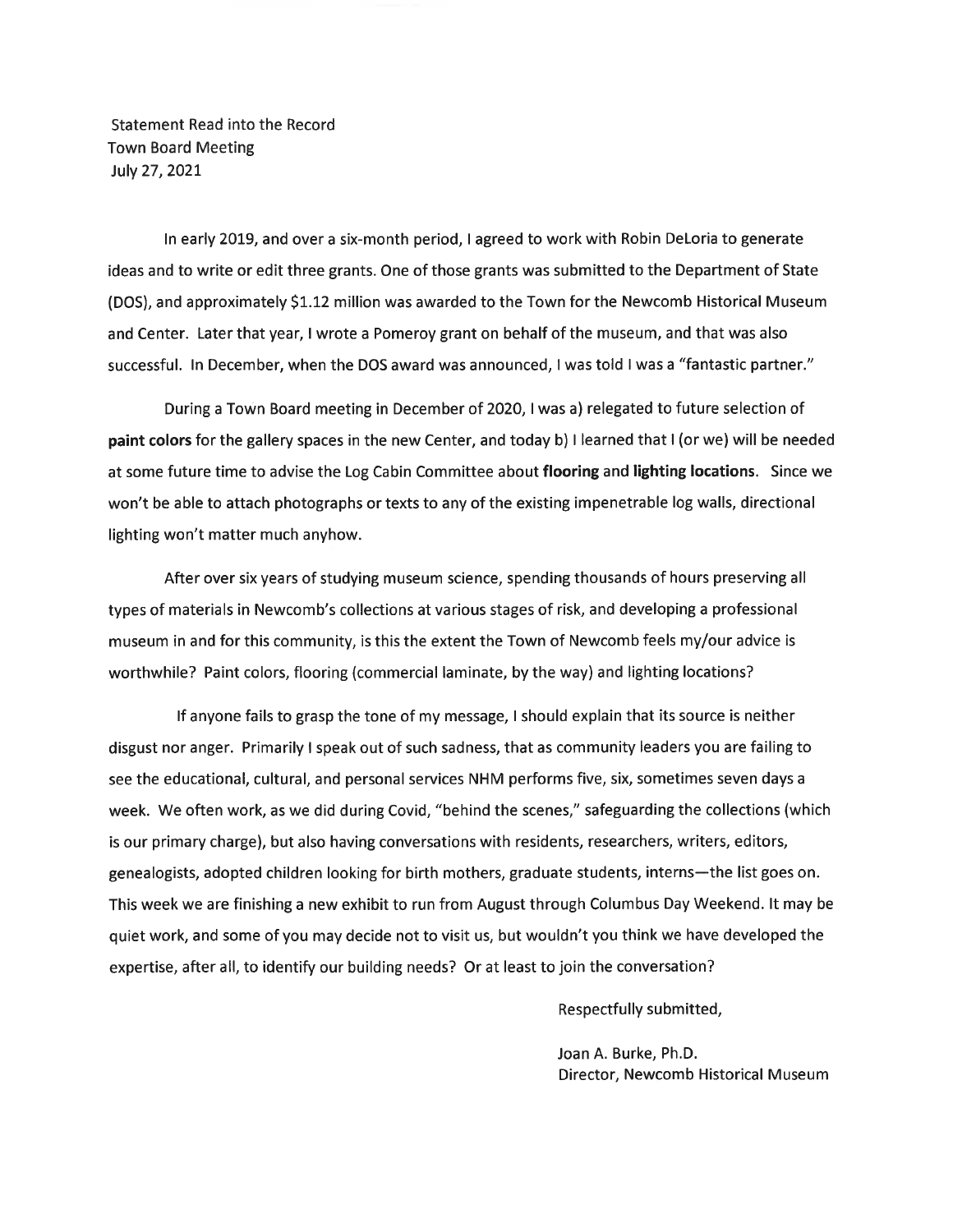Statement Read into the Record
Town Board Meeting
July 27, 2021

In early 2019, and over a six-month period, I agreed to work with Robin DeLoria to generate ideas and to write or edit three grants. One of those grants was submitted to the Department of State (DOS), and approximately $1.12 million was awarded to the Town for the Newcomb Historical Museum and Center. Later that year, I wrote a Pomeroy grant on behalf of the museum, and that was also successful. In December, when the DOS award was announced, I was told I was a "fantastic partner."

During a Town Board meeting in December of 2020, I was a) relegated to future selection of **paint colors** for the gallery spaces in the new Center, and today b) I learned that I (or we) will be needed at some future time to advise the Log Cabin Committee about **flooring** and **lighting locations**. Since we won't be able to attach photographs or texts to any of the existing impenetrable log walls, directional lighting won't matter much anyhow.

After over six years of studying museum science, spending thousands of hours preserving all types of materials in Newcomb's collections at various stages of risk, and developing a professional museum in and for this community, is this the extent the Town of Newcomb feels my/our advice is worthwhile? Paint colors, flooring (commercial laminate, by the way) and lighting locations?

If anyone fails to grasp the tone of my message, I should explain that its source is neither disgust nor anger. Primarily I speak out of such sadness, that as community leaders you are failing to see the educational, cultural, and personal services NHM performs five, six, sometimes seven days a week. We often work, as we did during Covid, "behind the scenes," safeguarding the collections (which is our primary charge), but also having conversations with residents, researchers, writers, editors, genealogists, adopted children looking for birth mothers, graduate students, interns—the list goes on. This week we are finishing a new exhibit to run from August through Columbus Day Weekend. It may be quiet work, and some of you may decide not to visit us, but wouldn't you think we have developed the expertise, after all, to identify our building needs? Or at least to join the conversation?

Respectfully submitted,

Joan A. Burke, Ph.D.
Director, Newcomb Historical Museum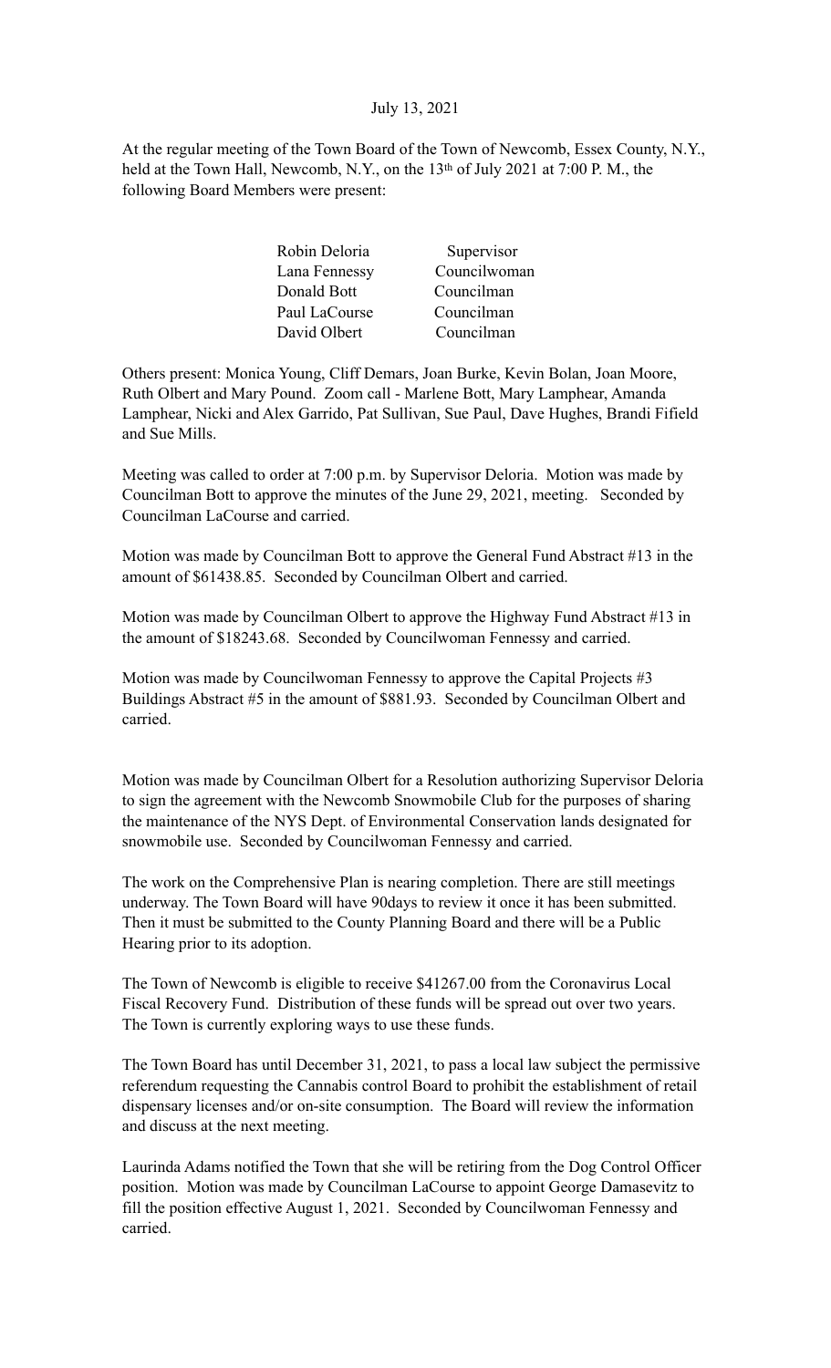July 13, 2021

At the regular meeting of the Town Board of the Town of Newcomb, Essex County, N.Y., held at the Town Hall, Newcomb, N.Y., on the 13th of July 2021 at 7:00 P. M., the following Board Members were present:

| | |
|---|---|
| Robin Deloria | Supervisor |
| Lana Fennessy | Councilwoman |
| Donald Bott | Councilman |
| Paul LaCourse | Councilman |
| David Olbert | Councilman |

Others present: Monica Young, Cliff Demars, Joan Burke, Kevin Bolan, Joan Moore, Ruth Olbert and Mary Pound. Zoom call - Marlene Bott, Mary Lamphear, Amanda Lamphear, Nicki and Alex Garrido, Pat Sullivan, Sue Paul, Dave Hughes, Brandi Fifield and Sue Mills.

Meeting was called to order at 7:00 p.m. by Supervisor Deloria. Motion was made by Councilman Bott to approve the minutes of the June 29, 2021, meeting. Seconded by Councilman LaCourse and carried.

Motion was made by Councilman Bott to approve the General Fund Abstract #13 in the amount of $61438.85. Seconded by Councilman Olbert and carried.

Motion was made by Councilman Olbert to approve the Highway Fund Abstract #13 in the amount of $18243.68. Seconded by Councilwoman Fennessy and carried.

Motion was made by Councilwoman Fennessy to approve the Capital Projects #3 Buildings Abstract #5 in the amount of $881.93. Seconded by Councilman Olbert and carried.

Motion was made by Councilman Olbert for a Resolution authorizing Supervisor Deloria to sign the agreement with the Newcomb Snowmobile Club for the purposes of sharing the maintenance of the NYS Dept. of Environmental Conservation lands designated for snowmobile use. Seconded by Councilwoman Fennessy and carried.

The work on the Comprehensive Plan is nearing completion. There are still meetings underway. The Town Board will have 90days to review it once it has been submitted. Then it must be submitted to the County Planning Board and there will be a Public Hearing prior to its adoption.

The Town of Newcomb is eligible to receive $41267.00 from the Coronavirus Local Fiscal Recovery Fund. Distribution of these funds will be spread out over two years. The Town is currently exploring ways to use these funds.

The Town Board has until December 31, 2021, to pass a local law subject the permissive referendum requesting the Cannabis control Board to prohibit the establishment of retail dispensary licenses and/or on-site consumption. The Board will review the information and discuss at the next meeting.

Laurinda Adams notified the Town that she will be retiring from the Dog Control Officer position. Motion was made by Councilman LaCourse to appoint George Damasevitz to fill the position effective August 1, 2021. Seconded by Councilwoman Fennessy and carried.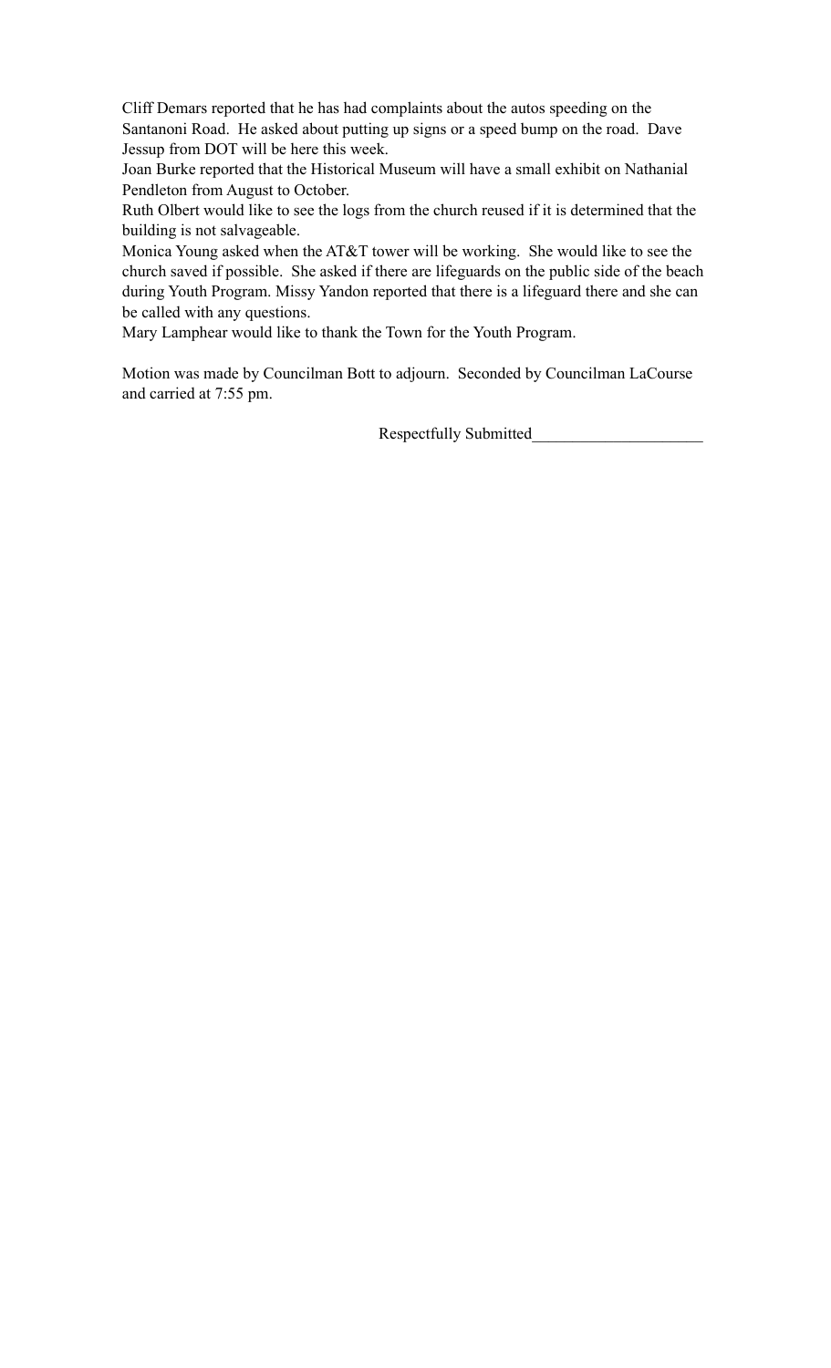Cliff Demars reported that he has had complaints about the autos speeding on the Santanoni Road. He asked about putting up signs or a speed bump on the road. Dave Jessup from DOT will be here this week.

Joan Burke reported that the Historical Museum will have a small exhibit on Nathanial Pendleton from August to October.

Ruth Olbert would like to see the logs from the church reused if it is determined that the building is not salvageable.

Monica Young asked when the AT&T tower will be working. She would like to see the church saved if possible. She asked if there are lifeguards on the public side of the beach during Youth Program. Missy Yandon reported that there is a lifeguard there and she can be called with any questions.

Mary Lamphear would like to thank the Town for the Youth Program.

Motion was made by Councilman Bott to adjourn. Seconded by Councilman LaCourse and carried at 7:55 pm.

Respectfully Submitted_____________________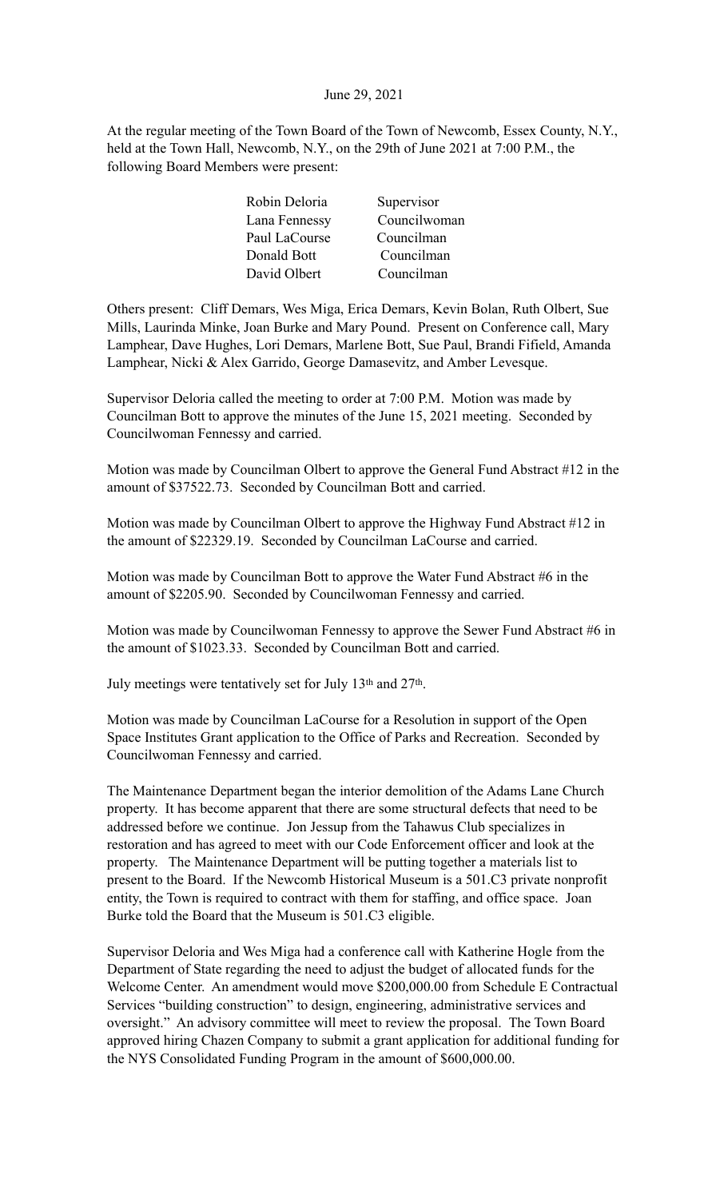June 29, 2021

At the regular meeting of the Town Board of the Town of Newcomb, Essex County, N.Y., held at the Town Hall, Newcomb, N.Y., on the 29th of June 2021 at 7:00 P.M., the following Board Members were present:

| | |
|---|---|
| Robin Deloria | Supervisor |
| Lana Fennessy | Councilwoman |
| Paul LaCourse | Councilman |
| Donald Bott | Councilman |
| David Olbert | Councilman |

Others present: Cliff Demars, Wes Miga, Erica Demars, Kevin Bolan, Ruth Olbert, Sue Mills, Laurinda Minke, Joan Burke and Mary Pound. Present on Conference call, Mary Lamphear, Dave Hughes, Lori Demars, Marlene Bott, Sue Paul, Brandi Fifield, Amanda Lamphear, Nicki & Alex Garrido, George Damasevitz, and Amber Levesque.

Supervisor Deloria called the meeting to order at 7:00 P.M. Motion was made by Councilman Bott to approve the minutes of the June 15, 2021 meeting. Seconded by Councilwoman Fennessy and carried.

Motion was made by Councilman Olbert to approve the General Fund Abstract #12 in the amount of $37522.73. Seconded by Councilman Bott and carried.

Motion was made by Councilman Olbert to approve the Highway Fund Abstract #12 in the amount of $22329.19. Seconded by Councilman LaCourse and carried.

Motion was made by Councilman Bott to approve the Water Fund Abstract #6 in the amount of $2205.90. Seconded by Councilwoman Fennessy and carried.

Motion was made by Councilwoman Fennessy to approve the Sewer Fund Abstract #6 in the amount of $1023.33. Seconded by Councilman Bott and carried.

July meetings were tentatively set for July 13th and 27th.

Motion was made by Councilman LaCourse for a Resolution in support of the Open Space Institutes Grant application to the Office of Parks and Recreation. Seconded by Councilwoman Fennessy and carried.

The Maintenance Department began the interior demolition of the Adams Lane Church property. It has become apparent that there are some structural defects that need to be addressed before we continue. Jon Jessup from the Tahawus Club specializes in restoration and has agreed to meet with our Code Enforcement officer and look at the property. The Maintenance Department will be putting together a materials list to present to the Board. If the Newcomb Historical Museum is a 501.C3 private nonprofit entity, the Town is required to contract with them for staffing, and office space. Joan Burke told the Board that the Museum is 501.C3 eligible.

Supervisor Deloria and Wes Miga had a conference call with Katherine Hogle from the Department of State regarding the need to adjust the budget of allocated funds for the Welcome Center. An amendment would move $200,000.00 from Schedule E Contractual Services "building construction" to design, engineering, administrative services and oversight." An advisory committee will meet to review the proposal. The Town Board approved hiring Chazen Company to submit a grant application for additional funding for the NYS Consolidated Funding Program in the amount of $600,000.00.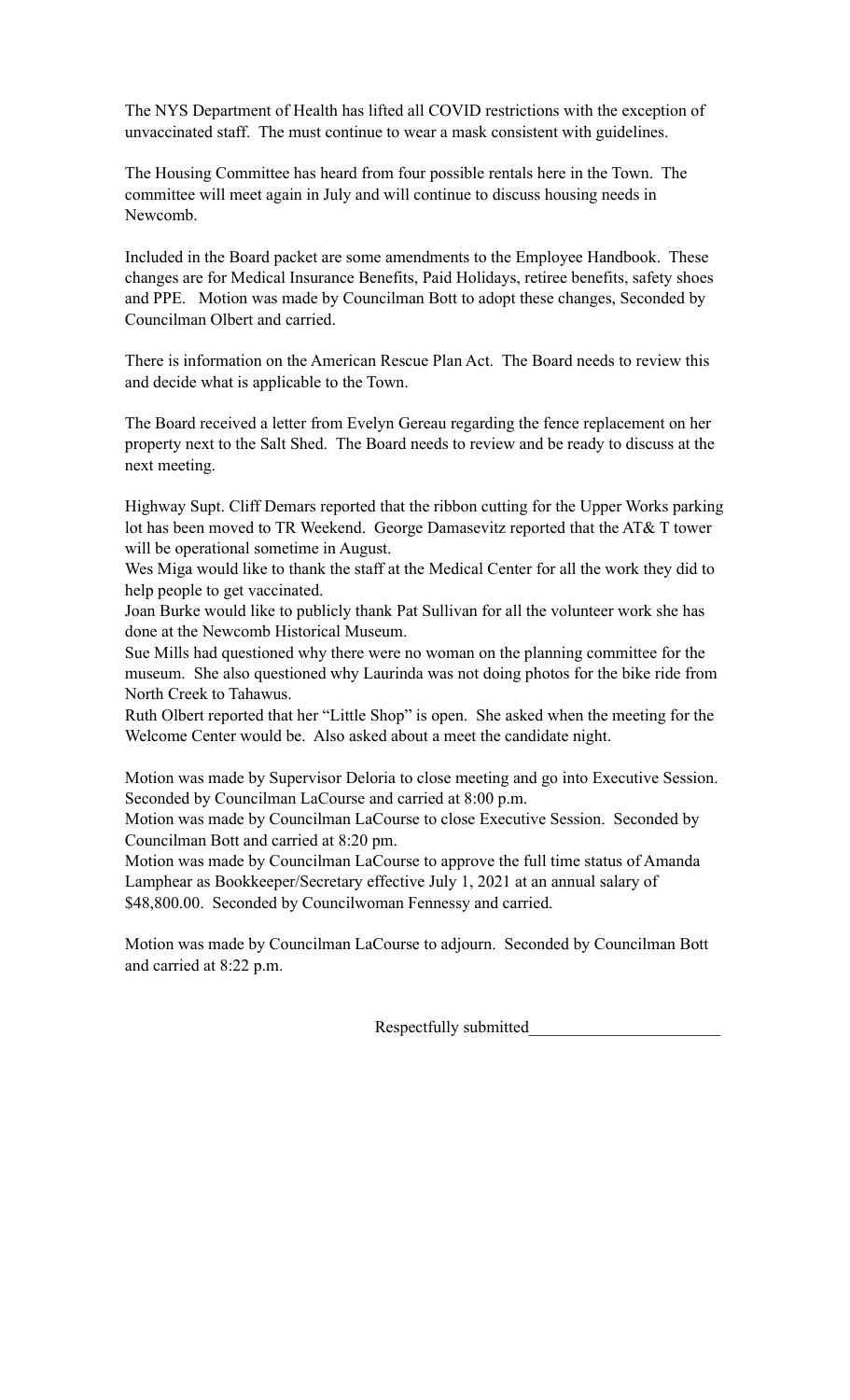The NYS Department of Health has lifted all COVID restrictions with the exception of unvaccinated staff. The must continue to wear a mask consistent with guidelines.

The Housing Committee has heard from four possible rentals here in the Town. The committee will meet again in July and will continue to discuss housing needs in Newcomb.

Included in the Board packet are some amendments to the Employee Handbook. These changes are for Medical Insurance Benefits, Paid Holidays, retiree benefits, safety shoes and PPE. Motion was made by Councilman Bott to adopt these changes, Seconded by Councilman Olbert and carried.

There is information on the American Rescue Plan Act. The Board needs to review this and decide what is applicable to the Town.

The Board received a letter from Evelyn Gereau regarding the fence replacement on her property next to the Salt Shed. The Board needs to review and be ready to discuss at the next meeting.

Highway Supt. Cliff Demars reported that the ribbon cutting for the Upper Works parking lot has been moved to TR Weekend. George Damasevitz reported that the AT& T tower will be operational sometime in August.
Wes Miga would like to thank the staff at the Medical Center for all the work they did to help people to get vaccinated.
Joan Burke would like to publicly thank Pat Sullivan for all the volunteer work she has done at the Newcomb Historical Museum.
Sue Mills had questioned why there were no woman on the planning committee for the museum. She also questioned why Laurinda was not doing photos for the bike ride from North Creek to Tahawus.
Ruth Olbert reported that her "Little Shop" is open. She asked when the meeting for the Welcome Center would be. Also asked about a meet the candidate night.

Motion was made by Supervisor Deloria to close meeting and go into Executive Session. Seconded by Councilman LaCourse and carried at 8:00 p.m.
Motion was made by Councilman LaCourse to close Executive Session. Seconded by Councilman Bott and carried at 8:20 pm.
Motion was made by Councilman LaCourse to approve the full time status of Amanda Lamphear as Bookkeeper/Secretary effective July 1, 2021 at an annual salary of \$48,800.00. Seconded by Councilwoman Fennessy and carried.

Motion was made by Councilman LaCourse to adjourn. Seconded by Councilman Bott and carried at 8:22 p.m.

Respectfully submitted_______________________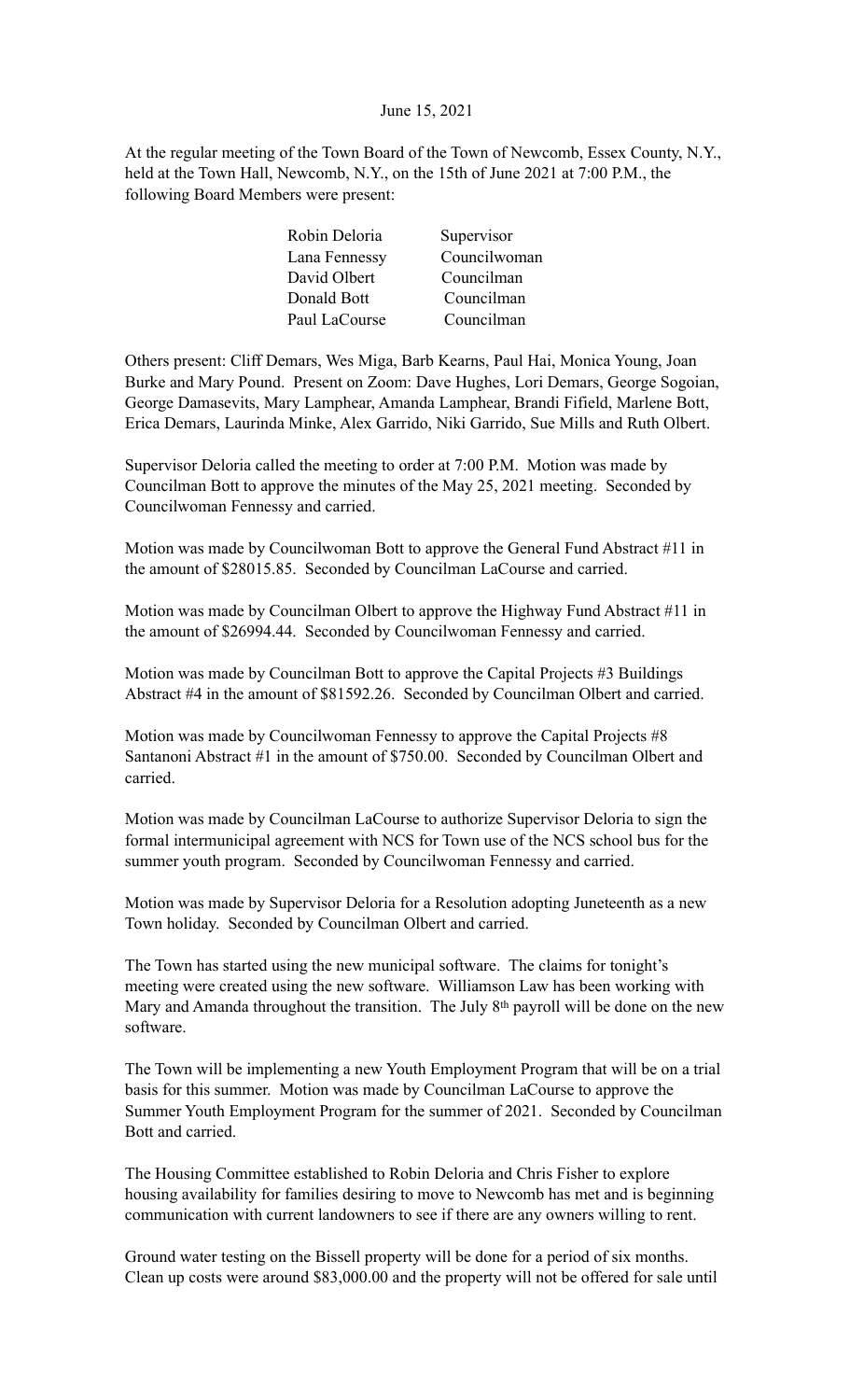June 15, 2021

At the regular meeting of the Town Board of the Town of Newcomb, Essex County, N.Y., held at the Town Hall, Newcomb, N.Y., on the 15th of June 2021 at 7:00 P.M., the following Board Members were present:

| | |
|---|---|
| Robin Deloria | Supervisor |
| Lana Fennessy | Councilwoman |
| David Olbert | Councilman |
| Donald Bott | Councilman |
| Paul LaCourse | Councilman |

Others present: Cliff Demars, Wes Miga, Barb Kearns, Paul Hai, Monica Young, Joan Burke and Mary Pound. Present on Zoom: Dave Hughes, Lori Demars, George Sogoian, George Damasevits, Mary Lamphear, Amanda Lamphear, Brandi Fifield, Marlene Bott, Erica Demars, Laurinda Minke, Alex Garrido, Niki Garrido, Sue Mills and Ruth Olbert.

Supervisor Deloria called the meeting to order at 7:00 P.M. Motion was made by Councilman Bott to approve the minutes of the May 25, 2021 meeting. Seconded by Councilwoman Fennessy and carried.

Motion was made by Councilwoman Bott to approve the General Fund Abstract #11 in the amount of $28015.85. Seconded by Councilman LaCourse and carried.

Motion was made by Councilman Olbert to approve the Highway Fund Abstract #11 in the amount of $26994.44. Seconded by Councilwoman Fennessy and carried.

Motion was made by Councilman Bott to approve the Capital Projects #3 Buildings Abstract #4 in the amount of $81592.26. Seconded by Councilman Olbert and carried.

Motion was made by Councilwoman Fennessy to approve the Capital Projects #8 Santanoni Abstract #1 in the amount of $750.00. Seconded by Councilman Olbert and carried.

Motion was made by Councilman LaCourse to authorize Supervisor Deloria to sign the formal intermunicipal agreement with NCS for Town use of the NCS school bus for the summer youth program. Seconded by Councilwoman Fennessy and carried.

Motion was made by Supervisor Deloria for a Resolution adopting Juneteenth as a new Town holiday. Seconded by Councilman Olbert and carried.

The Town has started using the new municipal software. The claims for tonight's meeting were created using the new software. Williamson Law has been working with Mary and Amanda throughout the transition. The July 8th payroll will be done on the new software.

The Town will be implementing a new Youth Employment Program that will be on a trial basis for this summer. Motion was made by Councilman LaCourse to approve the Summer Youth Employment Program for the summer of 2021. Seconded by Councilman Bott and carried.

The Housing Committee established to Robin Deloria and Chris Fisher to explore housing availability for families desiring to move to Newcomb has met and is beginning communication with current landowners to see if there are any owners willing to rent.

Ground water testing on the Bissell property will be done for a period of six months. Clean up costs were around $83,000.00 and the property will not be offered for sale until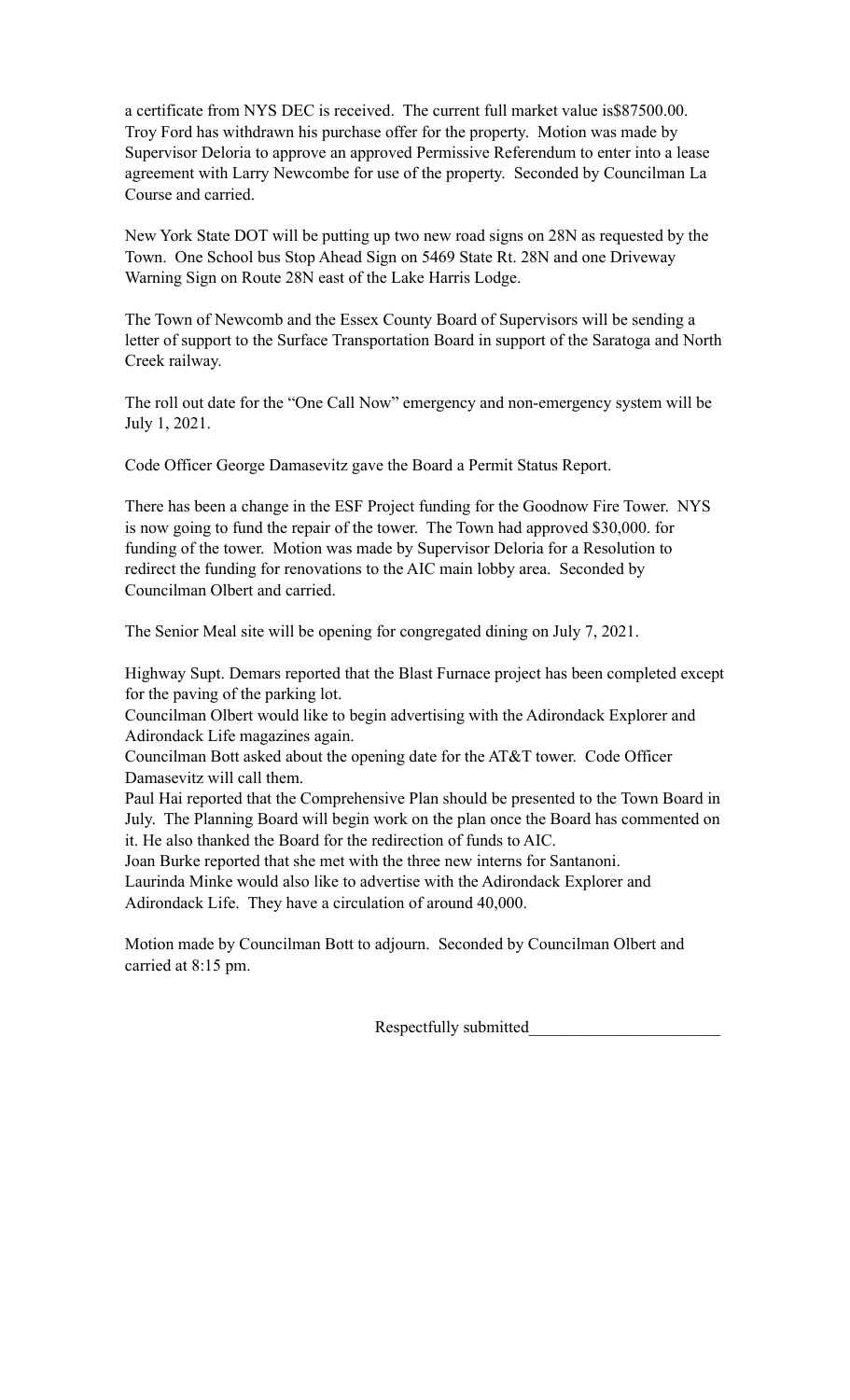a certificate from NYS DEC is received. The current full market value is$87500.00. Troy Ford has withdrawn his purchase offer for the property. Motion was made by Supervisor Deloria to approve an approved Permissive Referendum to enter into a lease agreement with Larry Newcombe for use of the property. Seconded by Councilman La Course and carried.

New York State DOT will be putting up two new road signs on 28N as requested by the Town. One School bus Stop Ahead Sign on 5469 State Rt. 28N and one Driveway Warning Sign on Route 28N east of the Lake Harris Lodge.

The Town of Newcomb and the Essex County Board of Supervisors will be sending a letter of support to the Surface Transportation Board in support of the Saratoga and North Creek railway.

The roll out date for the "One Call Now" emergency and non-emergency system will be July 1, 2021.

Code Officer George Damasevitz gave the Board a Permit Status Report.

There has been a change in the ESF Project funding for the Goodnow Fire Tower. NYS is now going to fund the repair of the tower. The Town had approved $30,000. for funding of the tower. Motion was made by Supervisor Deloria for a Resolution to redirect the funding for renovations to the AIC main lobby area. Seconded by Councilman Olbert and carried.

The Senior Meal site will be opening for congregated dining on July 7, 2021.

Highway Supt. Demars reported that the Blast Furnace project has been completed except for the paving of the parking lot.
Councilman Olbert would like to begin advertising with the Adirondack Explorer and Adirondack Life magazines again.
Councilman Bott asked about the opening date for the AT&T tower. Code Officer Damasevitz will call them.
Paul Hai reported that the Comprehensive Plan should be presented to the Town Board in July. The Planning Board will begin work on the plan once the Board has commented on it. He also thanked the Board for the redirection of funds to AIC.
Joan Burke reported that she met with the three new interns for Santanoni.
Laurinda Minke would also like to advertise with the Adirondack Explorer and Adirondack Life. They have a circulation of around 40,000.

Motion made by Councilman Bott to adjourn. Seconded by Councilman Olbert and carried at 8:15 pm.

Respectfully submitted_______________________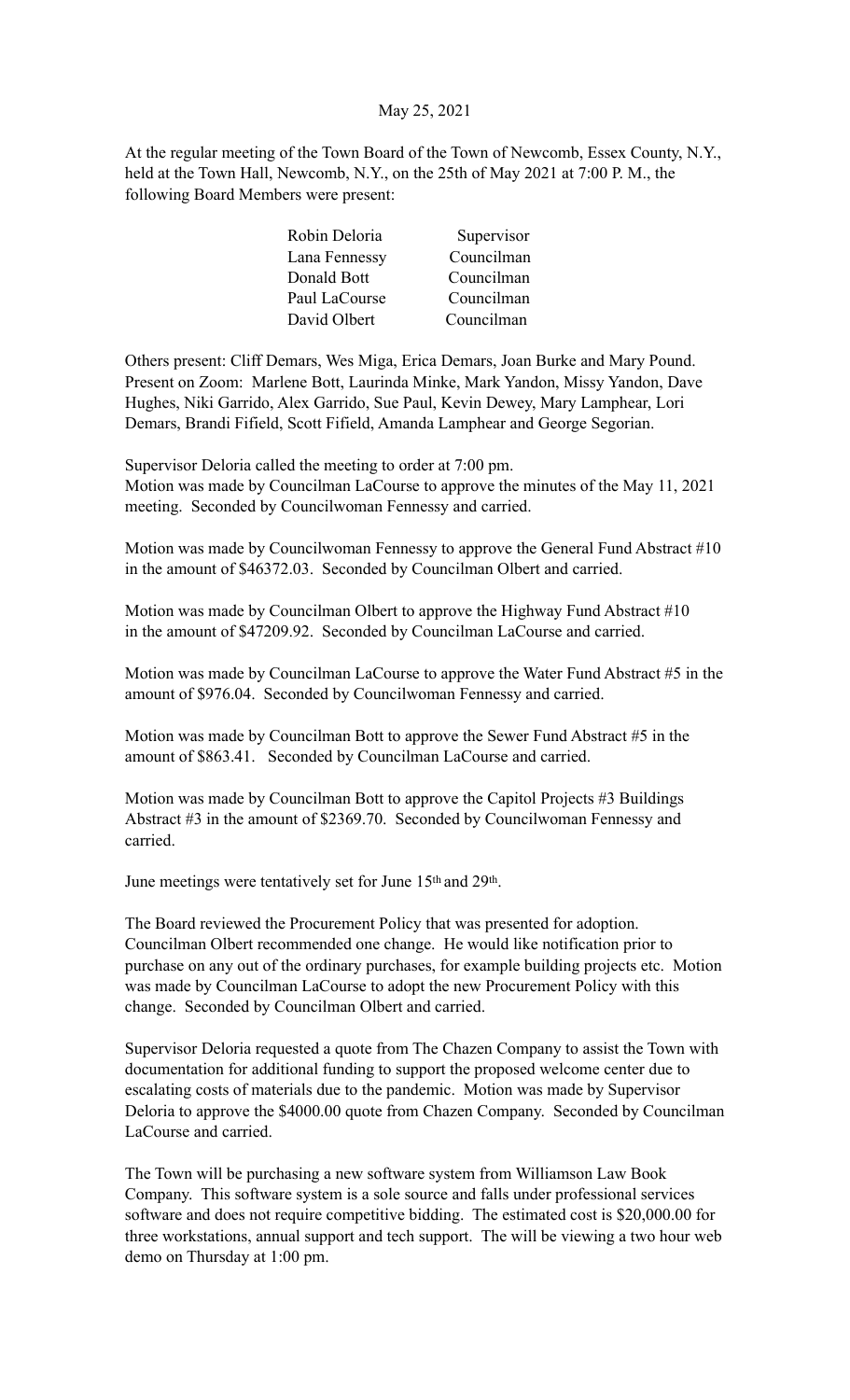May 25, 2021

At the regular meeting of the Town Board of the Town of Newcomb, Essex County, N.Y., held at the Town Hall, Newcomb, N.Y., on the 25th of May 2021 at 7:00 P. M., the following Board Members were present:

| | |
|---|---|
| Robin Deloria | Supervisor |
| Lana Fennessy | Councilman |
| Donald Bott | Councilman |
| Paul LaCourse | Councilman |
| David Olbert | Councilman |

Others present: Cliff Demars, Wes Miga, Erica Demars, Joan Burke and Mary Pound. Present on Zoom: Marlene Bott, Laurinda Minke, Mark Yandon, Missy Yandon, Dave Hughes, Niki Garrido, Alex Garrido, Sue Paul, Kevin Dewey, Mary Lamphear, Lori Demars, Brandi Fifield, Scott Fifield, Amanda Lamphear and George Segorian.

Supervisor Deloria called the meeting to order at 7:00 pm.
Motion was made by Councilman LaCourse to approve the minutes of the May 11, 2021 meeting. Seconded by Councilwoman Fennessy and carried.

Motion was made by Councilwoman Fennessy to approve the General Fund Abstract #10 in the amount of $46372.03. Seconded by Councilman Olbert and carried.

Motion was made by Councilman Olbert to approve the Highway Fund Abstract #10 in the amount of $47209.92. Seconded by Councilman LaCourse and carried.

Motion was made by Councilman LaCourse to approve the Water Fund Abstract #5 in the amount of $976.04. Seconded by Councilwoman Fennessy and carried.

Motion was made by Councilman Bott to approve the Sewer Fund Abstract #5 in the amount of $863.41. Seconded by Councilman LaCourse and carried.

Motion was made by Councilman Bott to approve the Capitol Projects #3 Buildings Abstract #3 in the amount of $2369.70. Seconded by Councilwoman Fennessy and carried.

June meetings were tentatively set for June 15th and 29th.

The Board reviewed the Procurement Policy that was presented for adoption. Councilman Olbert recommended one change. He would like notification prior to purchase on any out of the ordinary purchases, for example building projects etc. Motion was made by Councilman LaCourse to adopt the new Procurement Policy with this change. Seconded by Councilman Olbert and carried.

Supervisor Deloria requested a quote from The Chazen Company to assist the Town with documentation for additional funding to support the proposed welcome center due to escalating costs of materials due to the pandemic. Motion was made by Supervisor Deloria to approve the $4000.00 quote from Chazen Company. Seconded by Councilman LaCourse and carried.

The Town will be purchasing a new software system from Williamson Law Book Company. This software system is a sole source and falls under professional services software and does not require competitive bidding. The estimated cost is $20,000.00 for three workstations, annual support and tech support. The will be viewing a two hour web demo on Thursday at 1:00 pm.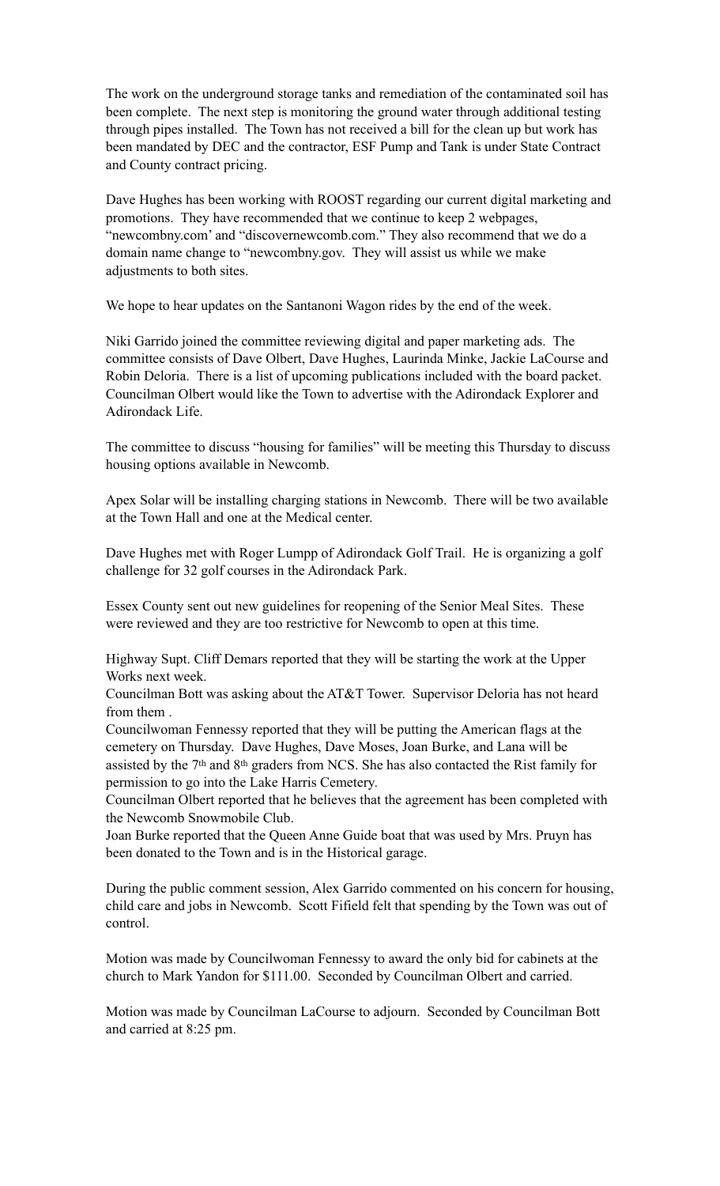The work on the underground storage tanks and remediation of the contaminated soil has been complete. The next step is monitoring the ground water through additional testing through pipes installed. The Town has not received a bill for the clean up but work has been mandated by DEC and the contractor, ESF Pump and Tank is under State Contract and County contract pricing.

Dave Hughes has been working with ROOST regarding our current digital marketing and promotions. They have recommended that we continue to keep 2 webpages, "newcombny.com' and "discovernewcomb.com." They also recommend that we do a domain name change to "newcombny.gov. They will assist us while we make adjustments to both sites.

We hope to hear updates on the Santanoni Wagon rides by the end of the week.

Niki Garrido joined the committee reviewing digital and paper marketing ads. The committee consists of Dave Olbert, Dave Hughes, Laurinda Minke, Jackie LaCourse and Robin Deloria. There is a list of upcoming publications included with the board packet. Councilman Olbert would like the Town to advertise with the Adirondack Explorer and Adirondack Life.

The committee to discuss "housing for families" will be meeting this Thursday to discuss housing options available in Newcomb.

Apex Solar will be installing charging stations in Newcomb. There will be two available at the Town Hall and one at the Medical center.

Dave Hughes met with Roger Lumpp of Adirondack Golf Trail. He is organizing a golf challenge for 32 golf courses in the Adirondack Park.

Essex County sent out new guidelines for reopening of the Senior Meal Sites. These were reviewed and they are too restrictive for Newcomb to open at this time.

Highway Supt. Cliff Demars reported that they will be starting the work at the Upper Works next week.
Councilman Bott was asking about the AT&T Tower. Supervisor Deloria has not heard from them .
Councilwoman Fennessy reported that they will be putting the American flags at the cemetery on Thursday. Dave Hughes, Dave Moses, Joan Burke, and Lana will be assisted by the 7th and 8th graders from NCS. She has also contacted the Rist family for permission to go into the Lake Harris Cemetery.
Councilman Olbert reported that he believes that the agreement has been completed with the Newcomb Snowmobile Club.
Joan Burke reported that the Queen Anne Guide boat that was used by Mrs. Pruyn has been donated to the Town and is in the Historical garage.

During the public comment session, Alex Garrido commented on his concern for housing, child care and jobs in Newcomb. Scott Fifield felt that spending by the Town was out of control.

Motion was made by Councilwoman Fennessy to award the only bid for cabinets at the church to Mark Yandon for $111.00. Seconded by Councilman Olbert and carried.

Motion was made by Councilman LaCourse to adjourn. Seconded by Councilman Bott and carried at 8:25 pm.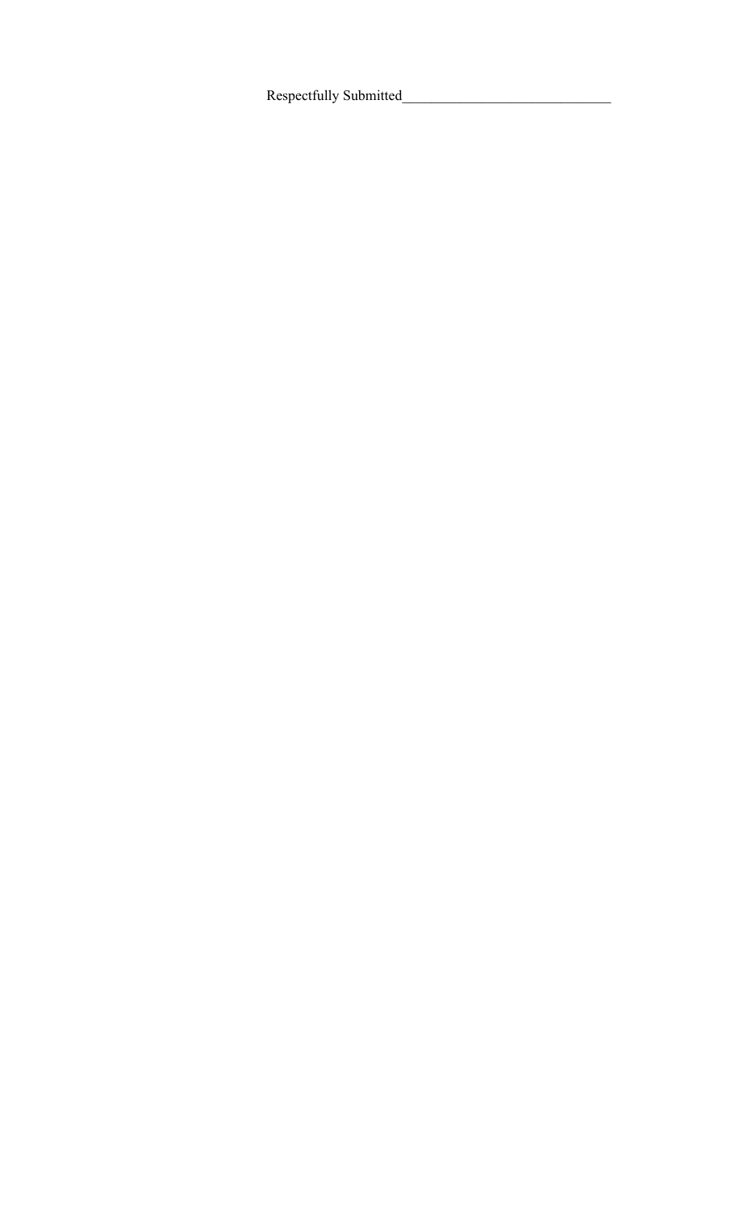Respectfully Submitted____________________________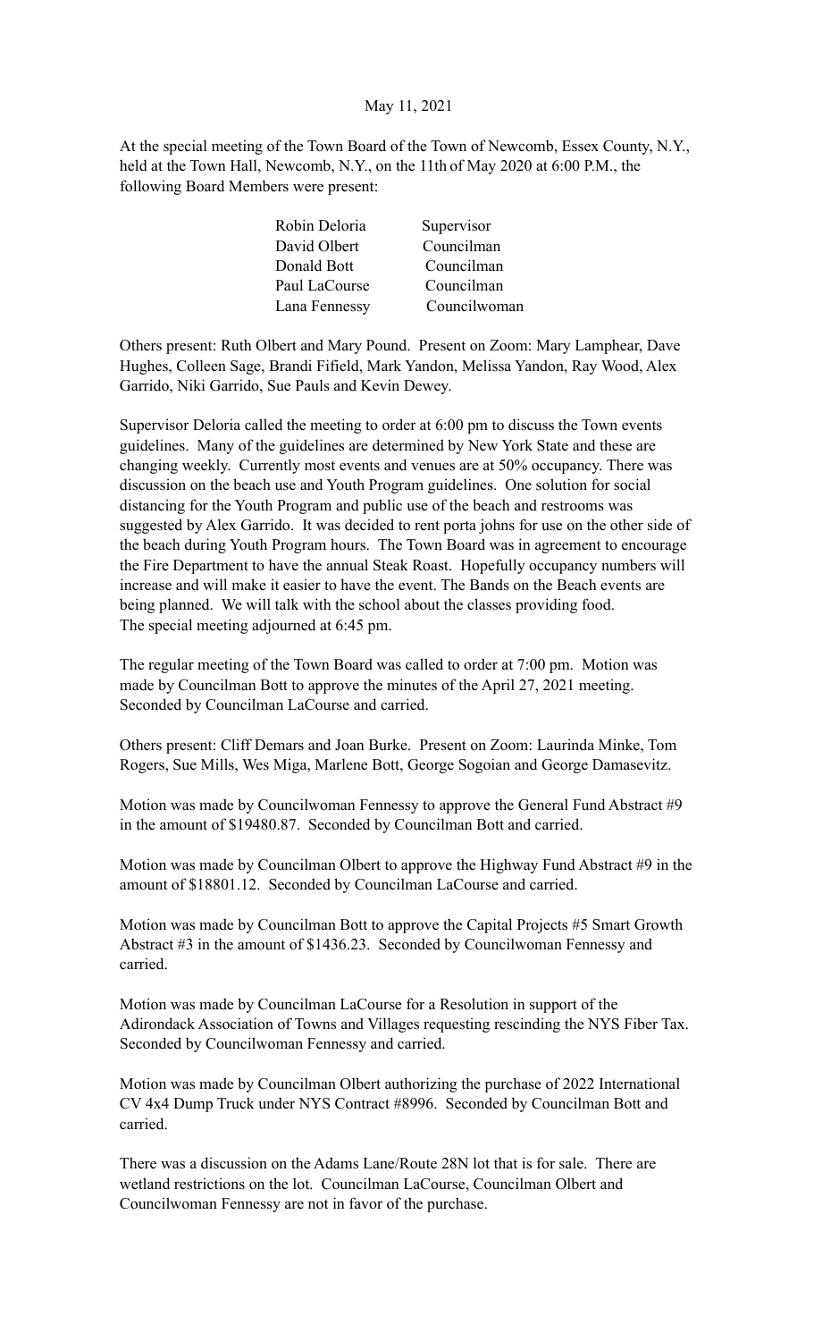May 11, 2021

At the special meeting of the Town Board of the Town of Newcomb, Essex County, N.Y., held at the Town Hall, Newcomb, N.Y., on the 11th of May 2020 at 6:00 P.M., the following Board Members were present:

| | |
|---|---|
| Robin Deloria | Supervisor |
| David Olbert | Councilman |
| Donald Bott | Councilman |
| Paul LaCourse | Councilman |
| Lana Fennessy | Councilwoman |

Others present: Ruth Olbert and Mary Pound. Present on Zoom: Mary Lamphear, Dave Hughes, Colleen Sage, Brandi Fifield, Mark Yandon, Melissa Yandon, Ray Wood, Alex Garrido, Niki Garrido, Sue Pauls and Kevin Dewey.

Supervisor Deloria called the meeting to order at 6:00 pm to discuss the Town events guidelines. Many of the guidelines are determined by New York State and these are changing weekly. Currently most events and venues are at 50% occupancy. There was discussion on the beach use and Youth Program guidelines. One solution for social distancing for the Youth Program and public use of the beach and restrooms was suggested by Alex Garrido. It was decided to rent porta johns for use on the other side of the beach during Youth Program hours. The Town Board was in agreement to encourage the Fire Department to have the annual Steak Roast. Hopefully occupancy numbers will increase and will make it easier to have the event. The Bands on the Beach events are being planned. We will talk with the school about the classes providing food.
The special meeting adjourned at 6:45 pm.

The regular meeting of the Town Board was called to order at 7:00 pm. Motion was made by Councilman Bott to approve the minutes of the April 27, 2021 meeting. Seconded by Councilman LaCourse and carried.

Others present: Cliff Demars and Joan Burke. Present on Zoom: Laurinda Minke, Tom Rogers, Sue Mills, Wes Miga, Marlene Bott, George Sogoian and George Damasevitz.

Motion was made by Councilwoman Fennessy to approve the General Fund Abstract #9 in the amount of $19480.87. Seconded by Councilman Bott and carried.

Motion was made by Councilman Olbert to approve the Highway Fund Abstract #9 in the amount of $18801.12. Seconded by Councilman LaCourse and carried.

Motion was made by Councilman Bott to approve the Capital Projects #5 Smart Growth Abstract #3 in the amount of $1436.23. Seconded by Councilwoman Fennessy and carried.

Motion was made by Councilman LaCourse for a Resolution in support of the Adirondack Association of Towns and Villages requesting rescinding the NYS Fiber Tax. Seconded by Councilwoman Fennessy and carried.

Motion was made by Councilman Olbert authorizing the purchase of 2022 International CV 4x4 Dump Truck under NYS Contract #8996. Seconded by Councilman Bott and carried.

There was a discussion on the Adams Lane/Route 28N lot that is for sale. There are wetland restrictions on the lot. Councilman LaCourse, Councilman Olbert and Councilwoman Fennessy are not in favor of the purchase.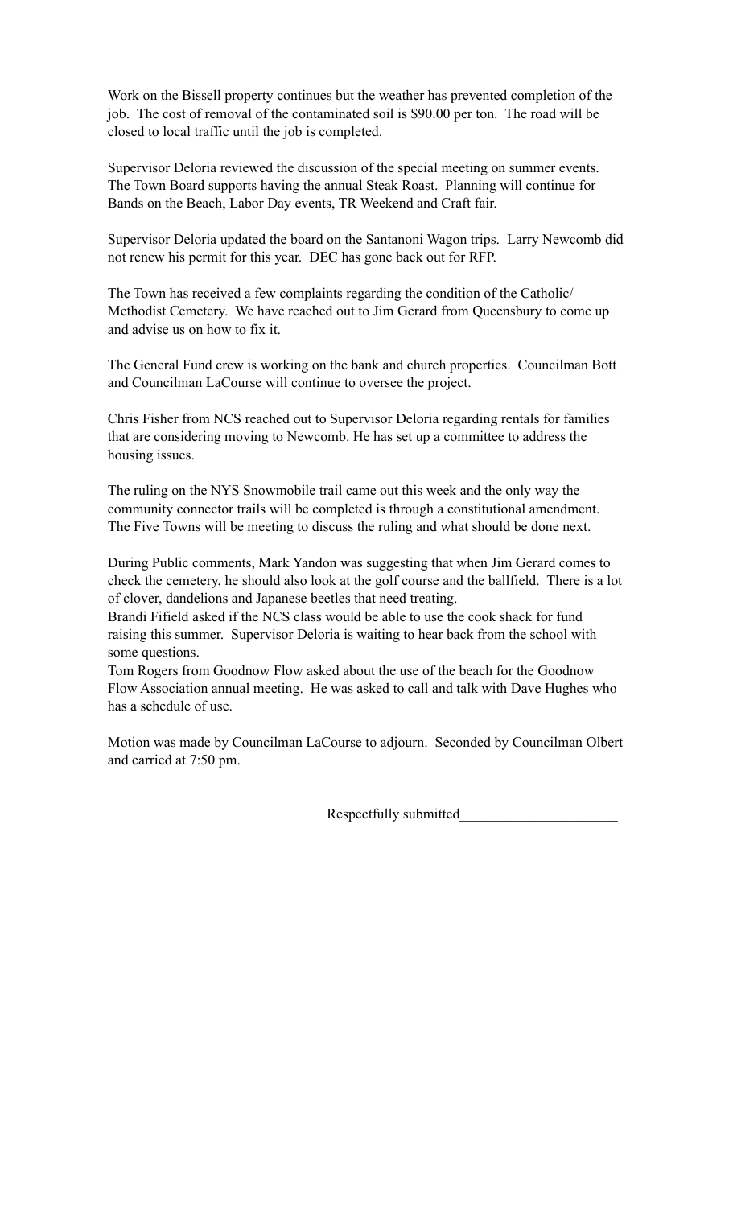Work on the Bissell property continues but the weather has prevented completion of the job. The cost of removal of the contaminated soil is $90.00 per ton. The road will be closed to local traffic until the job is completed.

Supervisor Deloria reviewed the discussion of the special meeting on summer events. The Town Board supports having the annual Steak Roast. Planning will continue for Bands on the Beach, Labor Day events, TR Weekend and Craft fair.

Supervisor Deloria updated the board on the Santanoni Wagon trips. Larry Newcomb did not renew his permit for this year. DEC has gone back out for RFP.

The Town has received a few complaints regarding the condition of the Catholic/Methodist Cemetery. We have reached out to Jim Gerard from Queensbury to come up and advise us on how to fix it.

The General Fund crew is working on the bank and church properties. Councilman Bott and Councilman LaCourse will continue to oversee the project.

Chris Fisher from NCS reached out to Supervisor Deloria regarding rentals for families that are considering moving to Newcomb. He has set up a committee to address the housing issues.

The ruling on the NYS Snowmobile trail came out this week and the only way the community connector trails will be completed is through a constitutional amendment. The Five Towns will be meeting to discuss the ruling and what should be done next.

During Public comments, Mark Yandon was suggesting that when Jim Gerard comes to check the cemetery, he should also look at the golf course and the ballfield. There is a lot of clover, dandelions and Japanese beetles that need treating.
Brandi Fifield asked if the NCS class would be able to use the cook shack for fund raising this summer. Supervisor Deloria is waiting to hear back from the school with some questions.
Tom Rogers from Goodnow Flow asked about the use of the beach for the Goodnow Flow Association annual meeting. He was asked to call and talk with Dave Hughes who has a schedule of use.

Motion was made by Councilman LaCourse to adjourn. Seconded by Councilman Olbert and carried at 7:50 pm.

Respectfully submitted______________________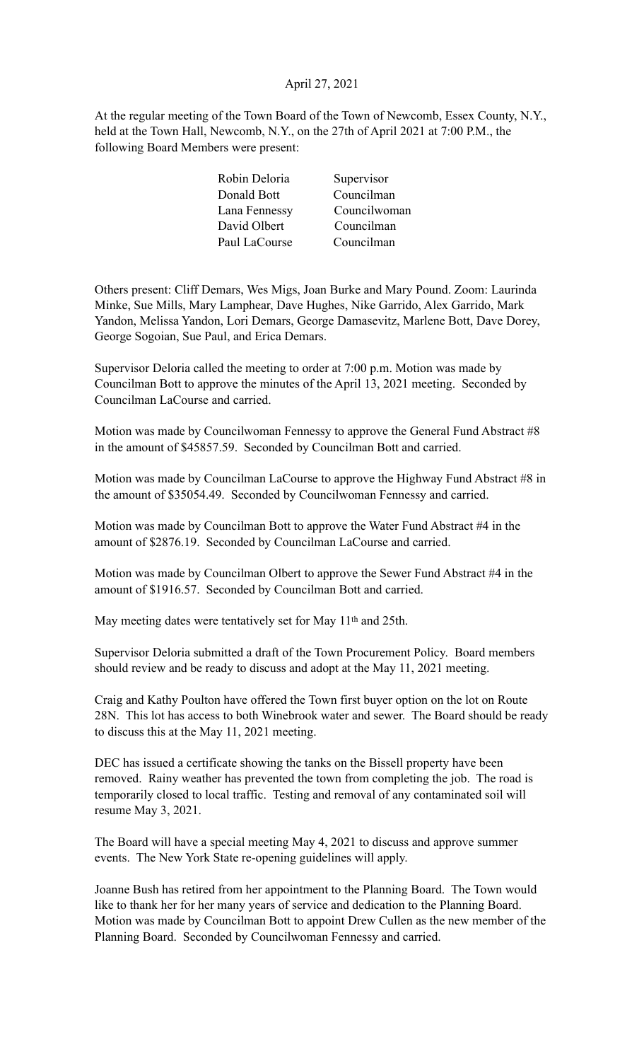April 27, 2021

At the regular meeting of the Town Board of the Town of Newcomb, Essex County, N.Y., held at the Town Hall, Newcomb, N.Y., on the 27th of April 2021 at 7:00 P.M., the following Board Members were present:

| | |
|---|---|
| Robin Deloria | Supervisor |
| Donald Bott | Councilman |
| Lana Fennessy | Councilwoman |
| David Olbert | Councilman |
| Paul LaCourse | Councilman |

Others present: Cliff Demars, Wes Migs, Joan Burke and Mary Pound. Zoom: Laurinda Minke, Sue Mills, Mary Lamphear, Dave Hughes, Nike Garrido, Alex Garrido, Mark Yandon, Melissa Yandon, Lori Demars, George Damasevitz, Marlene Bott, Dave Dorey, George Sogoian, Sue Paul, and Erica Demars.

Supervisor Deloria called the meeting to order at 7:00 p.m. Motion was made by Councilman Bott to approve the minutes of the April 13, 2021 meeting. Seconded by Councilman LaCourse and carried.

Motion was made by Councilwoman Fennessy to approve the General Fund Abstract #8 in the amount of $45857.59. Seconded by Councilman Bott and carried.

Motion was made by Councilman LaCourse to approve the Highway Fund Abstract #8 in the amount of $35054.49. Seconded by Councilwoman Fennessy and carried.

Motion was made by Councilman Bott to approve the Water Fund Abstract #4 in the amount of $2876.19. Seconded by Councilman LaCourse and carried.

Motion was made by Councilman Olbert to approve the Sewer Fund Abstract #4 in the amount of $1916.57. Seconded by Councilman Bott and carried.

May meeting dates were tentatively set for May 11th and 25th.

Supervisor Deloria submitted a draft of the Town Procurement Policy. Board members should review and be ready to discuss and adopt at the May 11, 2021 meeting.

Craig and Kathy Poulton have offered the Town first buyer option on the lot on Route 28N. This lot has access to both Winebrook water and sewer. The Board should be ready to discuss this at the May 11, 2021 meeting.

DEC has issued a certificate showing the tanks on the Bissell property have been removed. Rainy weather has prevented the town from completing the job. The road is temporarily closed to local traffic. Testing and removal of any contaminated soil will resume May 3, 2021.

The Board will have a special meeting May 4, 2021 to discuss and approve summer events. The New York State re-opening guidelines will apply.

Joanne Bush has retired from her appointment to the Planning Board. The Town would like to thank her for her many years of service and dedication to the Planning Board. Motion was made by Councilman Bott to appoint Drew Cullen as the new member of the Planning Board. Seconded by Councilwoman Fennessy and carried.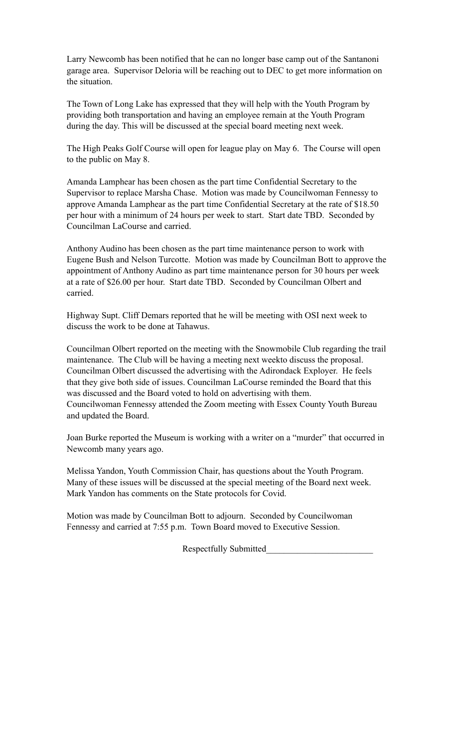Larry Newcomb has been notified that he can no longer base camp out of the Santanoni garage area. Supervisor Deloria will be reaching out to DEC to get more information on the situation.

The Town of Long Lake has expressed that they will help with the Youth Program by providing both transportation and having an employee remain at the Youth Program during the day. This will be discussed at the special board meeting next week.

The High Peaks Golf Course will open for league play on May 6. The Course will open to the public on May 8.

Amanda Lamphear has been chosen as the part time Confidential Secretary to the Supervisor to replace Marsha Chase. Motion was made by Councilwoman Fennessy to approve Amanda Lamphear as the part time Confidential Secretary at the rate of $18.50 per hour with a minimum of 24 hours per week to start. Start date TBD. Seconded by Councilman LaCourse and carried.

Anthony Audino has been chosen as the part time maintenance person to work with Eugene Bush and Nelson Turcotte. Motion was made by Councilman Bott to approve the appointment of Anthony Audino as part time maintenance person for 30 hours per week at a rate of $26.00 per hour. Start date TBD. Seconded by Councilman Olbert and carried.

Highway Supt. Cliff Demars reported that he will be meeting with OSI next week to discuss the work to be done at Tahawus.

Councilman Olbert reported on the meeting with the Snowmobile Club regarding the trail maintenance. The Club will be having a meeting next weekto discuss the proposal. Councilman Olbert discussed the advertising with the Adirondack Exployer. He feels that they give both side of issues. Councilman LaCourse reminded the Board that this was discussed and the Board voted to hold on advertising with them.
Councilwoman Fennessy attended the Zoom meeting with Essex County Youth Bureau and updated the Board.

Joan Burke reported the Museum is working with a writer on a "murder" that occurred in Newcomb many years ago.

Melissa Yandon, Youth Commission Chair, has questions about the Youth Program. Many of these issues will be discussed at the special meeting of the Board next week. Mark Yandon has comments on the State protocols for Covid.

Motion was made by Councilman Bott to adjourn. Seconded by Councilwoman Fennessy and carried at 7:55 p.m. Town Board moved to Executive Session.

Respectfully Submitted________________________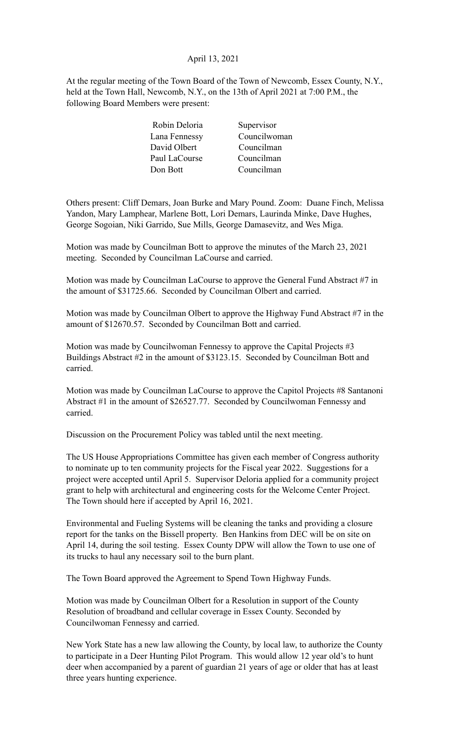April 13, 2021

At the regular meeting of the Town Board of the Town of Newcomb, Essex County, N.Y., held at the Town Hall, Newcomb, N.Y., on the 13th of April 2021 at 7:00 P.M., the following Board Members were present:

| | |
|---|---|
| Robin Deloria | Supervisor |
| Lana Fennessy | Councilwoman |
| David Olbert | Councilman |
| Paul LaCourse | Councilman |
| Don Bott | Councilman |

Others present: Cliff Demars, Joan Burke and Mary Pound. Zoom: Duane Finch, Melissa Yandon, Mary Lamphear, Marlene Bott, Lori Demars, Laurinda Minke, Dave Hughes, George Sogoian, Niki Garrido, Sue Mills, George Damasevitz, and Wes Miga.

Motion was made by Councilman Bott to approve the minutes of the March 23, 2021 meeting. Seconded by Councilman LaCourse and carried.

Motion was made by Councilman LaCourse to approve the General Fund Abstract #7 in the amount of $31725.66. Seconded by Councilman Olbert and carried.

Motion was made by Councilman Olbert to approve the Highway Fund Abstract #7 in the amount of $12670.57. Seconded by Councilman Bott and carried.

Motion was made by Councilwoman Fennessy to approve the Capital Projects #3 Buildings Abstract #2 in the amount of $3123.15. Seconded by Councilman Bott and carried.

Motion was made by Councilman LaCourse to approve the Capitol Projects #8 Santanoni Abstract #1 in the amount of $26527.77. Seconded by Councilwoman Fennessy and carried.

Discussion on the Procurement Policy was tabled until the next meeting.

The US House Appropriations Committee has given each member of Congress authority to nominate up to ten community projects for the Fiscal year 2022. Suggestions for a project were accepted until April 5. Supervisor Deloria applied for a community project grant to help with architectural and engineering costs for the Welcome Center Project. The Town should here if accepted by April 16, 2021.

Environmental and Fueling Systems will be cleaning the tanks and providing a closure report for the tanks on the Bissell property. Ben Hankins from DEC will be on site on April 14, during the soil testing. Essex County DPW will allow the Town to use one of its trucks to haul any necessary soil to the burn plant.

The Town Board approved the Agreement to Spend Town Highway Funds.

Motion was made by Councilman Olbert for a Resolution in support of the County Resolution of broadband and cellular coverage in Essex County. Seconded by Councilwoman Fennessy and carried.

New York State has a new law allowing the County, by local law, to authorize the County to participate in a Deer Hunting Pilot Program. This would allow 12 year old's to hunt deer when accompanied by a parent of guardian 21 years of age or older that has at least three years hunting experience.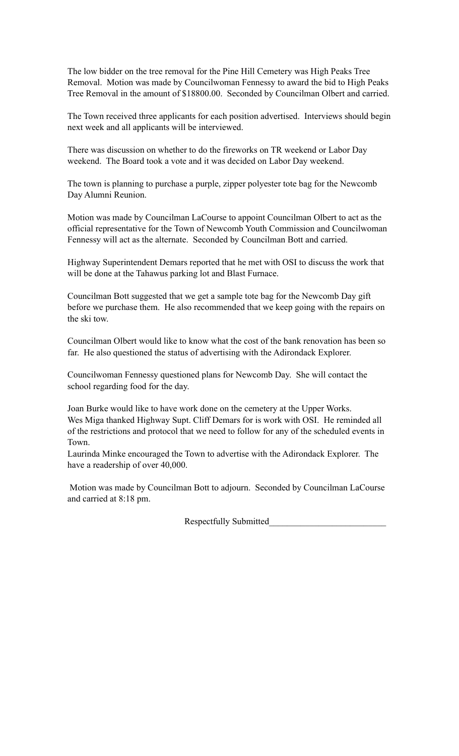The low bidder on the tree removal for the Pine Hill Cemetery was High Peaks Tree Removal. Motion was made by Councilwoman Fennessy to award the bid to High Peaks Tree Removal in the amount of $18800.00. Seconded by Councilman Olbert and carried.

The Town received three applicants for each position advertised. Interviews should begin next week and all applicants will be interviewed.

There was discussion on whether to do the fireworks on TR weekend or Labor Day weekend. The Board took a vote and it was decided on Labor Day weekend.

The town is planning to purchase a purple, zipper polyester tote bag for the Newcomb Day Alumni Reunion.

Motion was made by Councilman LaCourse to appoint Councilman Olbert to act as the official representative for the Town of Newcomb Youth Commission and Councilwoman Fennessy will act as the alternate. Seconded by Councilman Bott and carried.

Highway Superintendent Demars reported that he met with OSI to discuss the work that will be done at the Tahawus parking lot and Blast Furnace.

Councilman Bott suggested that we get a sample tote bag for the Newcomb Day gift before we purchase them. He also recommended that we keep going with the repairs on the ski tow.

Councilman Olbert would like to know what the cost of the bank renovation has been so far. He also questioned the status of advertising with the Adirondack Explorer.

Councilwoman Fennessy questioned plans for Newcomb Day. She will contact the school regarding food for the day.

Joan Burke would like to have work done on the cemetery at the Upper Works.
Wes Miga thanked Highway Supt. Cliff Demars for is work with OSI. He reminded all of the restrictions and protocol that we need to follow for any of the scheduled events in Town.
Laurinda Minke encouraged the Town to advertise with the Adirondack Explorer. The have a readership of over 40,000.

Motion was made by Councilman Bott to adjourn. Seconded by Councilman LaCourse and carried at 8:18 pm.

Respectfully Submitted_________________________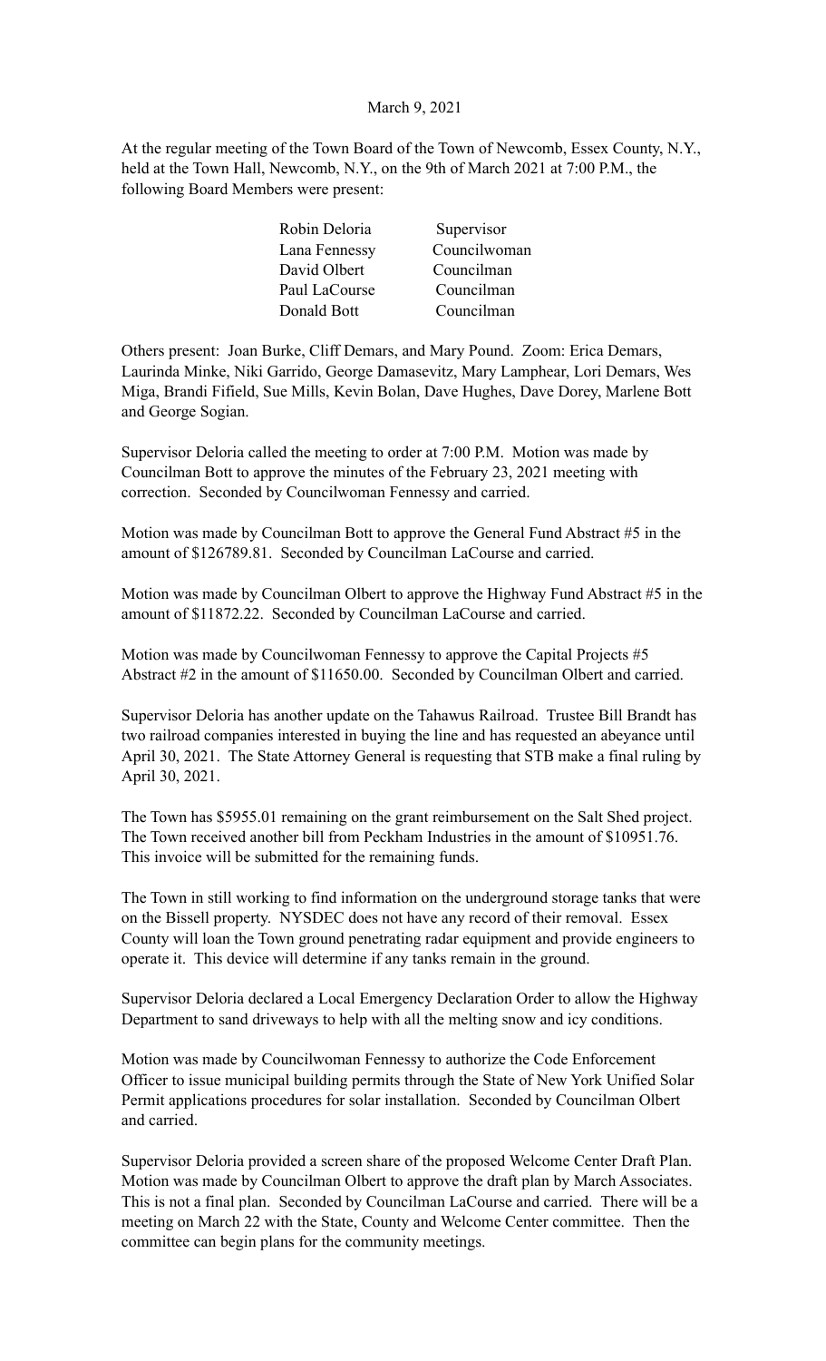March 9, 2021

At the regular meeting of the Town Board of the Town of Newcomb, Essex County, N.Y., held at the Town Hall, Newcomb, N.Y., on the 9th of March 2021 at 7:00 P.M., the following Board Members were present:

| | |
|---|---|
| Robin Deloria | Supervisor |
| Lana Fennessy | Councilwoman |
| David Olbert | Councilman |
| Paul LaCourse | Councilman |
| Donald Bott | Councilman |

Others present: Joan Burke, Cliff Demars, and Mary Pound. Zoom: Erica Demars, Laurinda Minke, Niki Garrido, George Damasevitz, Mary Lamphear, Lori Demars, Wes Miga, Brandi Fifield, Sue Mills, Kevin Bolan, Dave Hughes, Dave Dorey, Marlene Bott and George Sogian.

Supervisor Deloria called the meeting to order at 7:00 P.M. Motion was made by Councilman Bott to approve the minutes of the February 23, 2021 meeting with correction. Seconded by Councilwoman Fennessy and carried.

Motion was made by Councilman Bott to approve the General Fund Abstract #5 in the amount of $126789.81. Seconded by Councilman LaCourse and carried.

Motion was made by Councilman Olbert to approve the Highway Fund Abstract #5 in the amount of $11872.22. Seconded by Councilman LaCourse and carried.

Motion was made by Councilwoman Fennessy to approve the Capital Projects #5 Abstract #2 in the amount of $11650.00. Seconded by Councilman Olbert and carried.

Supervisor Deloria has another update on the Tahawus Railroad. Trustee Bill Brandt has two railroad companies interested in buying the line and has requested an abeyance until April 30, 2021. The State Attorney General is requesting that STB make a final ruling by April 30, 2021.

The Town has $5955.01 remaining on the grant reimbursement on the Salt Shed project. The Town received another bill from Peckham Industries in the amount of $10951.76. This invoice will be submitted for the remaining funds.

The Town in still working to find information on the underground storage tanks that were on the Bissell property. NYSDEC does not have any record of their removal. Essex County will loan the Town ground penetrating radar equipment and provide engineers to operate it. This device will determine if any tanks remain in the ground.

Supervisor Deloria declared a Local Emergency Declaration Order to allow the Highway Department to sand driveways to help with all the melting snow and icy conditions.

Motion was made by Councilwoman Fennessy to authorize the Code Enforcement Officer to issue municipal building permits through the State of New York Unified Solar Permit applications procedures for solar installation. Seconded by Councilman Olbert and carried.

Supervisor Deloria provided a screen share of the proposed Welcome Center Draft Plan. Motion was made by Councilman Olbert to approve the draft plan by March Associates. This is not a final plan. Seconded by Councilman LaCourse and carried. There will be a meeting on March 22 with the State, County and Welcome Center committee. Then the committee can begin plans for the community meetings.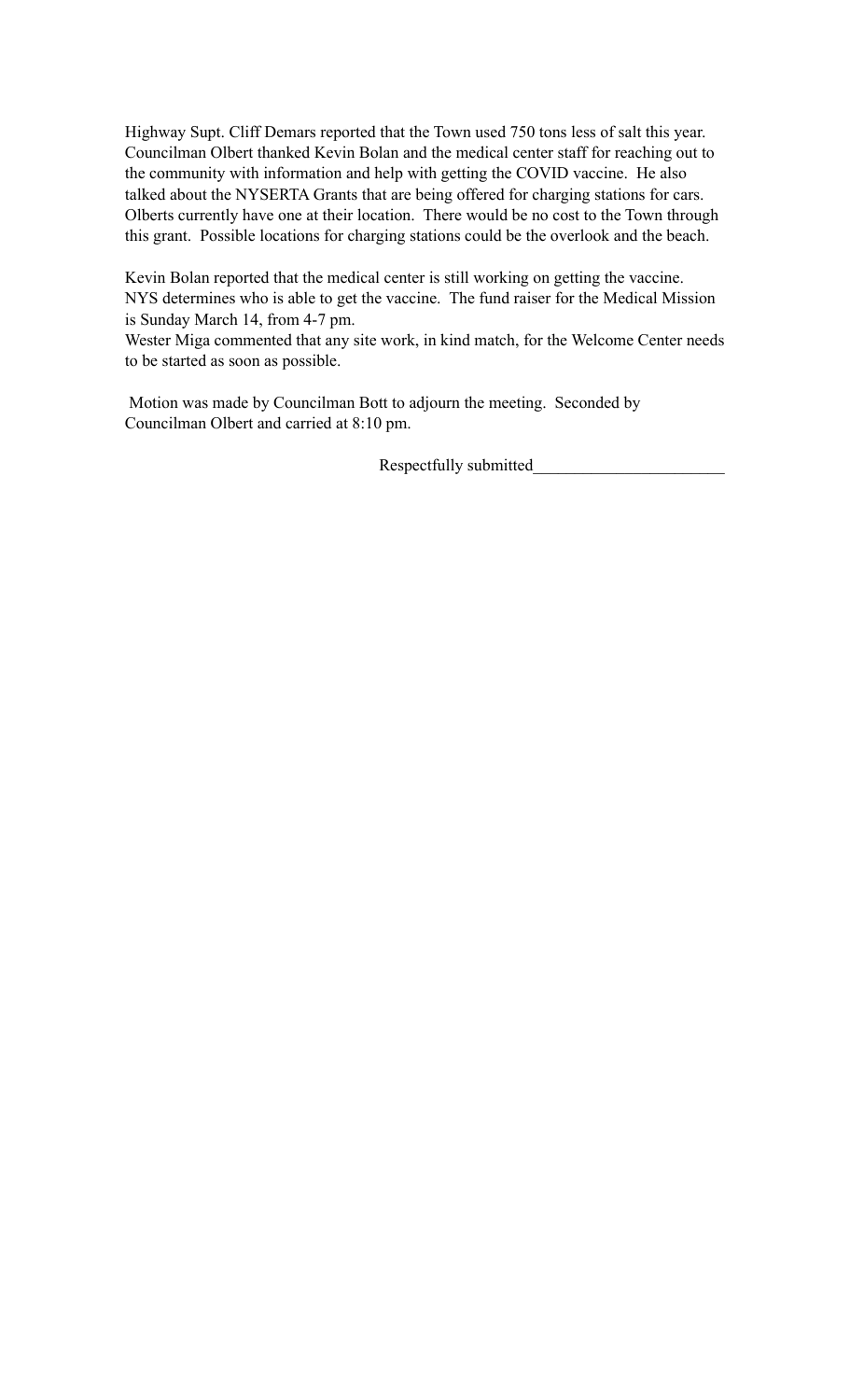Highway Supt. Cliff Demars reported that the Town used 750 tons less of salt this year. Councilman Olbert thanked Kevin Bolan and the medical center staff for reaching out to the community with information and help with getting the COVID vaccine. He also talked about the NYSERTA Grants that are being offered for charging stations for cars. Olberts currently have one at their location. There would be no cost to the Town through this grant. Possible locations for charging stations could be the overlook and the beach.

Kevin Bolan reported that the medical center is still working on getting the vaccine. NYS determines who is able to get the vaccine. The fund raiser for the Medical Mission is Sunday March 14, from 4-7 pm.
Wester Miga commented that any site work, in kind match, for the Welcome Center needs to be started as soon as possible.

Motion was made by Councilman Bott to adjourn the meeting. Seconded by Councilman Olbert and carried at 8:10 pm.

Respectfully submitted_______________________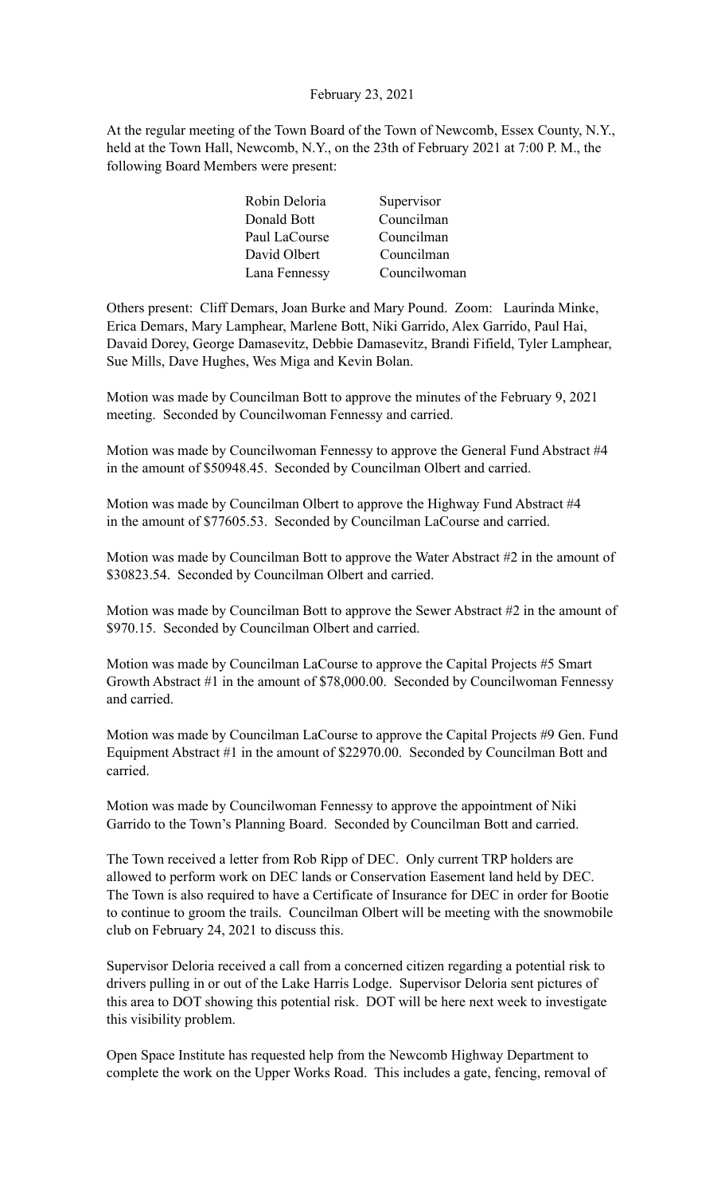February 23, 2021

At the regular meeting of the Town Board of the Town of Newcomb, Essex County, N.Y., held at the Town Hall, Newcomb, N.Y., on the 23th of February 2021 at 7:00 P. M., the following Board Members were present:

| | |
|---|---|
| Robin Deloria | Supervisor |
| Donald Bott | Councilman |
| Paul LaCourse | Councilman |
| David Olbert | Councilman |
| Lana Fennessy | Councilwoman |

Others present: Cliff Demars, Joan Burke and Mary Pound. Zoom: Laurinda Minke, Erica Demars, Mary Lamphear, Marlene Bott, Niki Garrido, Alex Garrido, Paul Hai, Davaid Dorey, George Damasevitz, Debbie Damasevitz, Brandi Fifield, Tyler Lamphear, Sue Mills, Dave Hughes, Wes Miga and Kevin Bolan.

Motion was made by Councilman Bott to approve the minutes of the February 9, 2021 meeting. Seconded by Councilwoman Fennessy and carried.

Motion was made by Councilwoman Fennessy to approve the General Fund Abstract #4 in the amount of $50948.45. Seconded by Councilman Olbert and carried.

Motion was made by Councilman Olbert to approve the Highway Fund Abstract #4 in the amount of $77605.53. Seconded by Councilman LaCourse and carried.

Motion was made by Councilman Bott to approve the Water Abstract #2 in the amount of $30823.54. Seconded by Councilman Olbert and carried.

Motion was made by Councilman Bott to approve the Sewer Abstract #2 in the amount of $970.15. Seconded by Councilman Olbert and carried.

Motion was made by Councilman LaCourse to approve the Capital Projects #5 Smart Growth Abstract #1 in the amount of $78,000.00. Seconded by Councilwoman Fennessy and carried.

Motion was made by Councilman LaCourse to approve the Capital Projects #9 Gen. Fund Equipment Abstract #1 in the amount of $22970.00. Seconded by Councilman Bott and carried.

Motion was made by Councilwoman Fennessy to approve the appointment of Niki Garrido to the Town's Planning Board. Seconded by Councilman Bott and carried.

The Town received a letter from Rob Ripp of DEC. Only current TRP holders are allowed to perform work on DEC lands or Conservation Easement land held by DEC. The Town is also required to have a Certificate of Insurance for DEC in order for Bootie to continue to groom the trails. Councilman Olbert will be meeting with the snowmobile club on February 24, 2021 to discuss this.

Supervisor Deloria received a call from a concerned citizen regarding a potential risk to drivers pulling in or out of the Lake Harris Lodge. Supervisor Deloria sent pictures of this area to DOT showing this potential risk. DOT will be here next week to investigate this visibility problem.

Open Space Institute has requested help from the Newcomb Highway Department to complete the work on the Upper Works Road. This includes a gate, fencing, removal of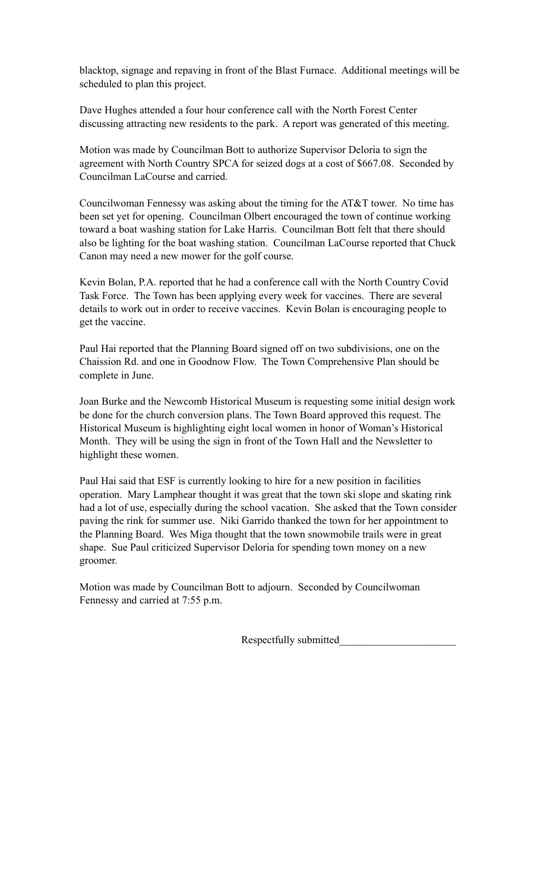blacktop, signage and repaving in front of the Blast Furnace. Additional meetings will be scheduled to plan this project.

Dave Hughes attended a four hour conference call with the North Forest Center discussing attracting new residents to the park. A report was generated of this meeting.

Motion was made by Councilman Bott to authorize Supervisor Deloria to sign the agreement with North Country SPCA for seized dogs at a cost of $667.08. Seconded by Councilman LaCourse and carried.

Councilwoman Fennessy was asking about the timing for the AT&T tower. No time has been set yet for opening. Councilman Olbert encouraged the town of continue working toward a boat washing station for Lake Harris. Councilman Bott felt that there should also be lighting for the boat washing station. Councilman LaCourse reported that Chuck Canon may need a new mower for the golf course.

Kevin Bolan, P.A. reported that he had a conference call with the North Country Covid Task Force. The Town has been applying every week for vaccines. There are several details to work out in order to receive vaccines. Kevin Bolan is encouraging people to get the vaccine.

Paul Hai reported that the Planning Board signed off on two subdivisions, one on the Chaission Rd. and one in Goodnow Flow. The Town Comprehensive Plan should be complete in June.

Joan Burke and the Newcomb Historical Museum is requesting some initial design work be done for the church conversion plans. The Town Board approved this request. The Historical Museum is highlighting eight local women in honor of Woman's Historical Month. They will be using the sign in front of the Town Hall and the Newsletter to highlight these women.

Paul Hai said that ESF is currently looking to hire for a new position in facilities operation. Mary Lamphear thought it was great that the town ski slope and skating rink had a lot of use, especially during the school vacation. She asked that the Town consider paving the rink for summer use. Niki Garrido thanked the town for her appointment to the Planning Board. Wes Miga thought that the town snowmobile trails were in great shape. Sue Paul criticized Supervisor Deloria for spending town money on a new groomer.

Motion was made by Councilman Bott to adjourn. Seconded by Councilwoman Fennessy and carried at 7:55 p.m.

Respectfully submitted______________________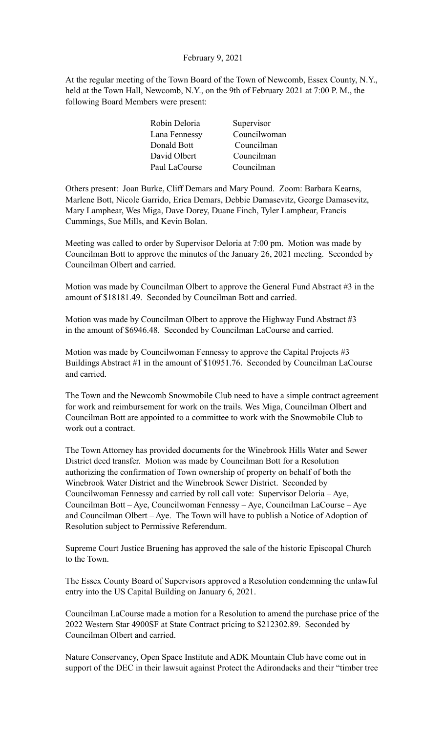February 9, 2021

At the regular meeting of the Town Board of the Town of Newcomb, Essex County, N.Y., held at the Town Hall, Newcomb, N.Y., on the 9th of February 2021 at 7:00 P. M., the following Board Members were present:

| | |
|---|---|
| Robin Deloria | Supervisor |
| Lana Fennessy | Councilwoman |
| Donald Bott | Councilman |
| David Olbert | Councilman |
| Paul LaCourse | Councilman |

Others present: Joan Burke, Cliff Demars and Mary Pound. Zoom: Barbara Kearns, Marlene Bott, Nicole Garrido, Erica Demars, Debbie Damasevitz, George Damasevitz, Mary Lamphear, Wes Miga, Dave Dorey, Duane Finch, Tyler Lamphear, Francis Cummings, Sue Mills, and Kevin Bolan.

Meeting was called to order by Supervisor Deloria at 7:00 pm. Motion was made by Councilman Bott to approve the minutes of the January 26, 2021 meeting. Seconded by Councilman Olbert and carried.

Motion was made by Councilman Olbert to approve the General Fund Abstract #3 in the amount of $18181.49. Seconded by Councilman Bott and carried.

Motion was made by Councilman Olbert to approve the Highway Fund Abstract #3 in the amount of $6946.48. Seconded by Councilman LaCourse and carried.

Motion was made by Councilwoman Fennessy to approve the Capital Projects #3 Buildings Abstract #1 in the amount of $10951.76. Seconded by Councilman LaCourse and carried.

The Town and the Newcomb Snowmobile Club need to have a simple contract agreement for work and reimbursement for work on the trails. Wes Miga, Councilman Olbert and Councilman Bott are appointed to a committee to work with the Snowmobile Club to work out a contract.

The Town Attorney has provided documents for the Winebrook Hills Water and Sewer District deed transfer. Motion was made by Councilman Bott for a Resolution authorizing the confirmation of Town ownership of property on behalf of both the Winebrook Water District and the Winebrook Sewer District. Seconded by Councilwoman Fennessy and carried by roll call vote: Supervisor Deloria – Aye, Councilman Bott – Aye, Councilwoman Fennessy – Aye, Councilman LaCourse – Aye and Councilman Olbert – Aye. The Town will have to publish a Notice of Adoption of Resolution subject to Permissive Referendum.

Supreme Court Justice Bruening has approved the sale of the historic Episcopal Church to the Town.

The Essex County Board of Supervisors approved a Resolution condemning the unlawful entry into the US Capital Building on January 6, 2021.

Councilman LaCourse made a motion for a Resolution to amend the purchase price of the 2022 Western Star 4900SF at State Contract pricing to $212302.89. Seconded by Councilman Olbert and carried.

Nature Conservancy, Open Space Institute and ADK Mountain Club have come out in support of the DEC in their lawsuit against Protect the Adirondacks and their "timber tree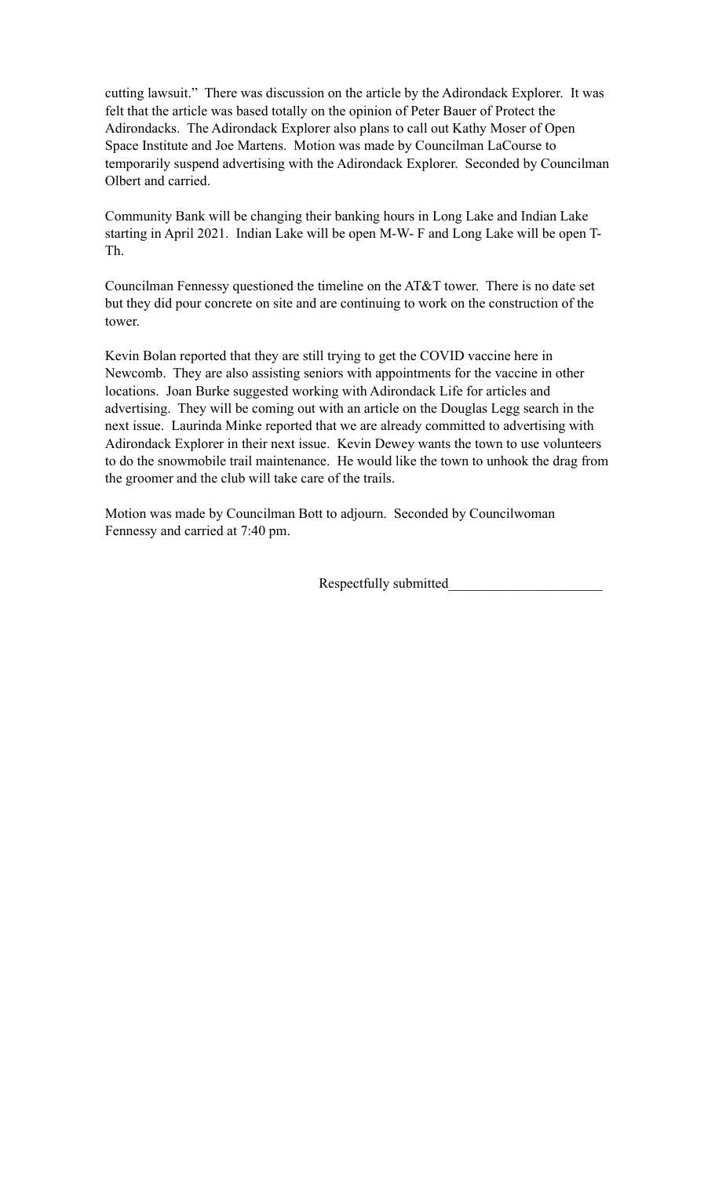cutting lawsuit." There was discussion on the article by the Adirondack Explorer. It was felt that the article was based totally on the opinion of Peter Bauer of Protect the Adirondacks. The Adirondack Explorer also plans to call out Kathy Moser of Open Space Institute and Joe Martens. Motion was made by Councilman LaCourse to temporarily suspend advertising with the Adirondack Explorer. Seconded by Councilman Olbert and carried.

Community Bank will be changing their banking hours in Long Lake and Indian Lake starting in April 2021. Indian Lake will be open M-W- F and Long Lake will be open T-Th.

Councilman Fennessy questioned the timeline on the AT&T tower. There is no date set but they did pour concrete on site and are continuing to work on the construction of the tower.

Kevin Bolan reported that they are still trying to get the COVID vaccine here in Newcomb. They are also assisting seniors with appointments for the vaccine in other locations. Joan Burke suggested working with Adirondack Life for articles and advertising. They will be coming out with an article on the Douglas Legg search in the next issue. Laurinda Minke reported that we are already committed to advertising with Adirondack Explorer in their next issue. Kevin Dewey wants the town to use volunteers to do the snowmobile trail maintenance. He would like the town to unhook the drag from the groomer and the club will take care of the trails.

Motion was made by Councilman Bott to adjourn. Seconded by Councilwoman Fennessy and carried at 7:40 pm.

Respectfully submitted______________________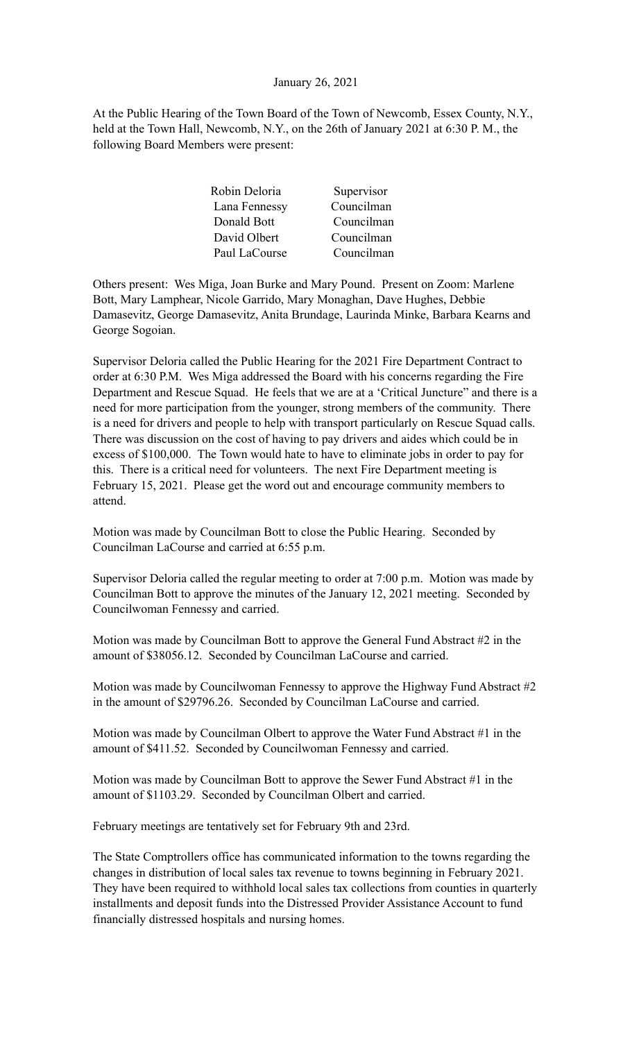January 26, 2021

At the Public Hearing of the Town Board of the Town of Newcomb, Essex County, N.Y., held at the Town Hall, Newcomb, N.Y., on the 26th of January 2021 at 6:30 P. M., the following Board Members were present:

| | |
|---|---|
| Robin Deloria | Supervisor |
| Lana Fennessy | Councilman |
| Donald Bott | Councilman |
| David Olbert | Councilman |
| Paul LaCourse | Councilman |

Others present: Wes Miga, Joan Burke and Mary Pound. Present on Zoom: Marlene Bott, Mary Lamphear, Nicole Garrido, Mary Monaghan, Dave Hughes, Debbie Damasevitz, George Damasevitz, Anita Brundage, Laurinda Minke, Barbara Kearns and George Sogoian.

Supervisor Deloria called the Public Hearing for the 2021 Fire Department Contract to order at 6:30 P.M. Wes Miga addressed the Board with his concerns regarding the Fire Department and Rescue Squad. He feels that we are at a 'Critical Juncture" and there is a need for more participation from the younger, strong members of the community. There is a need for drivers and people to help with transport particularly on Rescue Squad calls. There was discussion on the cost of having to pay drivers and aides which could be in excess of $100,000. The Town would hate to have to eliminate jobs in order to pay for this. There is a critical need for volunteers. The next Fire Department meeting is February 15, 2021. Please get the word out and encourage community members to attend.

Motion was made by Councilman Bott to close the Public Hearing. Seconded by Councilman LaCourse and carried at 6:55 p.m.

Supervisor Deloria called the regular meeting to order at 7:00 p.m. Motion was made by Councilman Bott to approve the minutes of the January 12, 2021 meeting. Seconded by Councilwoman Fennessy and carried.

Motion was made by Councilman Bott to approve the General Fund Abstract #2 in the amount of $38056.12. Seconded by Councilman LaCourse and carried.

Motion was made by Councilwoman Fennessy to approve the Highway Fund Abstract #2 in the amount of $29796.26. Seconded by Councilman LaCourse and carried.

Motion was made by Councilman Olbert to approve the Water Fund Abstract #1 in the amount of $411.52. Seconded by Councilwoman Fennessy and carried.

Motion was made by Councilman Bott to approve the Sewer Fund Abstract #1 in the amount of $1103.29. Seconded by Councilman Olbert and carried.

February meetings are tentatively set for February 9th and 23rd.

The State Comptrollers office has communicated information to the towns regarding the changes in distribution of local sales tax revenue to towns beginning in February 2021. They have been required to withhold local sales tax collections from counties in quarterly installments and deposit funds into the Distressed Provider Assistance Account to fund financially distressed hospitals and nursing homes.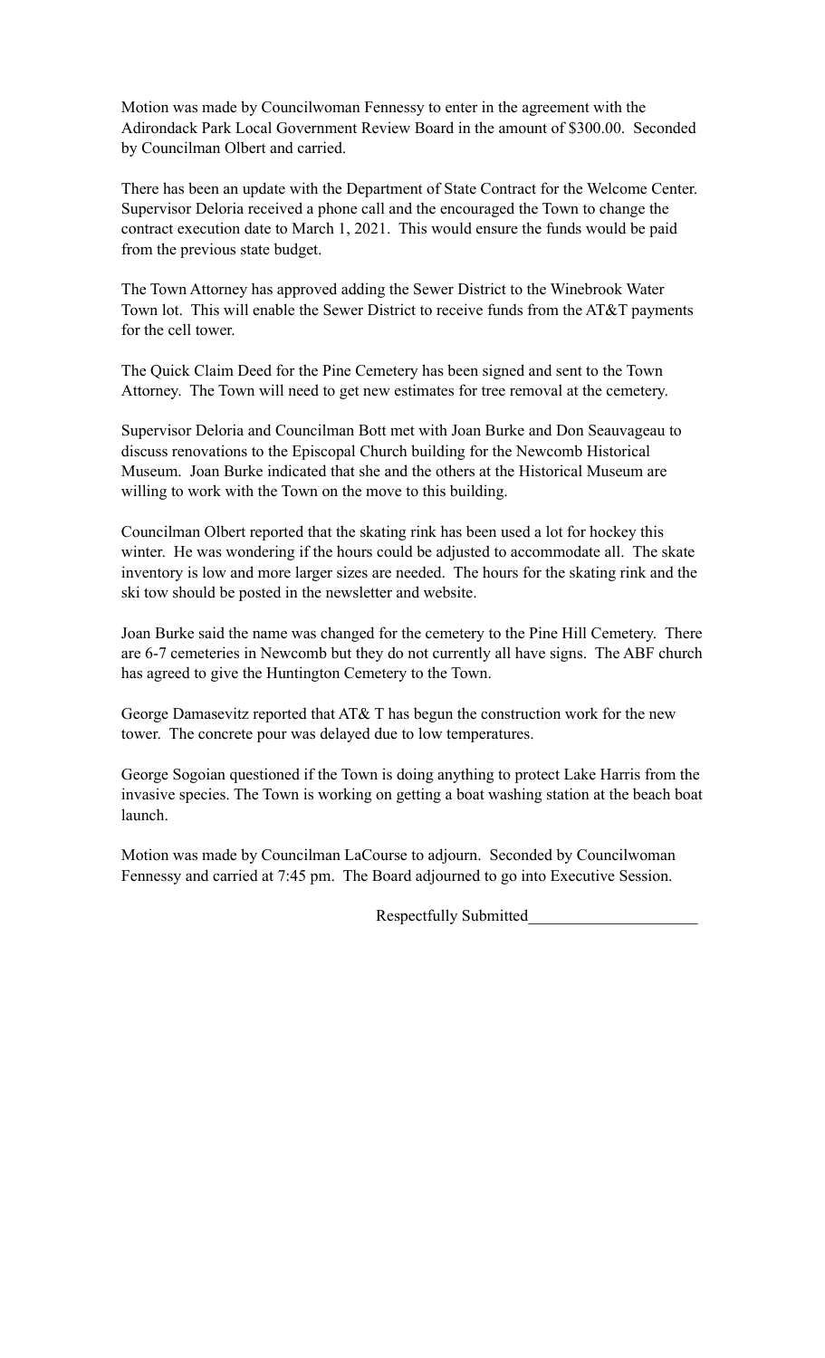Motion was made by Councilwoman Fennessy to enter in the agreement with the Adirondack Park Local Government Review Board in the amount of $300.00. Seconded by Councilman Olbert and carried.

There has been an update with the Department of State Contract for the Welcome Center. Supervisor Deloria received a phone call and the encouraged the Town to change the contract execution date to March 1, 2021. This would ensure the funds would be paid from the previous state budget.

The Town Attorney has approved adding the Sewer District to the Winebrook Water Town lot. This will enable the Sewer District to receive funds from the AT&T payments for the cell tower.

The Quick Claim Deed for the Pine Cemetery has been signed and sent to the Town Attorney. The Town will need to get new estimates for tree removal at the cemetery.

Supervisor Deloria and Councilman Bott met with Joan Burke and Don Seauvageau to discuss renovations to the Episcopal Church building for the Newcomb Historical Museum. Joan Burke indicated that she and the others at the Historical Museum are willing to work with the Town on the move to this building.

Councilman Olbert reported that the skating rink has been used a lot for hockey this winter. He was wondering if the hours could be adjusted to accommodate all. The skate inventory is low and more larger sizes are needed. The hours for the skating rink and the ski tow should be posted in the newsletter and website.

Joan Burke said the name was changed for the cemetery to the Pine Hill Cemetery. There are 6-7 cemeteries in Newcomb but they do not currently all have signs. The ABF church has agreed to give the Huntington Cemetery to the Town.

George Damasevitz reported that AT& T has begun the construction work for the new tower. The concrete pour was delayed due to low temperatures.

George Sogoian questioned if the Town is doing anything to protect Lake Harris from the invasive species. The Town is working on getting a boat washing station at the beach boat launch.

Motion was made by Councilman LaCourse to adjourn. Seconded by Councilwoman Fennessy and carried at 7:45 pm. The Board adjourned to go into Executive Session.

Respectfully Submitted_____________________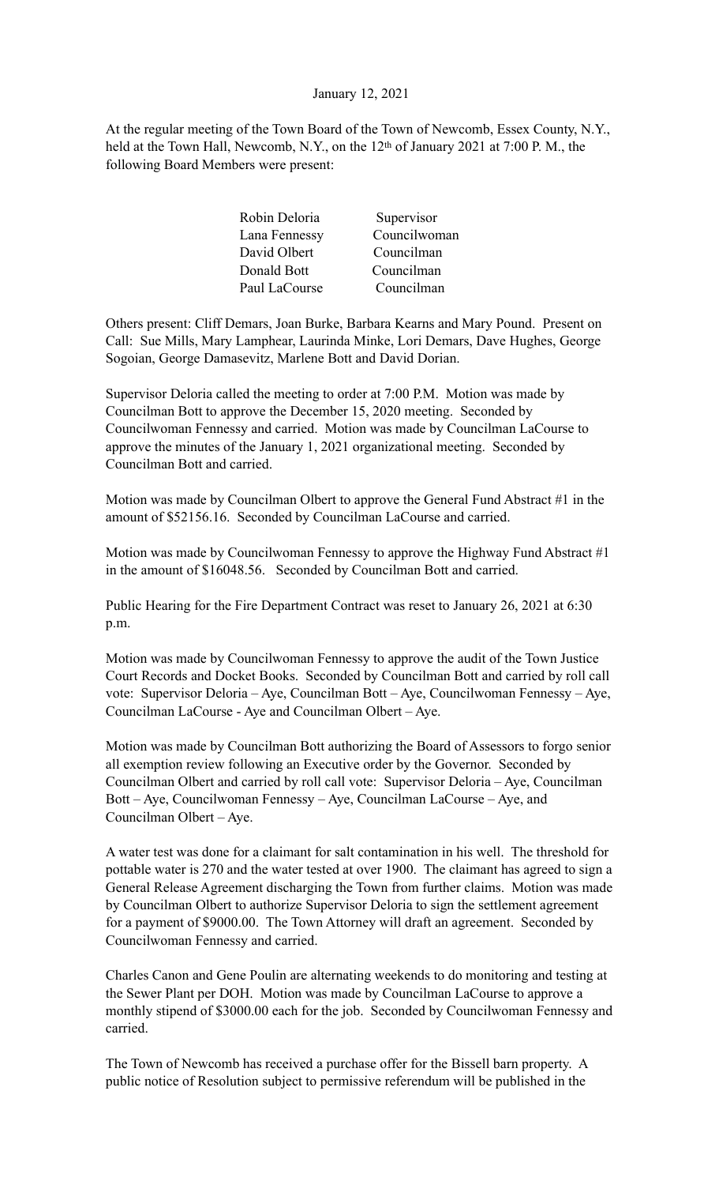January 12, 2021

At the regular meeting of the Town Board of the Town of Newcomb, Essex County, N.Y., held at the Town Hall, Newcomb, N.Y., on the 12th of January 2021 at 7:00 P. M., the following Board Members were present:

| | |
|---|---|
| Robin Deloria | Supervisor |
| Lana Fennessy | Councilwoman |
| David Olbert | Councilman |
| Donald Bott | Councilman |
| Paul LaCourse | Councilman |

Others present: Cliff Demars, Joan Burke, Barbara Kearns and Mary Pound. Present on Call: Sue Mills, Mary Lamphear, Laurinda Minke, Lori Demars, Dave Hughes, George Sogoian, George Damasevitz, Marlene Bott and David Dorian.

Supervisor Deloria called the meeting to order at 7:00 P.M. Motion was made by Councilman Bott to approve the December 15, 2020 meeting. Seconded by Councilwoman Fennessy and carried. Motion was made by Councilman LaCourse to approve the minutes of the January 1, 2021 organizational meeting. Seconded by Councilman Bott and carried.

Motion was made by Councilman Olbert to approve the General Fund Abstract #1 in the amount of $52156.16. Seconded by Councilman LaCourse and carried.

Motion was made by Councilwoman Fennessy to approve the Highway Fund Abstract #1 in the amount of $16048.56. Seconded by Councilman Bott and carried.

Public Hearing for the Fire Department Contract was reset to January 26, 2021 at 6:30 p.m.

Motion was made by Councilwoman Fennessy to approve the audit of the Town Justice Court Records and Docket Books. Seconded by Councilman Bott and carried by roll call vote: Supervisor Deloria – Aye, Councilman Bott – Aye, Councilwoman Fennessy – Aye, Councilman LaCourse - Aye and Councilman Olbert – Aye.

Motion was made by Councilman Bott authorizing the Board of Assessors to forgo senior all exemption review following an Executive order by the Governor. Seconded by Councilman Olbert and carried by roll call vote: Supervisor Deloria – Aye, Councilman Bott – Aye, Councilwoman Fennessy – Aye, Councilman LaCourse – Aye, and Councilman Olbert – Aye.

A water test was done for a claimant for salt contamination in his well. The threshold for pottable water is 270 and the water tested at over 1900. The claimant has agreed to sign a General Release Agreement discharging the Town from further claims. Motion was made by Councilman Olbert to authorize Supervisor Deloria to sign the settlement agreement for a payment of $9000.00. The Town Attorney will draft an agreement. Seconded by Councilwoman Fennessy and carried.

Charles Canon and Gene Poulin are alternating weekends to do monitoring and testing at the Sewer Plant per DOH. Motion was made by Councilman LaCourse to approve a monthly stipend of $3000.00 each for the job. Seconded by Councilwoman Fennessy and carried.

The Town of Newcomb has received a purchase offer for the Bissell barn property. A public notice of Resolution subject to permissive referendum will be published in the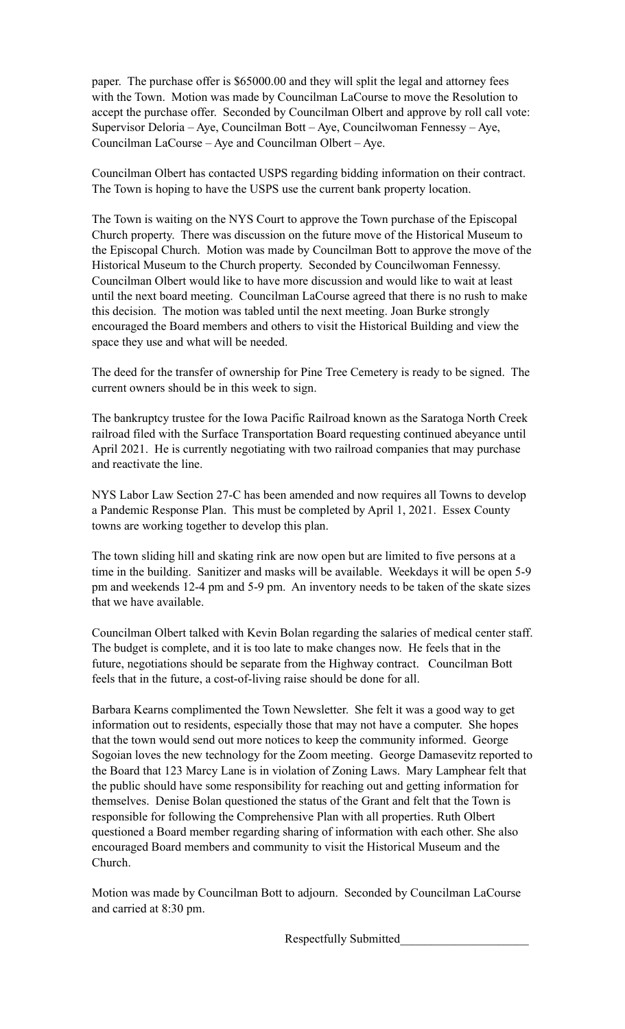paper. The purchase offer is $65000.00 and they will split the legal and attorney fees with the Town. Motion was made by Councilman LaCourse to move the Resolution to accept the purchase offer. Seconded by Councilman Olbert and approve by roll call vote: Supervisor Deloria – Aye, Councilman Bott – Aye, Councilwoman Fennessy – Aye, Councilman LaCourse – Aye and Councilman Olbert – Aye.

Councilman Olbert has contacted USPS regarding bidding information on their contract. The Town is hoping to have the USPS use the current bank property location.

The Town is waiting on the NYS Court to approve the Town purchase of the Episcopal Church property. There was discussion on the future move of the Historical Museum to the Episcopal Church. Motion was made by Councilman Bott to approve the move of the Historical Museum to the Church property. Seconded by Councilwoman Fennessy. Councilman Olbert would like to have more discussion and would like to wait at least until the next board meeting. Councilman LaCourse agreed that there is no rush to make this decision. The motion was tabled until the next meeting. Joan Burke strongly encouraged the Board members and others to visit the Historical Building and view the space they use and what will be needed.

The deed for the transfer of ownership for Pine Tree Cemetery is ready to be signed. The current owners should be in this week to sign.

The bankruptcy trustee for the Iowa Pacific Railroad known as the Saratoga North Creek railroad filed with the Surface Transportation Board requesting continued abeyance until April 2021. He is currently negotiating with two railroad companies that may purchase and reactivate the line.

NYS Labor Law Section 27-C has been amended and now requires all Towns to develop a Pandemic Response Plan. This must be completed by April 1, 2021. Essex County towns are working together to develop this plan.

The town sliding hill and skating rink are now open but are limited to five persons at a time in the building. Sanitizer and masks will be available. Weekdays it will be open 5-9 pm and weekends 12-4 pm and 5-9 pm. An inventory needs to be taken of the skate sizes that we have available.

Councilman Olbert talked with Kevin Bolan regarding the salaries of medical center staff. The budget is complete, and it is too late to make changes now. He feels that in the future, negotiations should be separate from the Highway contract. Councilman Bott feels that in the future, a cost-of-living raise should be done for all.

Barbara Kearns complimented the Town Newsletter. She felt it was a good way to get information out to residents, especially those that may not have a computer. She hopes that the town would send out more notices to keep the community informed. George Sogoian loves the new technology for the Zoom meeting. George Damasevitz reported to the Board that 123 Marcy Lane is in violation of Zoning Laws. Mary Lamphear felt that the public should have some responsibility for reaching out and getting information for themselves. Denise Bolan questioned the status of the Grant and felt that the Town is responsible for following the Comprehensive Plan with all properties. Ruth Olbert questioned a Board member regarding sharing of information with each other. She also encouraged Board members and community to visit the Historical Museum and the Church.

Motion was made by Councilman Bott to adjourn. Seconded by Councilman LaCourse and carried at 8:30 pm.

Respectfully Submitted_____________________